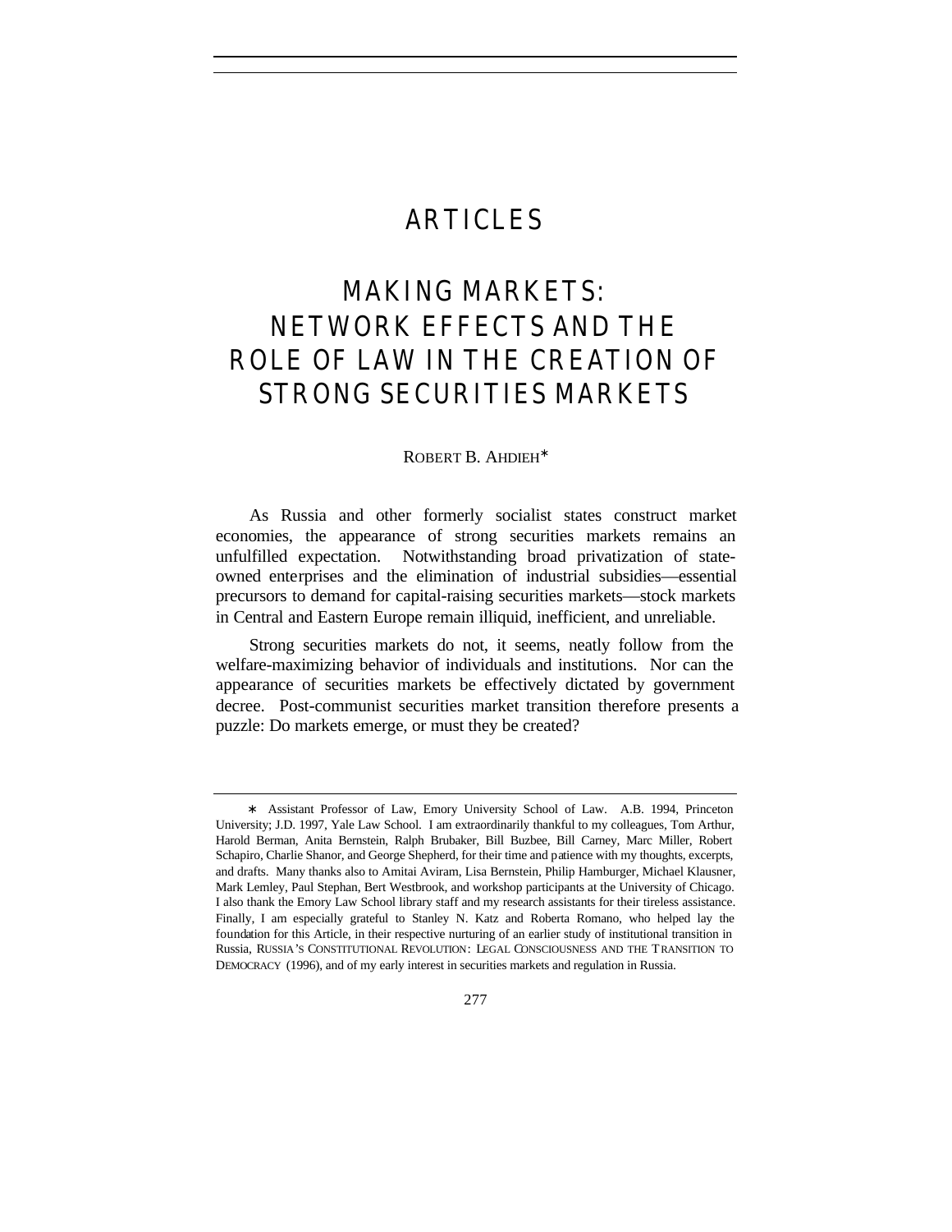# ARTICLES

# MAKING MARKETS: NETWORK EFFECTS AND THE ROLE OF LAW IN THE CREATION OF STRONG SECURITIES MARKETS

ROBERT B. AHDIEH*

As Russia and other formerly socialist states construct market economies, the appearance of strong securities markets remains an unfulfilled expectation. Notwithstanding broad privatization of state-owned enterprises and the elimination of industrial subsidies—essential precursors to demand for capital-raising securities markets—stock markets in Central and Eastern Europe remain illiquid, inefficient, and unreliable.

Strong securities markets do not, it seems, neatly follow from the welfare-maximizing behavior of individuals and institutions. Nor can the appearance of securities markets be effectively dictated by government decree. Post-communist securities market transition therefore presents a puzzle: Do markets emerge, or must they be created?

---

\* Assistant Professor of Law, Emory University School of Law. A.B. 1994, Princeton University; J.D. 1997, Yale Law School. I am extraordinarily thankful to my colleagues, Tom Arthur, Harold Berman, Anita Bernstein, Ralph Brubaker, Bill Buzbee, Bill Carney, Marc Miller, Robert Schapiro, Charlie Shanor, and George Shepherd, for their time and patience with my thoughts, excerpts, and drafts. Many thanks also to Amitai Aviram, Lisa Bernstein, Philip Hamburger, Michael Klausner, Mark Lemley, Paul Stephan, Bert Westbrook, and workshop participants at the University of Chicago. I also thank the Emory Law School library staff and my research assistants for their tireless assistance. Finally, I am especially grateful to Stanley N. Katz and Roberta Romano, who helped lay the foundation for this Article, in their respective nurturing of an earlier study of institutional transition in Russia, RUSSIA'S CONSTITUTIONAL REVOLUTION: LEGAL CONSCIOUSNESS AND THE TRANSITION TO DEMOCRACY (1996), and of my early interest in securities markets and regulation in Russia.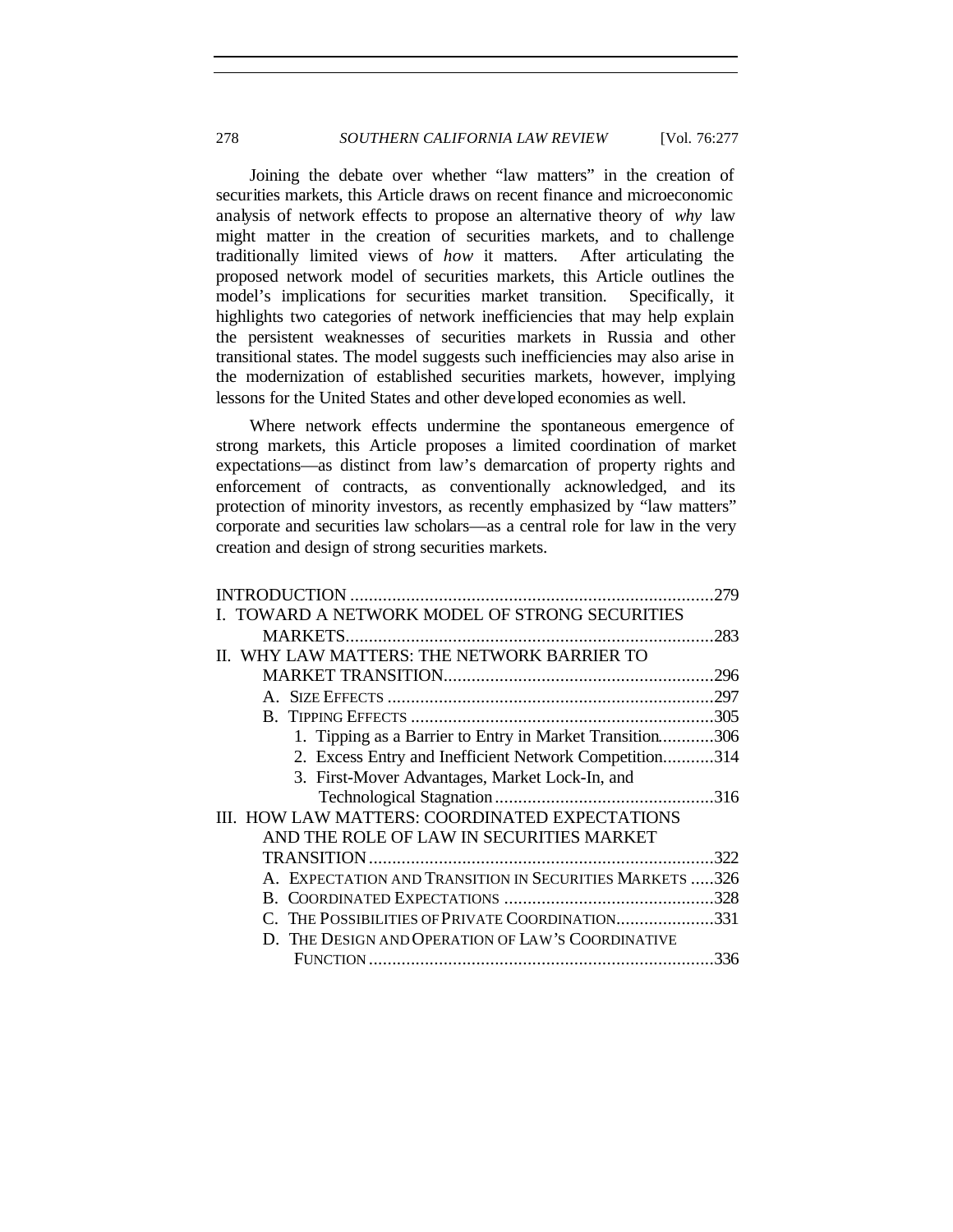Joining the debate over whether "law matters" in the creation of securities markets, this Article draws on recent finance and microeconomic analysis of network effects to propose an alternative theory of *why* law might matter in the creation of securities markets, and to challenge traditionally limited views of *how* it matters. After articulating the proposed network model of securities markets, this Article outlines the model's implications for securities market transition. Specifically, it highlights two categories of network inefficiencies that may help explain the persistent weaknesses of securities markets in Russia and other transitional states. The model suggests such inefficiencies may also arise in the modernization of established securities markets, however, implying lessons for the United States and other developed economies as well.

Where network effects undermine the spontaneous emergence of strong markets, this Article proposes a limited coordination of market expectations—as distinct from law's demarcation of property rights and enforcement of contracts, as conventionally acknowledged, and its protection of minority investors, as recently emphasized by "law matters" corporate and securities law scholars—as a central role for law in the very creation and design of strong securities markets.

INTRODUCTION ..... 279

I. TOWARD A NETWORK MODEL OF STRONG SECURITIES MARKETS ..... 283

II. WHY LAW MATTERS: THE NETWORK BARRIER TO MARKET TRANSITION ..... 296

- A. SIZE EFFECTS ..... 297
- B. TIPPING EFFECTS ..... 305
  1. Tipping as a Barrier to Entry in Market Transition ..... 306
  2. Excess Entry and Inefficient Network Competition ..... 314
  3. First-Mover Advantages, Market Lock-In, and Technological Stagnation ..... 316

III. HOW LAW MATTERS: COORDINATED EXPECTATIONS AND THE ROLE OF LAW IN SECURITIES MARKET TRANSITION ..... 322

- A. EXPECTATION AND TRANSITION IN SECURITIES MARKETS ..... 326
- B. COORDINATED EXPECTATIONS ..... 328
- C. THE POSSIBILITIES OF PRIVATE COORDINATION ..... 331
- D. THE DESIGN AND OPERATION OF LAW'S COORDINATIVE FUNCTION ..... 336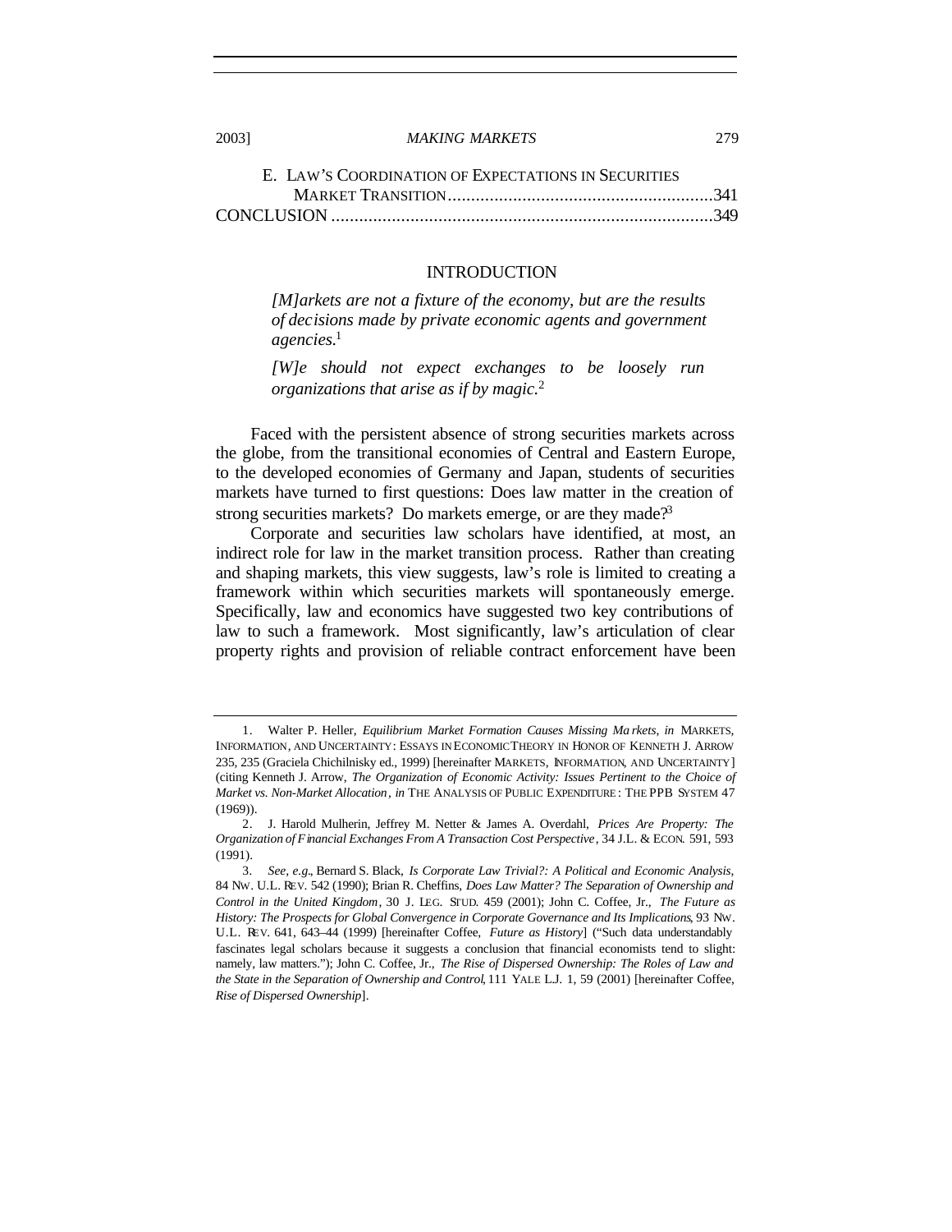E. LAW'S COORDINATION OF EXPECTATIONS IN SECURITIES MARKET TRANSITION .........................................................341

CONCLUSION ..................................................................................349

## INTRODUCTION

> *[M]arkets are not a fixture of the economy, but are the results of decisions made by private economic agents and government agencies.*[1]
>
> *[W]e should not expect exchanges to be loosely run organizations that arise as if by magic.*[2]

Faced with the persistent absence of strong securities markets across the globe, from the transitional economies of Central and Eastern Europe, to the developed economies of Germany and Japan, students of securities markets have turned to first questions: Does law matter in the creation of strong securities markets? Do markets emerge, or are they made?[3]

Corporate and securities law scholars have identified, at most, an indirect role for law in the market transition process. Rather than creating and shaping markets, this view suggests, law's role is limited to creating a framework within which securities markets will spontaneously emerge. Specifically, law and economics have suggested two key contributions of law to such a framework. Most significantly, law's articulation of clear property rights and provision of reliable contract enforcement have been

---

1. Walter P. Heller, *Equilibrium Market Formation Causes Missing Markets*, *in* MARKETS, INFORMATION, AND UNCERTAINTY: ESSAYS IN ECONOMIC THEORY IN HONOR OF KENNETH J. ARROW 235, 235 (Graciela Chichilnisky ed., 1999) [hereinafter MARKETS, INFORMATION, AND UNCERTAINTY] (citing Kenneth J. Arrow, *The Organization of Economic Activity: Issues Pertinent to the Choice of Market vs. Non-Market Allocation*, *in* THE ANALYSIS OF PUBLIC EXPENDITURE: THE PPB SYSTEM 47 (1969)).

2. J. Harold Mulherin, Jeffrey M. Netter & James A. Overdahl, *Prices Are Property: The Organization of Financial Exchanges From A Transaction Cost Perspective*, 34 J.L. & ECON. 591, 593 (1991).

3. *See, e.g.*, Bernard S. Black, *Is Corporate Law Trivial?: A Political and Economic Analysis*, 84 NW. U.L. REV. 542 (1990); Brian R. Cheffins, *Does Law Matter? The Separation of Ownership and Control in the United Kingdom*, 30 J. LEG. STUD. 459 (2001); John C. Coffee, Jr., *The Future as History: The Prospects for Global Convergence in Corporate Governance and Its Implications*, 93 NW. U.L. REV. 641, 643–44 (1999) [hereinafter Coffee, *Future as History*] ("Such data understandably fascinates legal scholars because it suggests a conclusion that financial economists tend to slight: namely, law matters."); John C. Coffee, Jr., *The Rise of Dispersed Ownership: The Roles of Law and the State in the Separation of Ownership and Control*, 111 YALE L.J. 1, 59 (2001) [hereinafter Coffee, *Rise of Dispersed Ownership*].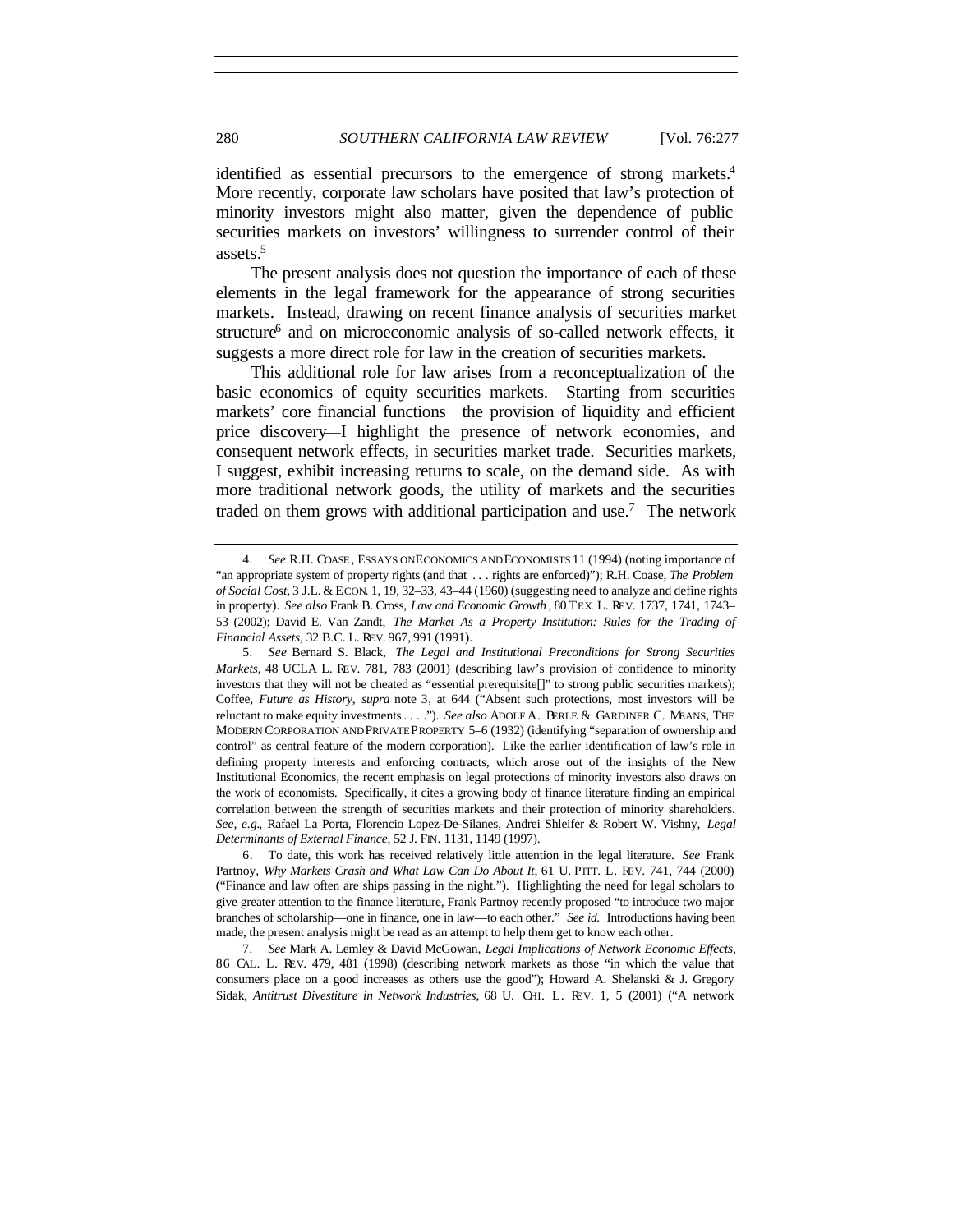identified as essential precursors to the emergence of strong markets.[4] More recently, corporate law scholars have posited that law's protection of minority investors might also matter, given the dependence of public securities markets on investors' willingness to surrender control of their assets.[5]

The present analysis does not question the importance of each of these elements in the legal framework for the appearance of strong securities markets. Instead, drawing on recent finance analysis of securities market structure[6] and on microeconomic analysis of so-called network effects, it suggests a more direct role for law in the creation of securities markets.

This additional role for law arises from a reconceptualization of the basic economics of equity securities markets. Starting from securities markets' core financial functions the provision of liquidity and efficient price discovery—I highlight the presence of network economies, and consequent network effects, in securities market trade. Securities markets, I suggest, exhibit increasing returns to scale, on the demand side. As with more traditional network goods, the utility of markets and the securities traded on them grows with additional participation and use.[7] The network

---

4. *See* R.H. COASE, ESSAYS ON ECONOMICS AND ECONOMISTS 11 (1994) (noting importance of "an appropriate system of property rights (and that . . . rights are enforced)"); R.H. Coase, *The Problem of Social Cost*, 3 J.L. & ECON. 1, 19, 32–33, 43–44 (1960) (suggesting need to analyze and define rights in property). *See also* Frank B. Cross, *Law and Economic Growth*, 80 TEX. L. REV. 1737, 1741, 1743–53 (2002); David E. Van Zandt, *The Market As a Property Institution: Rules for the Trading of Financial Assets*, 32 B.C. L. REV. 967, 991 (1991).

5. *See* Bernard S. Black, *The Legal and Institutional Preconditions for Strong Securities Markets*, 48 UCLA L. REV. 781, 783 (2001) (describing law's provision of confidence to minority investors that they will not be cheated as "essential prerequisite[]" to strong public securities markets); Coffee, *Future as History*, *supra* note 3, at 644 ("Absent such protections, most investors will be reluctant to make equity investments . . . ."). *See also* ADOLF A. BERLE & GARDINER C. MEANS, THE MODERN CORPORATION AND PRIVATE PROPERTY 5–6 (1932) (identifying "separation of ownership and control" as central feature of the modern corporation). Like the earlier identification of law's role in defining property interests and enforcing contracts, which arose out of the insights of the New Institutional Economics, the recent emphasis on legal protections of minority investors also draws on the work of economists. Specifically, it cites a growing body of finance literature finding an empirical correlation between the strength of securities markets and their protection of minority shareholders. *See, e.g.*, Rafael La Porta, Florencio Lopez-De-Silanes, Andrei Shleifer & Robert W. Vishny, *Legal Determinants of External Finance*, 52 J. FIN. 1131, 1149 (1997).

6. To date, this work has received relatively little attention in the legal literature. *See* Frank Partnoy, *Why Markets Crash and What Law Can Do About It*, 61 U. PITT. L. REV. 741, 744 (2000) ("Finance and law often are ships passing in the night."). Highlighting the need for legal scholars to give greater attention to the finance literature, Frank Partnoy recently proposed "to introduce two major branches of scholarship—one in finance, one in law—to each other." *See id.* Introductions having been made, the present analysis might be read as an attempt to help them get to know each other.

7. *See* Mark A. Lemley & David McGowan, *Legal Implications of Network Economic Effects*, 86 CAL. L. REV. 479, 481 (1998) (describing network markets as those "in which the value that consumers place on a good increases as others use the good"); Howard A. Shelanski & J. Gregory Sidak, *Antitrust Divestiture in Network Industries*, 68 U. CHI. L. REV. 1, 5 (2001) ("A network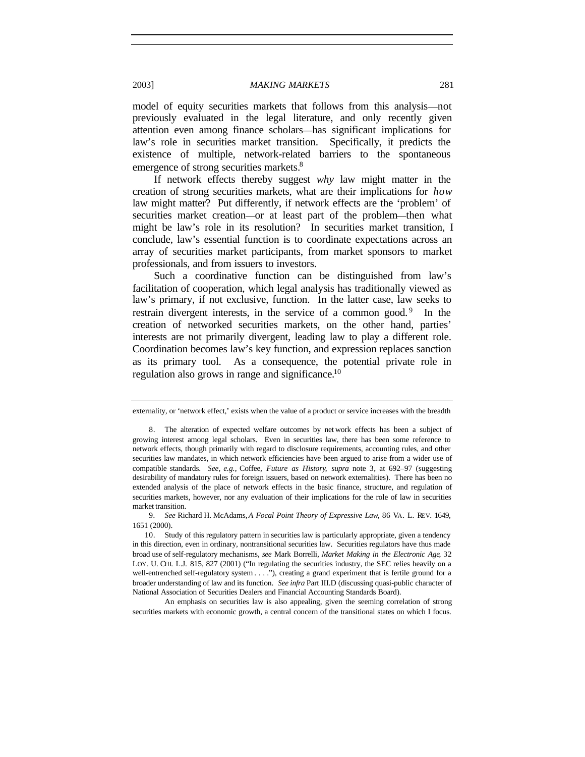model of equity securities markets that follows from this analysis—not previously evaluated in the legal literature, and only recently given attention even among finance scholars—has significant implications for law's role in securities market transition. Specifically, it predicts the existence of multiple, network-related barriers to the spontaneous emergence of strong securities markets.[8]

If network effects thereby suggest *why* law might matter in the creation of strong securities markets, what are their implications for *how* law might matter? Put differently, if network effects are the 'problem' of securities market creation—or at least part of the problem—then what might be law's role in its resolution? In securities market transition, I conclude, law's essential function is to coordinate expectations across an array of securities market participants, from market sponsors to market professionals, and from issuers to investors.

Such a coordinative function can be distinguished from law's facilitation of cooperation, which legal analysis has traditionally viewed as law's primary, if not exclusive, function. In the latter case, law seeks to restrain divergent interests, in the service of a common good.[9] In the creation of networked securities markets, on the other hand, parties' interests are not primarily divergent, leading law to play a different role. Coordination becomes law's key function, and expression replaces sanction as its primary tool. As a consequence, the potential private role in regulation also grows in range and significance.[10]

---

externality, or 'network effect,' exists when the value of a product or service increases with the breadth

8. The alteration of expected welfare outcomes by network effects has been a subject of growing interest among legal scholars. Even in securities law, there has been some reference to network effects, though primarily with regard to disclosure requirements, accounting rules, and other securities law mandates, in which network efficiencies have been argued to arise from a wider use of compatible standards. *See, e.g.*, Coffee, *Future as History*, *supra* note 3, at 692–97 (suggesting desirability of mandatory rules for foreign issuers, based on network externalities). There has been no extended analysis of the place of network effects in the basic finance, structure, and regulation of securities markets, however, nor any evaluation of their implications for the role of law in securities market transition.

9. *See* Richard H. McAdams, *A Focal Point Theory of Expressive Law*, 86 VA. L. REV. 1649, 1651 (2000).

10. Study of this regulatory pattern in securities law is particularly appropriate, given a tendency in this direction, even in ordinary, nontransitional securities law. Securities regulators have thus made broad use of self-regulatory mechanisms, *see* Mark Borrelli, *Market Making in the Electronic Age*, 32 LOY. U. CHI. L.J. 815, 827 (2001) ("In regulating the securities industry, the SEC relies heavily on a well-entrenched self-regulatory system . . . ."), creating a grand experiment that is fertile ground for a broader understanding of law and its function. *See infra* Part III.D (discussing quasi-public character of National Association of Securities Dealers and Financial Accounting Standards Board).

An emphasis on securities law is also appealing, given the seeming correlation of strong securities markets with economic growth, a central concern of the transitional states on which I focus.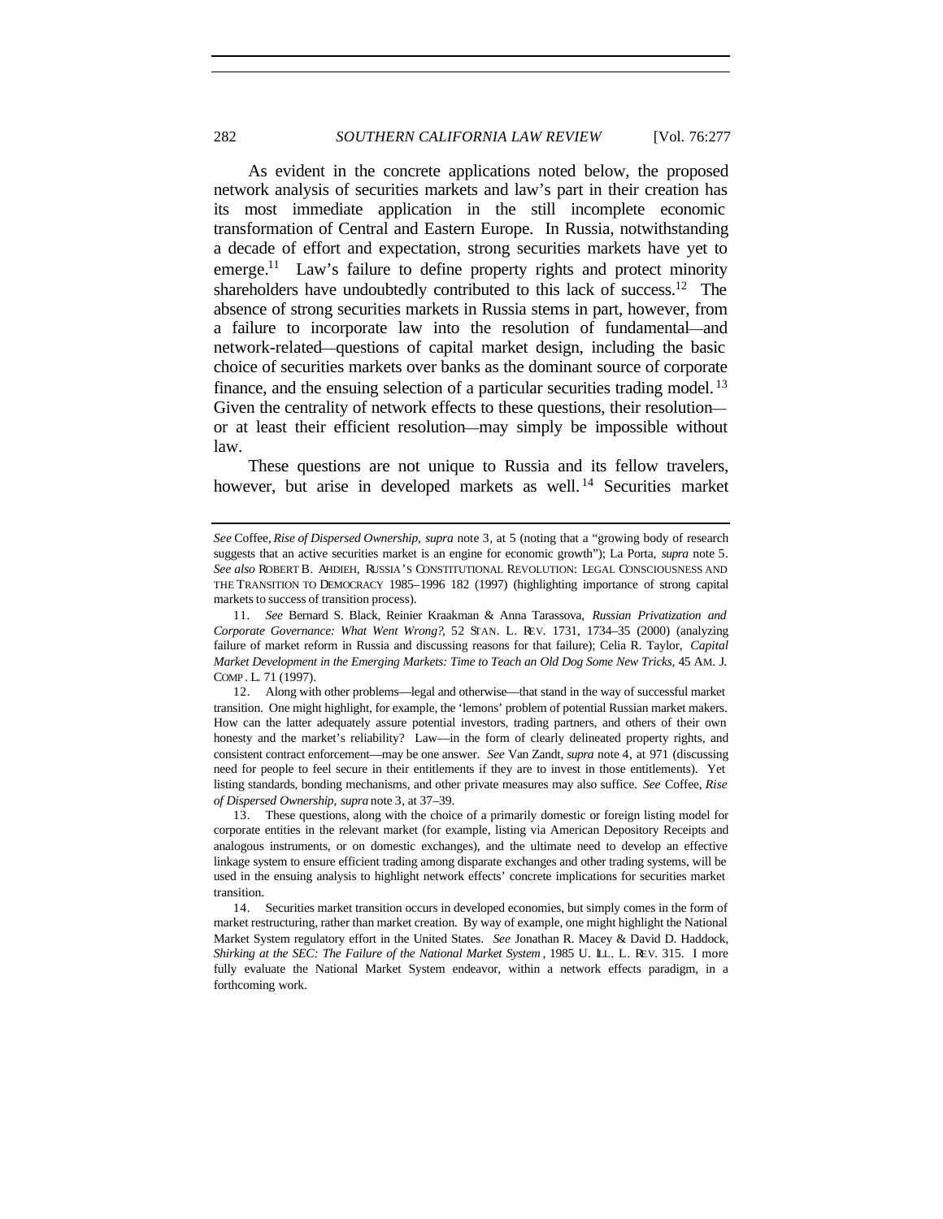As evident in the concrete applications noted below, the proposed network analysis of securities markets and law's part in their creation has its most immediate application in the still incomplete economic transformation of Central and Eastern Europe. In Russia, notwithstanding a decade of effort and expectation, strong securities markets have yet to emerge.[11] Law's failure to define property rights and protect minority shareholders have undoubtedly contributed to this lack of success.[12] The absence of strong securities markets in Russia stems in part, however, from a failure to incorporate law into the resolution of fundamental—and network-related—questions of capital market design, including the basic choice of securities markets over banks as the dominant source of corporate finance, and the ensuing selection of a particular securities trading model.[13] Given the centrality of network effects to these questions, their resolution—or at least their efficient resolution—may simply be impossible without law.

These questions are not unique to Russia and its fellow travelers, however, but arise in developed markets as well.[14] Securities market

---

*See* Coffee, *Rise of Dispersed Ownership*, *supra* note 3, at 5 (noting that a "growing body of research suggests that an active securities market is an engine for economic growth"); La Porta, *supra* note 5. *See also* ROBERT B. AHDIEH, RUSSIA'S CONSTITUTIONAL REVOLUTION: LEGAL CONSCIOUSNESS AND THE TRANSITION TO DEMOCRACY 1985–1996 182 (1997) (highlighting importance of strong capital markets to success of transition process).

11. *See* Bernard S. Black, Reinier Kraakman & Anna Tarassova, *Russian Privatization and Corporate Governance: What Went Wrong?*, 52 STAN. L. REV. 1731, 1734–35 (2000) (analyzing failure of market reform in Russia and discussing reasons for that failure); Celia R. Taylor, *Capital Market Development in the Emerging Markets: Time to Teach an Old Dog Some New Tricks*, 45 AM. J. COMP. L. 71 (1997).

12. Along with other problems—legal and otherwise—that stand in the way of successful market transition. One might highlight, for example, the 'lemons' problem of potential Russian market makers. How can the latter adequately assure potential investors, trading partners, and others of their own honesty and the market's reliability? Law—in the form of clearly delineated property rights, and consistent contract enforcement—may be one answer. *See* Van Zandt, *supra* note 4, at 971 (discussing need for people to feel secure in their entitlements if they are to invest in those entitlements). Yet listing standards, bonding mechanisms, and other private measures may also suffice. *See* Coffee, *Rise of Dispersed Ownership*, *supra* note 3, at 37–39.

13. These questions, along with the choice of a primarily domestic or foreign listing model for corporate entities in the relevant market (for example, listing via American Depository Receipts and analogous instruments, or on domestic exchanges), and the ultimate need to develop an effective linkage system to ensure efficient trading among disparate exchanges and other trading systems, will be used in the ensuing analysis to highlight network effects' concrete implications for securities market transition.

14. Securities market transition occurs in developed economies, but simply comes in the form of market restructuring, rather than market creation. By way of example, one might highlight the National Market System regulatory effort in the United States. *See* Jonathan R. Macey & David D. Haddock, *Shirking at the SEC: The Failure of the National Market System*, 1985 U. ILL. L. REV. 315. I more fully evaluate the National Market System endeavor, within a network effects paradigm, in a forthcoming work.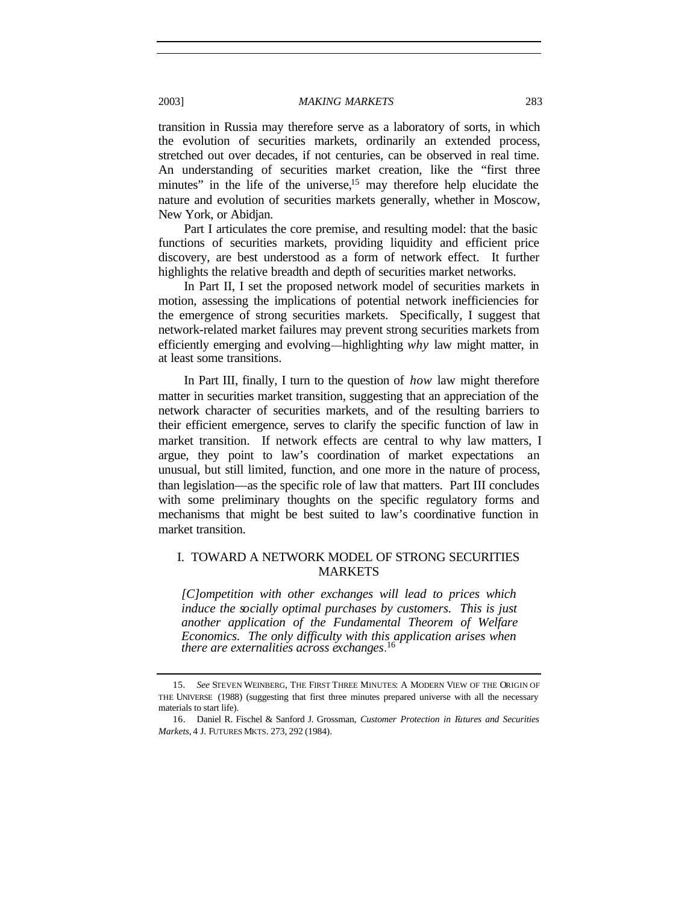transition in Russia may therefore serve as a laboratory of sorts, in which the evolution of securities markets, ordinarily an extended process, stretched out over decades, if not centuries, can be observed in real time. An understanding of securities market creation, like the "first three minutes" in the life of the universe,[15] may therefore help elucidate the nature and evolution of securities markets generally, whether in Moscow, New York, or Abidjan.

Part I articulates the core premise, and resulting model: that the basic functions of securities markets, providing liquidity and efficient price discovery, are best understood as a form of network effect. It further highlights the relative breadth and depth of securities market networks.

In Part II, I set the proposed network model of securities markets in motion, assessing the implications of potential network inefficiencies for the emergence of strong securities markets. Specifically, I suggest that network-related market failures may prevent strong securities markets from efficiently emerging and evolving—highlighting *why* law might matter, in at least some transitions.

In Part III, finally, I turn to the question of *how* law might therefore matter in securities market transition, suggesting that an appreciation of the network character of securities markets, and of the resulting barriers to their efficient emergence, serves to clarify the specific function of law in market transition. If network effects are central to why law matters, I argue, they point to law's coordination of market expectations an unusual, but still limited, function, and one more in the nature of process, than legislation—as the specific role of law that matters. Part III concludes with some preliminary thoughts on the specific regulatory forms and mechanisms that might be best suited to law's coordinative function in market transition.

## I. TOWARD A NETWORK MODEL OF STRONG SECURITIES MARKETS

> *[C]ompetition with other exchanges will lead to prices which induce the socially optimal purchases by customers. This is just another application of the Fundamental Theorem of Welfare Economics. The only difficulty with this application arises when there are externalities across exchanges*.[16]

---

15. *See* STEVEN WEINBERG, THE FIRST THREE MINUTES: A MODERN VIEW OF THE ORIGIN OF THE UNIVERSE (1988) (suggesting that first three minutes prepared universe with all the necessary materials to start life).

16. Daniel R. Fischel & Sanford J. Grossman, *Customer Protection in Futures and Securities Markets*, 4 J. FUTURES MKTS. 273, 292 (1984).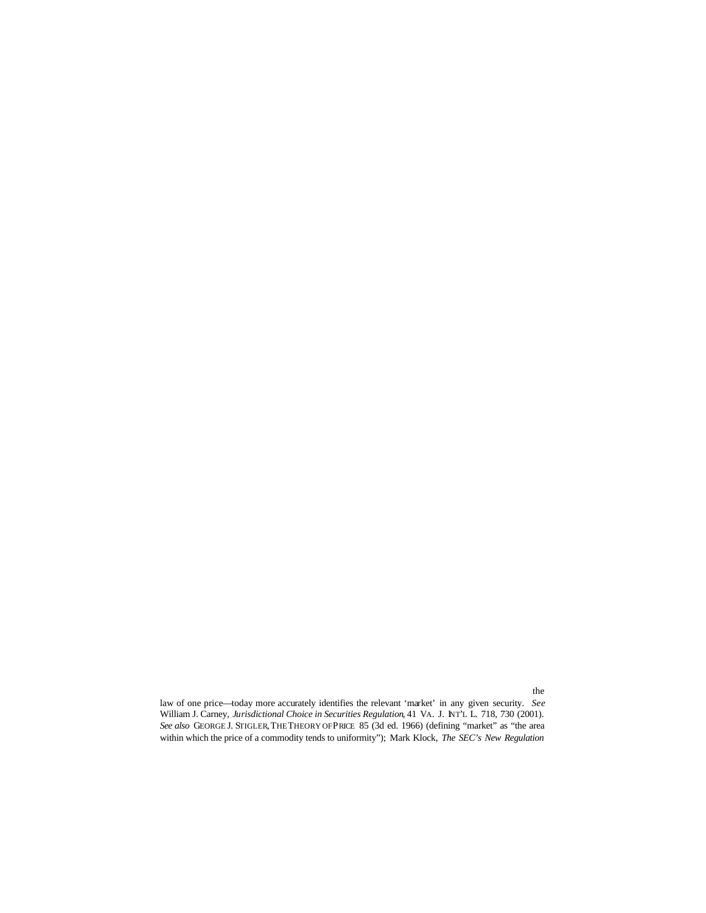the law of one price—today more accurately identifies the relevant 'market' in any given security. *See* William J. Carney, *Jurisdictional Choice in Securities Regulation*, 41 VA. J. INT'L L. 718, 730 (2001). *See also* GEORGE J. STIGLER, THE THEORY OF PRICE 85 (3d ed. 1966) (defining "market" as "the area within which the price of a commodity tends to uniformity"); Mark Klock, *The SEC's New Regulation*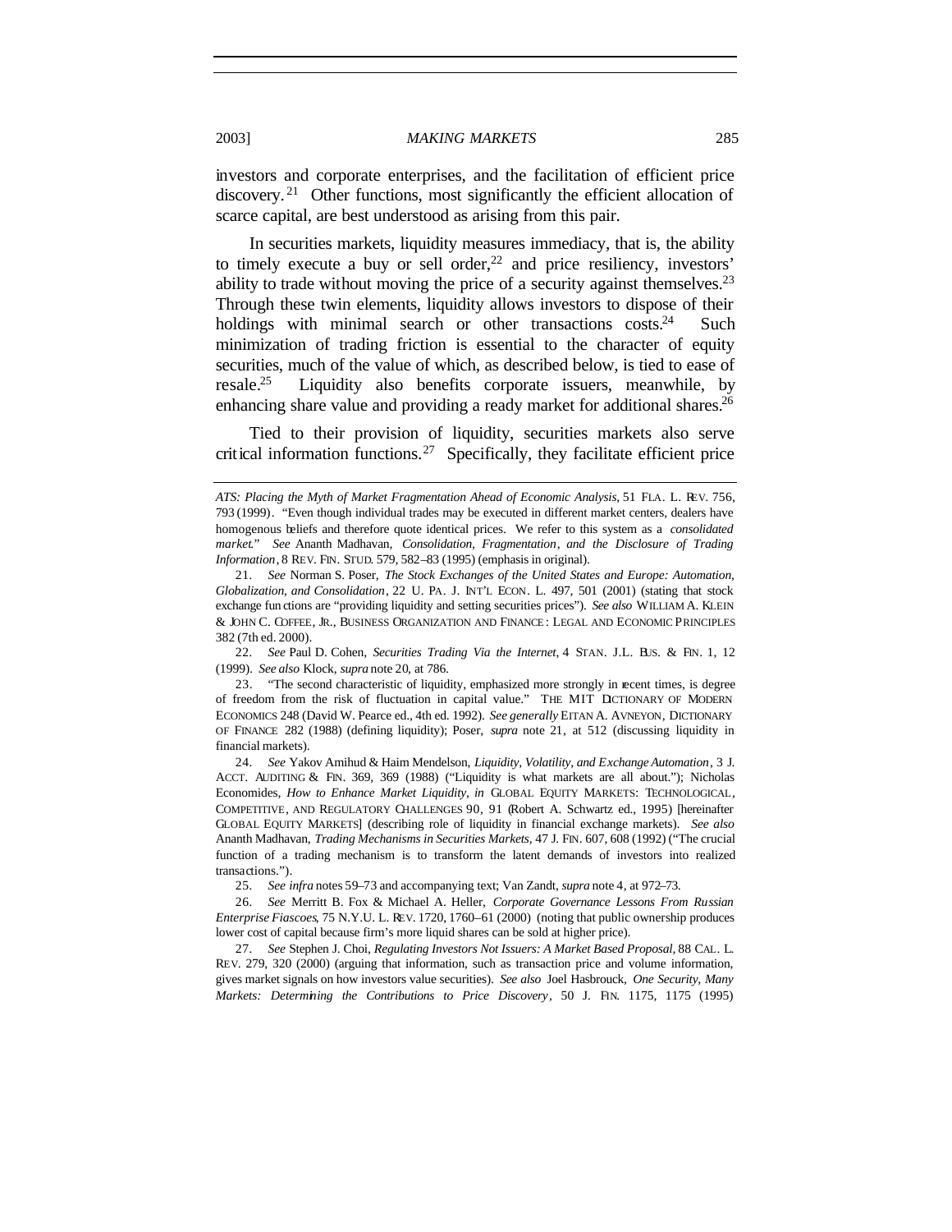investors and corporate enterprises, and the facilitation of efficient price discovery.[21] Other functions, most significantly the efficient allocation of scarce capital, are best understood as arising from this pair.

In securities markets, liquidity measures immediacy, that is, the ability to timely execute a buy or sell order,[22] and price resiliency, investors' ability to trade without moving the price of a security against themselves.[23] Through these twin elements, liquidity allows investors to dispose of their holdings with minimal search or other transactions costs.[24] Such minimization of trading friction is essential to the character of equity securities, much of the value of which, as described below, is tied to ease of resale.[25] Liquidity also benefits corporate issuers, meanwhile, by enhancing share value and providing a ready market for additional shares.[26]

Tied to their provision of liquidity, securities markets also serve critical information functions.[27] Specifically, they facilitate efficient price

---

*ATS: Placing the Myth of Market Fragmentation Ahead of Economic Analysis*, 51 FLA. L. REV. 756, 793 (1999). "Even though individual trades may be executed in different market centers, dealers have homogenous beliefs and therefore quote identical prices. We refer to this system as a *consolidated market*." *See* Ananth Madhavan, *Consolidation, Fragmentation, and the Disclosure of Trading Information*, 8 REV. FIN. STUD. 579, 582–83 (1995) (emphasis in original).

21. *See* Norman S. Poser, *The Stock Exchanges of the United States and Europe: Automation, Globalization, and Consolidation*, 22 U. PA. J. INT'L ECON. L. 497, 501 (2001) (stating that stock exchange functions are "providing liquidity and setting securities prices"). *See also* WILLIAM A. KLEIN & JOHN C. COFFEE, JR., BUSINESS ORGANIZATION AND FINANCE: LEGAL AND ECONOMIC PRINCIPLES 382 (7th ed. 2000).

22. *See* Paul D. Cohen, *Securities Trading Via the Internet*, 4 STAN. J.L. BUS. & FIN. 1, 12 (1999). *See also* Klock, *supra* note 20, at 786.

23. "The second characteristic of liquidity, emphasized more strongly in recent times, is degree of freedom from the risk of fluctuation in capital value." THE MIT DICTIONARY OF MODERN ECONOMICS 248 (David W. Pearce ed., 4th ed. 1992). *See generally* EITAN A. AVNEYON, DICTIONARY OF FINANCE 282 (1988) (defining liquidity); Poser, *supra* note 21, at 512 (discussing liquidity in financial markets).

24. *See* Yakov Amihud & Haim Mendelson, *Liquidity, Volatility, and Exchange Automation*, 3 J. ACCT. AUDITING & FIN. 369, 369 (1988) ("Liquidity is what markets are all about."); Nicholas Economides, *How to Enhance Market Liquidity*, *in* GLOBAL EQUITY MARKETS: TECHNOLOGICAL, COMPETITIVE, AND REGULATORY CHALLENGES 90, 91 (Robert A. Schwartz ed., 1995) [hereinafter GLOBAL EQUITY MARKETS] (describing role of liquidity in financial exchange markets). *See also* Ananth Madhavan, *Trading Mechanisms in Securities Markets*, 47 J. FIN. 607, 608 (1992) ("The crucial function of a trading mechanism is to transform the latent demands of investors into realized transactions.").

25. *See infra* notes 59–73 and accompanying text; Van Zandt, *supra* note 4, at 972–73.

26. *See* Merritt B. Fox & Michael A. Heller, *Corporate Governance Lessons From Russian Enterprise Fiascoes*, 75 N.Y.U. L. REV. 1720, 1760–61 (2000) (noting that public ownership produces lower cost of capital because firm's more liquid shares can be sold at higher price).

27. *See* Stephen J. Choi, *Regulating Investors Not Issuers: A Market Based Proposal*, 88 CAL. L. REV. 279, 320 (2000) (arguing that information, such as transaction price and volume information, gives market signals on how investors value securities). *See also* Joel Hasbrouck, *One Security, Many Markets: Determining the Contributions to Price Discovery*, 50 J. FIN. 1175, 1175 (1995)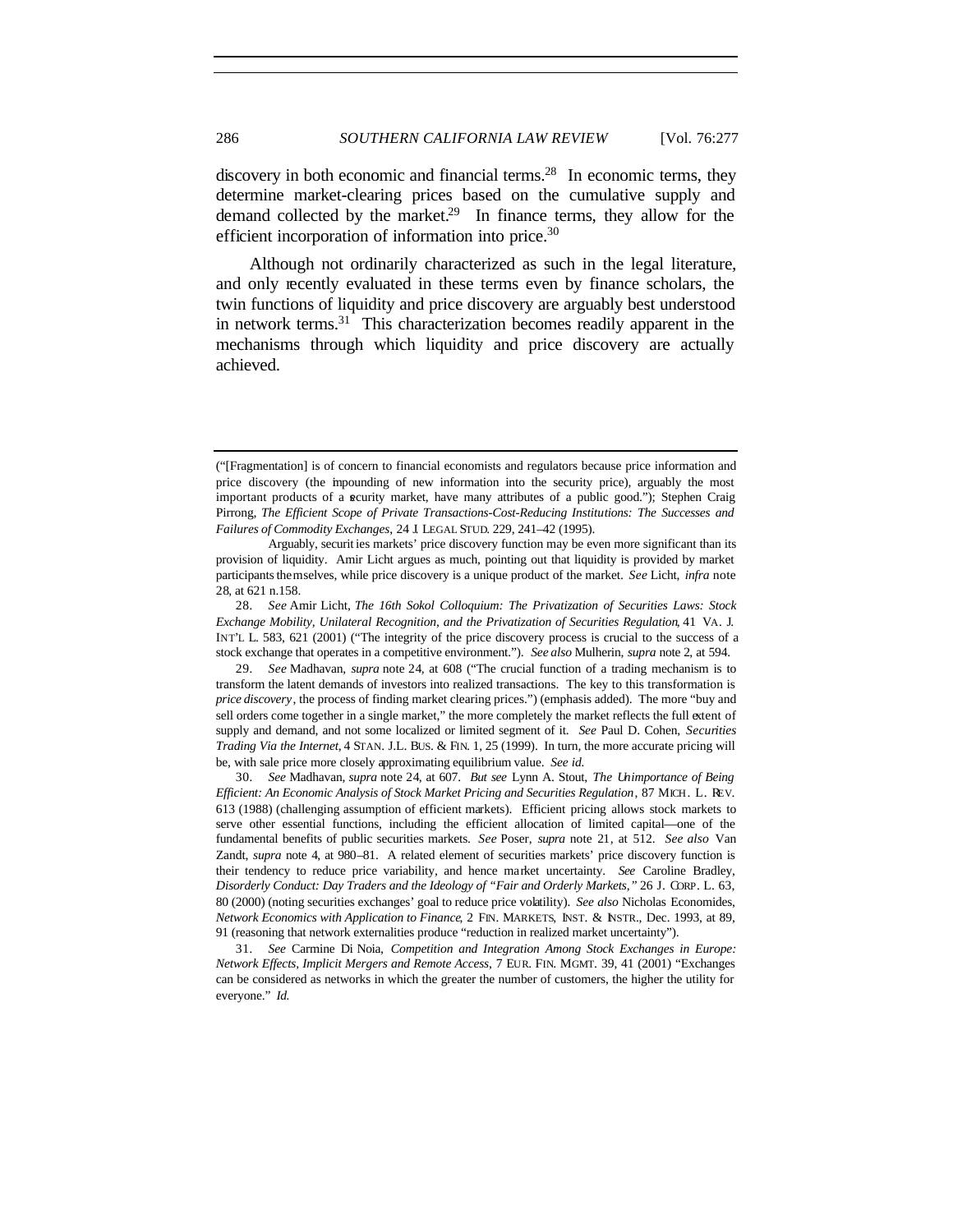discovery in both economic and financial terms.[28] In economic terms, they determine market-clearing prices based on the cumulative supply and demand collected by the market.[29] In finance terms, they allow for the efficient incorporation of information into price.[30]

Although not ordinarily characterized as such in the legal literature, and only recently evaluated in these terms even by finance scholars, the twin functions of liquidity and price discovery are arguably best understood in network terms.[31] This characterization becomes readily apparent in the mechanisms through which liquidity and price discovery are actually achieved.

---

("[Fragmentation] is of concern to financial economists and regulators because price information and price discovery (the impounding of new information into the security price), arguably the most important products of a security market, have many attributes of a public good."); Stephen Craig Pirrong, *The Efficient Scope of Private Transactions-Cost-Reducing Institutions: The Successes and Failures of Commodity Exchanges*, 24 J. LEGAL STUD. 229, 241–42 (1995).

Arguably, securities markets' price discovery function may be even more significant than its provision of liquidity. Amir Licht argues as much, pointing out that liquidity is provided by market participants themselves, while price discovery is a unique product of the market. *See* Licht, *infra* note 28, at 621 n.158.

28. *See* Amir Licht, *The 16th Sokol Colloquium: The Privatization of Securities Laws: Stock Exchange Mobility, Unilateral Recognition, and the Privatization of Securities Regulation*, 41 VA. J. INT'L L. 583, 621 (2001) ("The integrity of the price discovery process is crucial to the success of a stock exchange that operates in a competitive environment."). *See also* Mulherin, *supra* note 2, at 594.

29. *See* Madhavan, *supra* note 24, at 608 ("The crucial function of a trading mechanism is to transform the latent demands of investors into realized transactions. The key to this transformation is *price discovery*, the process of finding market clearing prices.") (emphasis added). The more "buy and sell orders come together in a single market," the more completely the market reflects the full extent of supply and demand, and not some localized or limited segment of it. *See* Paul D. Cohen, *Securities Trading Via the Internet*, 4 STAN. J.L. BUS. & FIN. 1, 25 (1999). In turn, the more accurate pricing will be, with sale price more closely approximating equilibrium value. *See id.*

30. *See* Madhavan, *supra* note 24, at 607. *But see* Lynn A. Stout, *The Unimportance of Being Efficient: An Economic Analysis of Stock Market Pricing and Securities Regulation*, 87 MICH. L. REV. 613 (1988) (challenging assumption of efficient markets). Efficient pricing allows stock markets to serve other essential functions, including the efficient allocation of limited capital—one of the fundamental benefits of public securities markets. *See* Poser, *supra* note 21, at 512. *See also* Van Zandt, *supra* note 4, at 980–81. A related element of securities markets' price discovery function is their tendency to reduce price variability, and hence market uncertainty. *See* Caroline Bradley, *Disorderly Conduct: Day Traders and the Ideology of "Fair and Orderly Markets,"* 26 J. CORP. L. 63, 80 (2000) (noting securities exchanges' goal to reduce price volatility). *See also* Nicholas Economides, *Network Economics with Application to Finance*, 2 FIN. MARKETS, INST. & INSTR., Dec. 1993, at 89, 91 (reasoning that network externalities produce "reduction in realized market uncertainty").

31. *See* Carmine Di Noia, *Competition and Integration Among Stock Exchanges in Europe: Network Effects, Implicit Mergers and Remote Access*, 7 EUR. FIN. MGMT. 39, 41 (2001) "Exchanges can be considered as networks in which the greater the number of customers, the higher the utility for everyone." *Id.*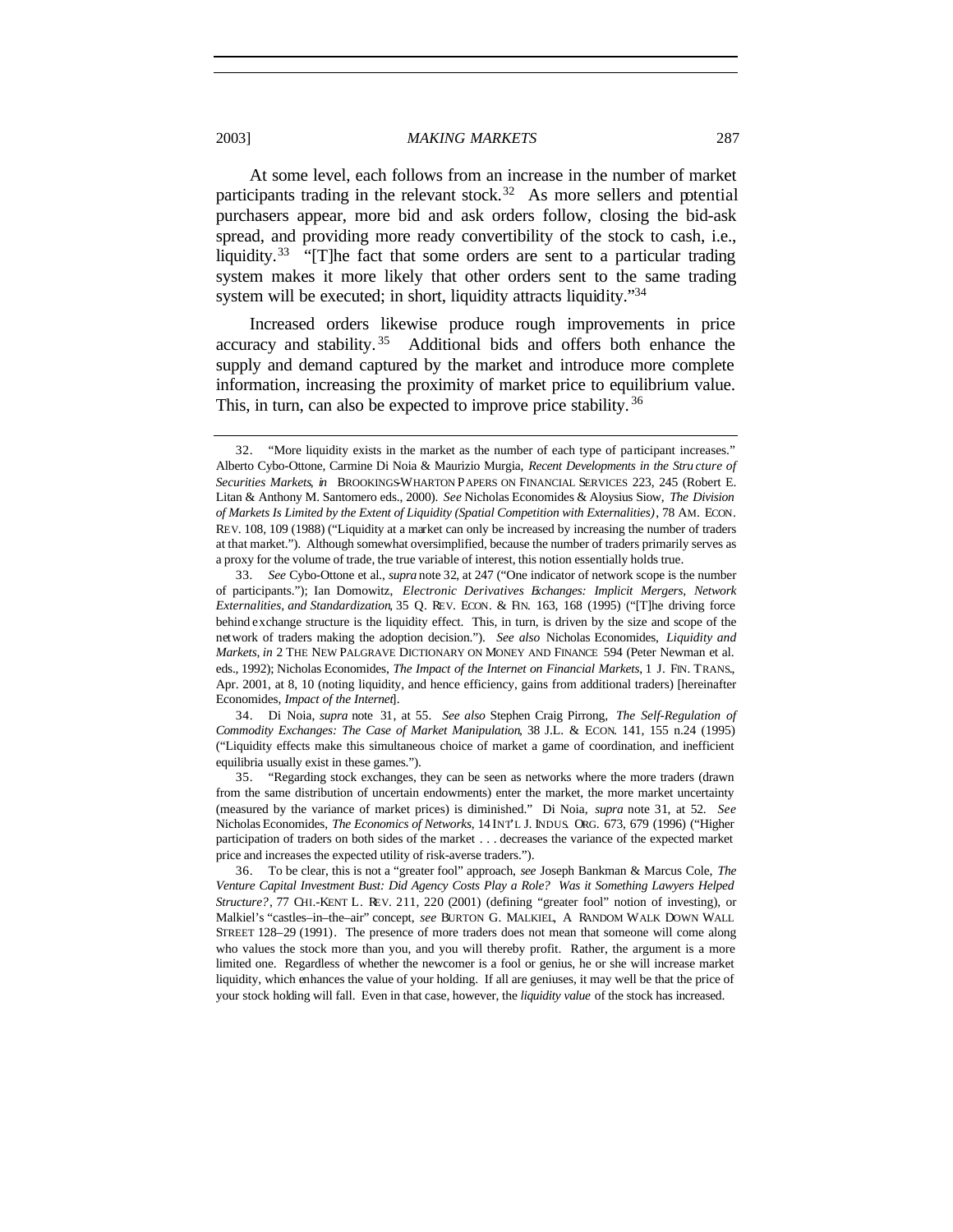At some level, each follows from an increase in the number of market participants trading in the relevant stock.[32] As more sellers and potential purchasers appear, more bid and ask orders follow, closing the bid-ask spread, and providing more ready convertibility of the stock to cash, i.e., liquidity.[33] "[T]he fact that some orders are sent to a particular trading system makes it more likely that other orders sent to the same trading system will be executed; in short, liquidity attracts liquidity."[34]

Increased orders likewise produce rough improvements in price accuracy and stability.[35] Additional bids and offers both enhance the supply and demand captured by the market and introduce more complete information, increasing the proximity of market price to equilibrium value. This, in turn, can also be expected to improve price stability.[36]

---

32. "More liquidity exists in the market as the number of each type of participant increases." Alberto Cybo-Ottone, Carmine Di Noia & Maurizio Murgia, *Recent Developments in the Structure of Securities Markets*, *in* BROOKINGS-WHARTON PAPERS ON FINANCIAL SERVICES 223, 245 (Robert E. Litan & Anthony M. Santomero eds., 2000). *See* Nicholas Economides & Aloysius Siow, *The Division of Markets Is Limited by the Extent of Liquidity (Spatial Competition with Externalities)*, 78 AM. ECON. REV. 108, 109 (1988) ("Liquidity at a market can only be increased by increasing the number of traders at that market."). Although somewhat oversimplified, because the number of traders primarily serves as a proxy for the volume of trade, the true variable of interest, this notion essentially holds true.

33. *See* Cybo-Ottone et al., *supra* note 32, at 247 ("One indicator of network scope is the number of participants."); Ian Domowitz, *Electronic Derivatives Exchanges: Implicit Mergers, Network Externalities, and Standardization*, 35 Q. REV. ECON. & FIN. 163, 168 (1995) ("[T]he driving force behind exchange structure is the liquidity effect. This, in turn, is driven by the size and scope of the network of traders making the adoption decision."). *See also* Nicholas Economides, *Liquidity and Markets*, *in* 2 THE NEW PALGRAVE DICTIONARY ON MONEY AND FINANCE 594 (Peter Newman et al. eds., 1992); Nicholas Economides, *The Impact of the Internet on Financial Markets*, 1 J. FIN. TRANS., Apr. 2001, at 8, 10 (noting liquidity, and hence efficiency, gains from additional traders) [hereinafter Economides, *Impact of the Internet*].

34. Di Noia, *supra* note 31, at 55. *See also* Stephen Craig Pirrong, *The Self-Regulation of Commodity Exchanges: The Case of Market Manipulation*, 38 J.L. & ECON. 141, 155 n.24 (1995) ("Liquidity effects make this simultaneous choice of market a game of coordination, and inefficient equilibria usually exist in these games.").

35. "Regarding stock exchanges, they can be seen as networks where the more traders (drawn from the same distribution of uncertain endowments) enter the market, the more market uncertainty (measured by the variance of market prices) is diminished." Di Noia, *supra* note 31, at 52. *See* Nicholas Economides, *The Economics of Networks*, 14 INT'L J. INDUS. ORG. 673, 679 (1996) ("Higher participation of traders on both sides of the market . . . decreases the variance of the expected market price and increases the expected utility of risk-averse traders.").

36. To be clear, this is not a "greater fool" approach, *see* Joseph Bankman & Marcus Cole, *The Venture Capital Investment Bust: Did Agency Costs Play a Role? Was it Something Lawyers Helped Structure?*, 77 CHI.-KENT L. REV. 211, 220 (2001) (defining "greater fool" notion of investing), or Malkiel's "castles–in–the–air" concept, *see* BURTON G. MALKIEL, A RANDOM WALK DOWN WALL STREET 128–29 (1991). The presence of more traders does not mean that someone will come along who values the stock more than you, and you will thereby profit. Rather, the argument is a more limited one. Regardless of whether the newcomer is a fool or genius, he or she will increase market liquidity, which enhances the value of your holding. If all are geniuses, it may well be that the price of your stock holding will fall. Even in that case, however, the *liquidity value* of the stock has increased.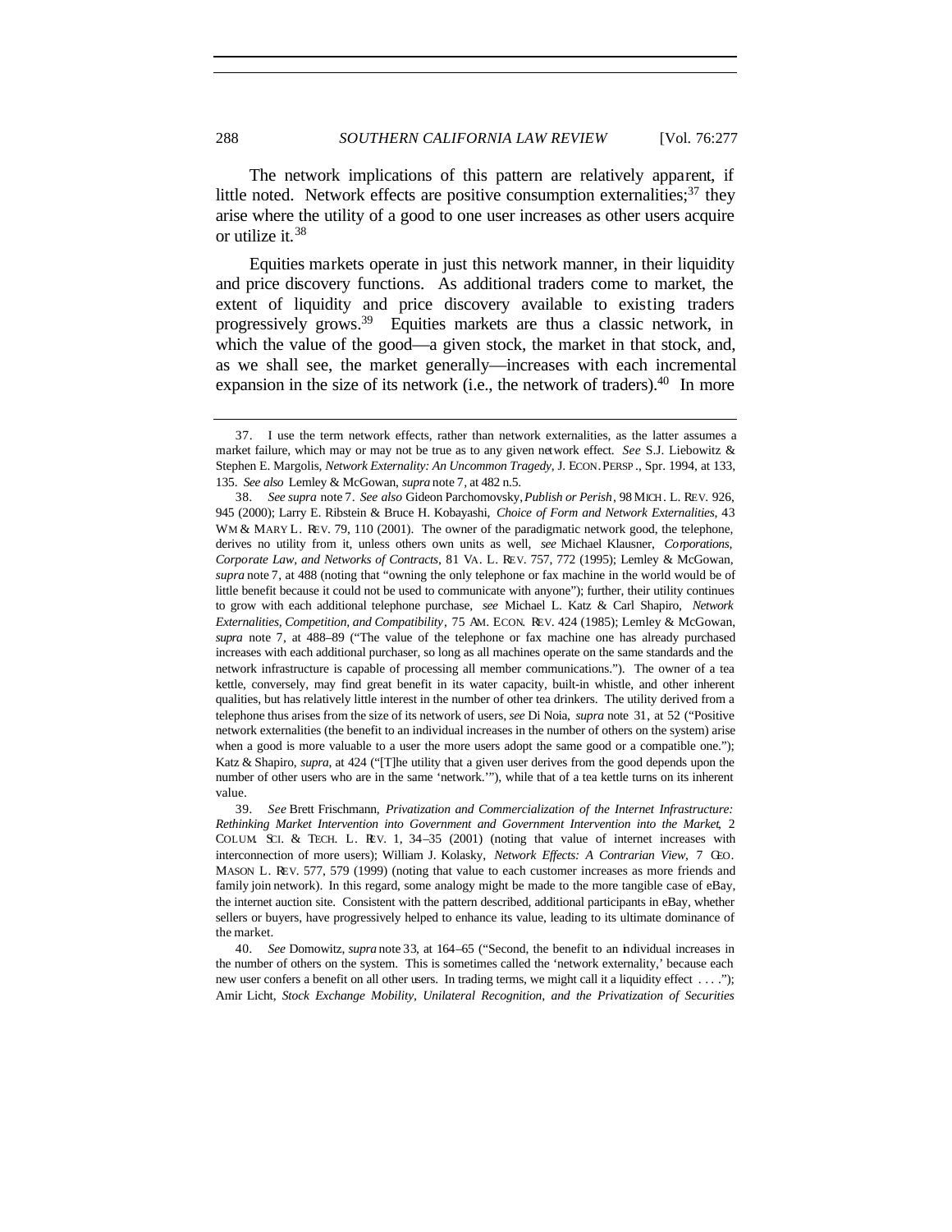The network implications of this pattern are relatively apparent, if little noted. Network effects are positive consumption externalities;[37] they arise where the utility of a good to one user increases as other users acquire or utilize it.[38]

Equities markets operate in just this network manner, in their liquidity and price discovery functions. As additional traders come to market, the extent of liquidity and price discovery available to existing traders progressively grows.[39] Equities markets are thus a classic network, in which the value of the good—a given stock, the market in that stock, and, as we shall see, the market generally—increases with each incremental expansion in the size of its network (i.e., the network of traders).[40] In more

---

37. I use the term network effects, rather than network externalities, as the latter assumes a market failure, which may or may not be true as to any given network effect. *See* S.J. Liebowitz & Stephen E. Margolis, *Network Externality: An Uncommon Tragedy*, J. ECON. PERSP., Spr. 1994, at 133, 135. *See also* Lemley & McGowan, *supra* note 7, at 482 n.5.

38. *See supra* note 7. *See also* Gideon Parchomovsky, *Publish or Perish*, 98 MICH. L. REV. 926, 945 (2000); Larry E. Ribstein & Bruce H. Kobayashi, *Choice of Form and Network Externalities*, 43 WM & MARY L. REV. 79, 110 (2001). The owner of the paradigmatic network good, the telephone, derives no utility from it, unless others own units as well, *see* Michael Klausner, *Corporations, Corporate Law, and Networks of Contracts*, 81 VA. L. REV. 757, 772 (1995); Lemley & McGowan, *supra* note 7, at 488 (noting that "owning the only telephone or fax machine in the world would be of little benefit because it could not be used to communicate with anyone"); further, their utility continues to grow with each additional telephone purchase, *see* Michael L. Katz & Carl Shapiro, *Network Externalities, Competition, and Compatibility*, 75 AM. ECON. REV. 424 (1985); Lemley & McGowan, *supra* note 7, at 488–89 ("The value of the telephone or fax machine one has already purchased increases with each additional purchaser, so long as all machines operate on the same standards and the network infrastructure is capable of processing all member communications."). The owner of a tea kettle, conversely, may find great benefit in its water capacity, built-in whistle, and other inherent qualities, but has relatively little interest in the number of other tea drinkers. The utility derived from a telephone thus arises from the size of its network of users, *see* Di Noia, *supra* note 31, at 52 ("Positive network externalities (the benefit to an individual increases in the number of others on the system) arise when a good is more valuable to a user the more users adopt the same good or a compatible one."); Katz & Shapiro, *supra*, at 424 ("[T]he utility that a given user derives from the good depends upon the number of other users who are in the same 'network.'"), while that of a tea kettle turns on its inherent value.

39. *See* Brett Frischmann, *Privatization and Commercialization of the Internet Infrastructure: Rethinking Market Intervention into Government and Government Intervention into the Market*, 2 COLUM. SCI. & TECH. L. REV. 1, 34–35 (2001) (noting that value of internet increases with interconnection of more users); William J. Kolasky, *Network Effects: A Contrarian View*, 7 GEO. MASON L. REV. 577, 579 (1999) (noting that value to each customer increases as more friends and family join network). In this regard, some analogy might be made to the more tangible case of eBay, the internet auction site. Consistent with the pattern described, additional participants in eBay, whether sellers or buyers, have progressively helped to enhance its value, leading to its ultimate dominance of the market.

40. *See* Domowitz, *supra* note 33, at 164–65 ("Second, the benefit to an individual increases in the number of others on the system. This is sometimes called the 'network externality,' because each new user confers a benefit on all other users. In trading terms, we might call it a liquidity effect . . . ."); Amir Licht, *Stock Exchange Mobility, Unilateral Recognition, and the Privatization of Securities*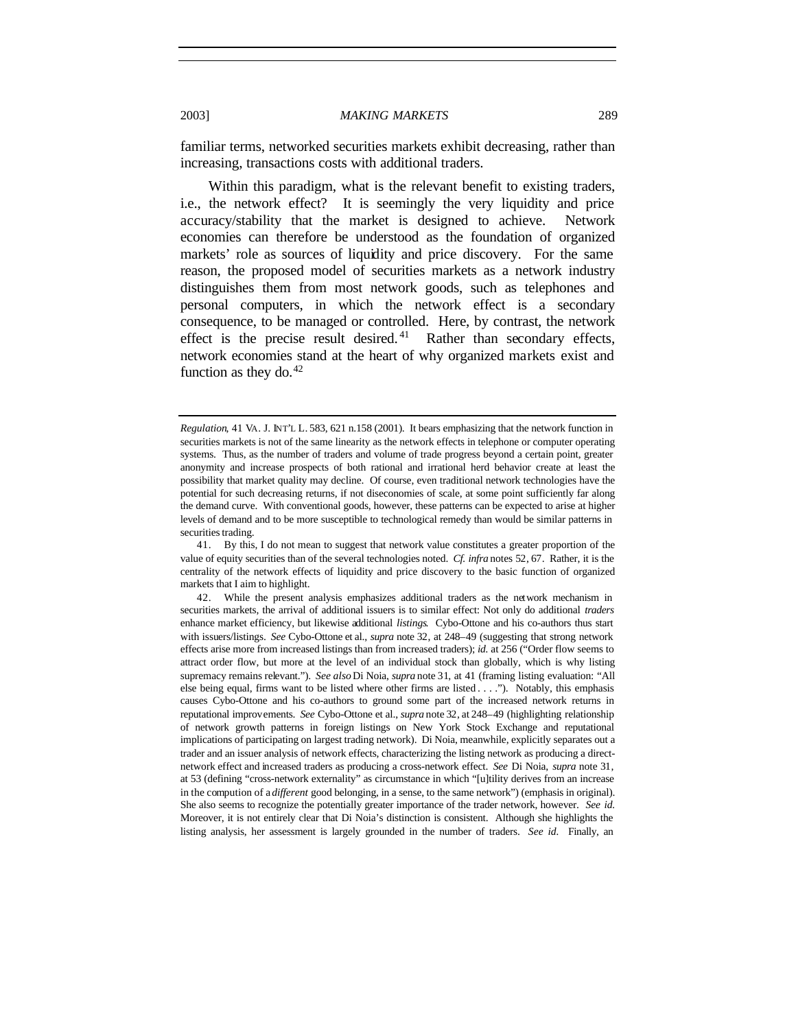familiar terms, networked securities markets exhibit decreasing, rather than increasing, transactions costs with additional traders.

Within this paradigm, what is the relevant benefit to existing traders, i.e., the network effect? It is seemingly the very liquidity and price accuracy/stability that the market is designed to achieve. Network economies can therefore be understood as the foundation of organized markets' role as sources of liquidity and price discovery. For the same reason, the proposed model of securities markets as a network industry distinguishes them from most network goods, such as telephones and personal computers, in which the network effect is a secondary consequence, to be managed or controlled. Here, by contrast, the network effect is the precise result desired.[41] Rather than secondary effects, network economies stand at the heart of why organized markets exist and function as they do.[42]

---

*Regulation*, 41 VA. J. INT'L L. 583, 621 n.158 (2001). It bears emphasizing that the network function in securities markets is not of the same linearity as the network effects in telephone or computer operating systems. Thus, as the number of traders and volume of trade progress beyond a certain point, greater anonymity and increase prospects of both rational and irrational herd behavior create at least the possibility that market quality may decline. Of course, even traditional network technologies have the potential for such decreasing returns, if not diseconomies of scale, at some point sufficiently far along the demand curve. With conventional goods, however, these patterns can be expected to arise at higher levels of demand and to be more susceptible to technological remedy than would be similar patterns in securities trading.

41. By this, I do not mean to suggest that network value constitutes a greater proportion of the value of equity securities than of the several technologies noted. *Cf. infra* notes 52, 67. Rather, it is the centrality of the network effects of liquidity and price discovery to the basic function of organized markets that I aim to highlight.

42. While the present analysis emphasizes additional traders as the network mechanism in securities markets, the arrival of additional issuers is to similar effect: Not only do additional *traders* enhance market efficiency, but likewise additional *listings*. Cybo-Ottone and his co-authors thus start with issuers/listings. *See* Cybo-Ottone et al., *supra* note 32, at 248–49 (suggesting that strong network effects arise more from increased listings than from increased traders); *id.* at 256 ("Order flow seems to attract order flow, but more at the level of an individual stock than globally, which is why listing supremacy remains relevant."). *See also* Di Noia, *supra* note 31, at 41 (framing listing evaluation: "All else being equal, firms want to be listed where other firms are listed . . . ."). Notably, this emphasis causes Cybo-Ottone and his co-authors to ground some part of the increased network returns in reputational improvements. *See* Cybo-Ottone et al., *supra* note 32, at 248–49 (highlighting relationship of network growth patterns in foreign listings on New York Stock Exchange and reputational implications of participating on largest trading network). Di Noia, meanwhile, explicitly separates out a trader and an issuer analysis of network effects, characterizing the listing network as producing a direct-network effect and increased traders as producing a cross-network effect. *See* Di Noia, *supra* note 31, at 53 (defining "cross-network externality" as circumstance in which "[u]tility derives from an increase in the compution of a *different* good belonging, in a sense, to the same network") (emphasis in original). She also seems to recognize the potentially greater importance of the trader network, however. *See id.* Moreover, it is not entirely clear that Di Noia's distinction is consistent. Although she highlights the listing analysis, her assessment is largely grounded in the number of traders. *See id.* Finally, an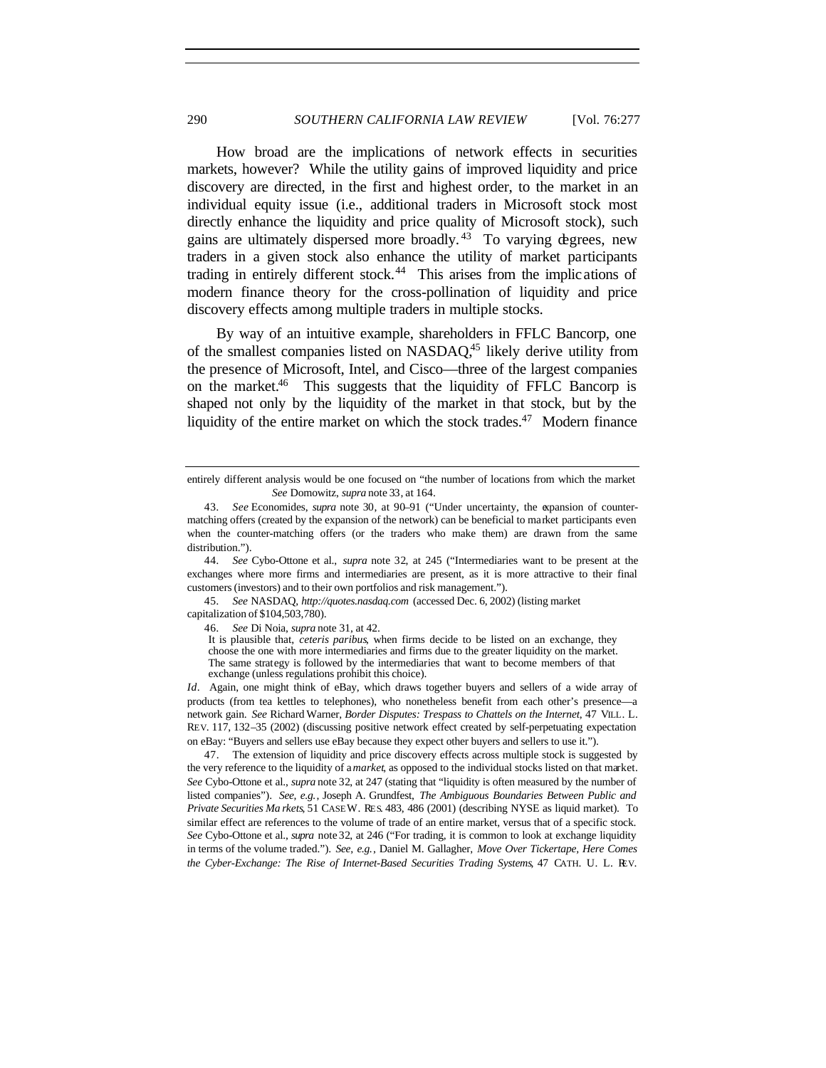How broad are the implications of network effects in securities markets, however? While the utility gains of improved liquidity and price discovery are directed, in the first and highest order, to the market in an individual equity issue (i.e., additional traders in Microsoft stock most directly enhance the liquidity and price quality of Microsoft stock), such gains are ultimately dispersed more broadly.[43] To varying degrees, new traders in a given stock also enhance the utility of market participants trading in entirely different stock.[44] This arises from the implications of modern finance theory for the cross-pollination of liquidity and price discovery effects among multiple traders in multiple stocks.

By way of an intuitive example, shareholders in FFLC Bancorp, one of the smallest companies listed on NASDAQ,[45] likely derive utility from the presence of Microsoft, Intel, and Cisco—three of the largest companies on the market.[46] This suggests that the liquidity of FFLC Bancorp is shaped not only by the liquidity of the market in that stock, but by the liquidity of the entire market on which the stock trades.[47] Modern finance

---

entirely different analysis would be one focused on "the number of locations from which the market . . . ." *See* Domowitz, *supra* note 33, at 164.

43. *See* Economides, *supra* note 30, at 90–91 ("Under uncertainty, the expansion of counter-matching offers (created by the expansion of the network) can be beneficial to market participants even when the counter-matching offers (or the traders who make them) are drawn from the same distribution.").

44. *See* Cybo-Ottone et al., *supra* note 32, at 245 ("Intermediaries want to be present at the exchanges where more firms and intermediaries are present, as it is more attractive to their final customers (investors) and to their own portfolios and risk management.").

45. *See* NASDAQ, *http://quotes.nasdaq.com* (accessed Dec. 6, 2002) (listing market capitalization of $104,503,780).

46. *See* Di Noia, *supra* note 31, at 42.

> It is plausible that, *ceteris paribus*, when firms decide to be listed on an exchange, they choose the one with more intermediaries and firms due to the greater liquidity on the market. The same strategy is followed by the intermediaries that want to become members of that exchange (unless regulations prohibit this choice).

*Id*. Again, one might think of eBay, which draws together buyers and sellers of a wide array of products (from tea kettles to telephones), who nonetheless benefit from each other's presence—a network gain. *See* Richard Warner, *Border Disputes: Trespass to Chattels on the Internet*, 47 VILL. L. REV. 117, 132–35 (2002) (discussing positive network effect created by self-perpetuating expectation on eBay: "Buyers and sellers use eBay because they expect other buyers and sellers to use it.").

47. The extension of liquidity and price discovery effects across multiple stock is suggested by the very reference to the liquidity of a *market*, as opposed to the individual stocks listed on that market. *See* Cybo-Ottone et al., *supra* note 32, at 247 (stating that "liquidity is often measured by the number of listed companies"). *See, e.g.*, Joseph A. Grundfest, *The Ambiguous Boundaries Between Public and Private Securities Markets*, 51 CASE W. RES. 483, 486 (2001) (describing NYSE as liquid market). To similar effect are references to the volume of trade of an entire market, versus that of a specific stock. *See* Cybo-Ottone et al., *supra* note 32, at 246 ("For trading, it is common to look at exchange liquidity in terms of the volume traded."). *See, e.g.*, Daniel M. Gallagher, *Move Over Tickertape, Here Comes the Cyber-Exchange: The Rise of Internet-Based Securities Trading Systems*, 47 CATH. U. L. REV.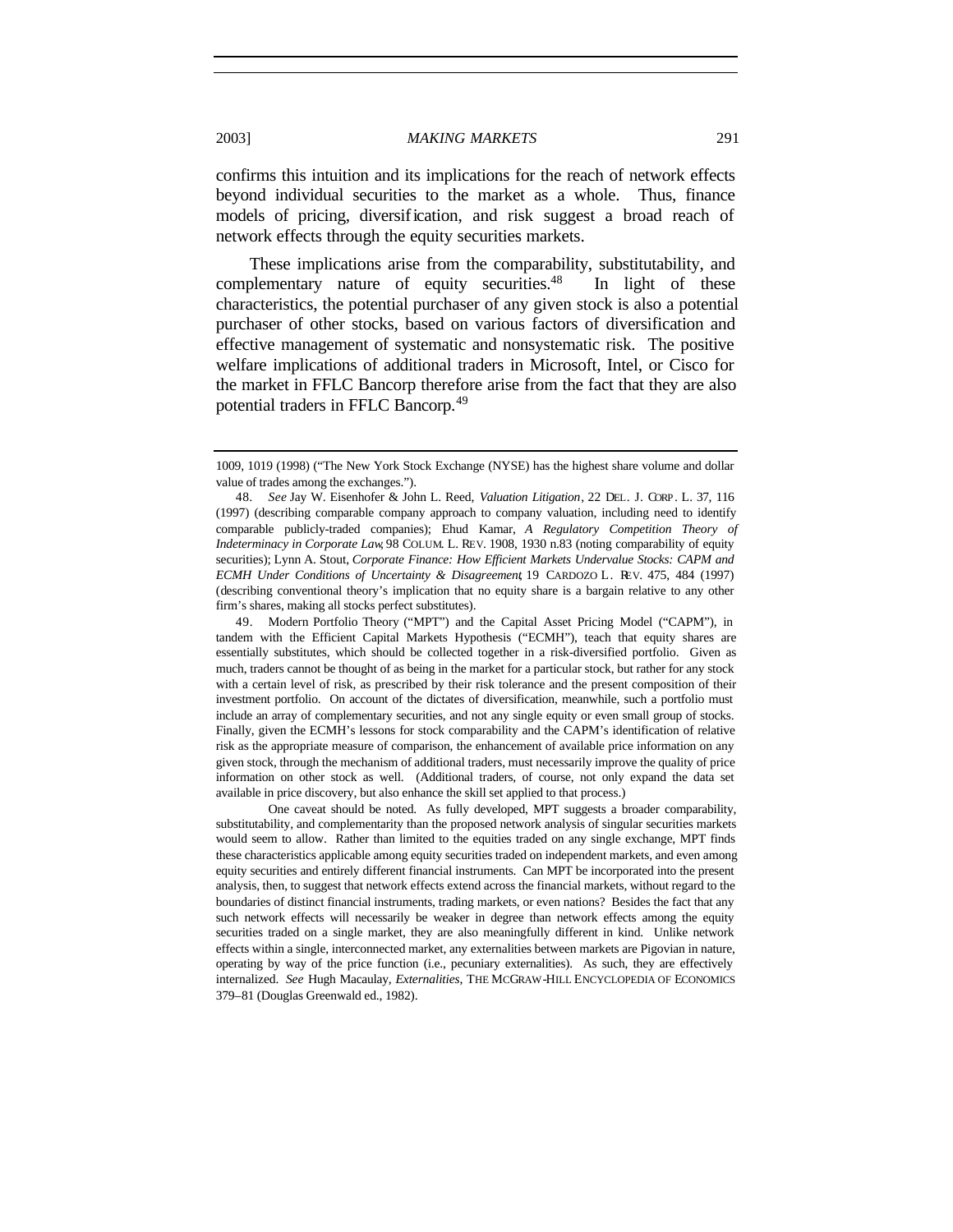confirms this intuition and its implications for the reach of network effects beyond individual securities to the market as a whole. Thus, finance models of pricing, diversification, and risk suggest a broad reach of network effects through the equity securities markets.

These implications arise from the comparability, substitutability, and complementary nature of equity securities.[48] In light of these characteristics, the potential purchaser of any given stock is also a potential purchaser of other stocks, based on various factors of diversification and effective management of systematic and nonsystematic risk. The positive welfare implications of additional traders in Microsoft, Intel, or Cisco for the market in FFLC Bancorp therefore arise from the fact that they are also potential traders in FFLC Bancorp.[49]

---

1009, 1019 (1998) ("The New York Stock Exchange (NYSE) has the highest share volume and dollar value of trades among the exchanges.").

48. *See* Jay W. Eisenhofer & John L. Reed, *Valuation Litigation*, 22 DEL. J. CORP. L. 37, 116 (1997) (describing comparable company approach to company valuation, including need to identify comparable publicly-traded companies); Ehud Kamar, *A Regulatory Competition Theory of Indeterminacy in Corporate Law*, 98 COLUM. L. REV. 1908, 1930 n.83 (noting comparability of equity securities); Lynn A. Stout, *Corporate Finance: How Efficient Markets Undervalue Stocks: CAPM and ECMH Under Conditions of Uncertainty & Disagreement*, 19 CARDOZO L. REV. 475, 484 (1997) (describing conventional theory's implication that no equity share is a bargain relative to any other firm's shares, making all stocks perfect substitutes).

49. Modern Portfolio Theory ("MPT") and the Capital Asset Pricing Model ("CAPM"), in tandem with the Efficient Capital Markets Hypothesis ("ECMH"), teach that equity shares are essentially substitutes, which should be collected together in a risk-diversified portfolio. Given as much, traders cannot be thought of as being in the market for a particular stock, but rather for any stock with a certain level of risk, as prescribed by their risk tolerance and the present composition of their investment portfolio. On account of the dictates of diversification, meanwhile, such a portfolio must include an array of complementary securities, and not any single equity or even small group of stocks. Finally, given the ECMH's lessons for stock comparability and the CAPM's identification of relative risk as the appropriate measure of comparison, the enhancement of available price information on any given stock, through the mechanism of additional traders, must necessarily improve the quality of price information on other stock as well. (Additional traders, of course, not only expand the data set available in price discovery, but also enhance the skill set applied to that process.)

One caveat should be noted. As fully developed, MPT suggests a broader comparability, substitutability, and complementarity than the proposed network analysis of singular securities markets would seem to allow. Rather than limited to the equities traded on any single exchange, MPT finds these characteristics applicable among equity securities traded on independent markets, and even among equity securities and entirely different financial instruments. Can MPT be incorporated into the present analysis, then, to suggest that network effects extend across the financial markets, without regard to the boundaries of distinct financial instruments, trading markets, or even nations? Besides the fact that any such network effects will necessarily be weaker in degree than network effects among the equity securities traded on a single market, they are also meaningfully different in kind. Unlike network effects within a single, interconnected market, any externalities between markets are Pigovian in nature, operating by way of the price function (i.e., pecuniary externalities). As such, they are effectively internalized. *See* Hugh Macaulay, *Externalities*, THE MCGRAW-HILL ENCYCLOPEDIA OF ECONOMICS 379–81 (Douglas Greenwald ed., 1982).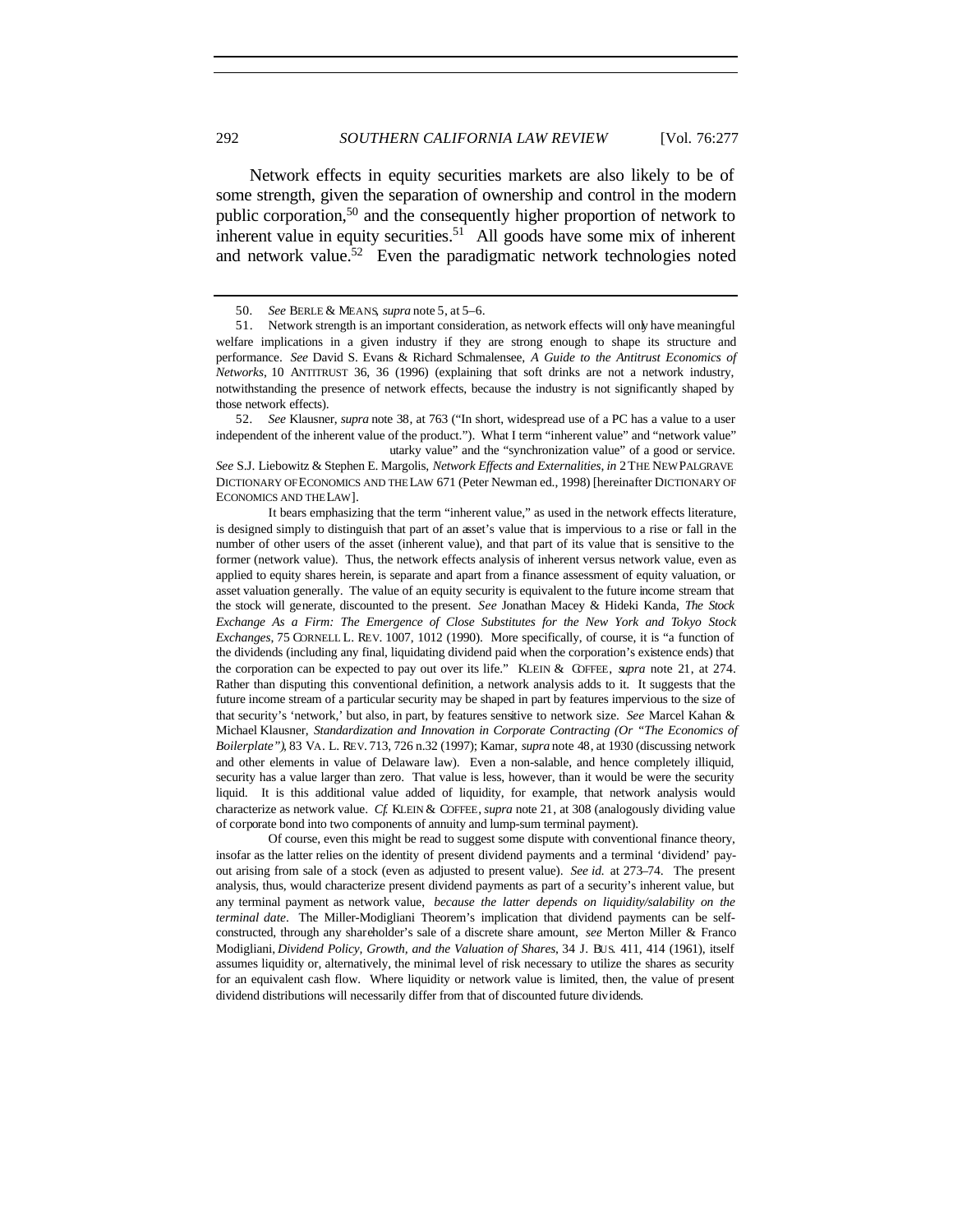Network effects in equity securities markets are also likely to be of some strength, given the separation of ownership and control in the modern public corporation,[50] and the consequently higher proportion of network to inherent value in equity securities.[51] All goods have some mix of inherent and network value.[52] Even the paradigmatic network technologies noted

---

50. *See* BERLE & MEANS, *supra* note 5, at 5–6.

51. Network strength is an important consideration, as network effects will only have meaningful welfare implications in a given industry if they are strong enough to shape its structure and performance. *See* David S. Evans & Richard Schmalensee, *A Guide to the Antitrust Economics of Networks*, 10 ANTITRUST 36, 36 (1996) (explaining that soft drinks are not a network industry, notwithstanding the presence of network effects, because the industry is not significantly shaped by those network effects).

52. *See* Klausner, *supra* note 38, at 763 ("In short, widespread use of a PC has a value to a user independent of the inherent value of the product."). What I term "inherent value" and "network value" utarky value" and the "synchronization value" of a good or service. *See* S.J. Liebowitz & Stephen E. Margolis, *Network Effects and Externalities*, *in* 2 THE NEW PALGRAVE DICTIONARY OF ECONOMICS AND THE LAW 671 (Peter Newman ed., 1998) [hereinafter DICTIONARY OF ECONOMICS AND THE LAW].

It bears emphasizing that the term "inherent value," as used in the network effects literature, is designed simply to distinguish that part of an asset's value that is impervious to a rise or fall in the number of other users of the asset (inherent value), and that part of its value that is sensitive to the former (network value). Thus, the network effects analysis of inherent versus network value, even as applied to equity shares herein, is separate and apart from a finance assessment of equity valuation, or asset valuation generally. The value of an equity security is equivalent to the future income stream that the stock will generate, discounted to the present. *See* Jonathan Macey & Hideki Kanda, *The Stock Exchange As a Firm: The Emergence of Close Substitutes for the New York and Tokyo Stock Exchanges*, 75 CORNELL L. REV. 1007, 1012 (1990). More specifically, of course, it is "a function of the dividends (including any final, liquidating dividend paid when the corporation's existence ends) that the corporation can be expected to pay out over its life." KLEIN & COFFEE, *supra* note 21, at 274. Rather than disputing this conventional definition, a network analysis adds to it. It suggests that the future income stream of a particular security may be shaped in part by features impervious to the size of that security's 'network,' but also, in part, by features sensitive to network size. *See* Marcel Kahan & Michael Klausner, *Standardization and Innovation in Corporate Contracting (Or "The Economics of Boilerplate")*, 83 VA. L. REV. 713, 726 n.32 (1997); Kamar, *supra* note 48, at 1930 (discussing network and other elements in value of Delaware law). Even a non-salable, and hence completely illiquid, security has a value larger than zero. That value is less, however, than it would be were the security liquid. It is this additional value added of liquidity, for example, that network analysis would characterize as network value. *Cf.* KLEIN & COFFEE, *supra* note 21, at 308 (analogously dividing value of corporate bond into two components of annuity and lump-sum terminal payment).

Of course, even this might be read to suggest some dispute with conventional finance theory, insofar as the latter relies on the identity of present dividend payments and a terminal 'dividend' payout arising from sale of a stock (even as adjusted to present value). *See id.* at 273–74. The present analysis, thus, would characterize present dividend payments as part of a security's inherent value, but any terminal payment as network value, *because the latter depends on liquidity/salability on the terminal date*. The Miller-Modigliani Theorem's implication that dividend payments can be self-constructed, through any shareholder's sale of a discrete share amount, *see* Merton Miller & Franco Modigliani, *Dividend Policy, Growth, and the Valuation of Shares*, 34 J. BUS. 411, 414 (1961), itself assumes liquidity or, alternatively, the minimal level of risk necessary to utilize the shares as security for an equivalent cash flow. Where liquidity or network value is limited, then, the value of present dividend distributions will necessarily differ from that of discounted future dividends.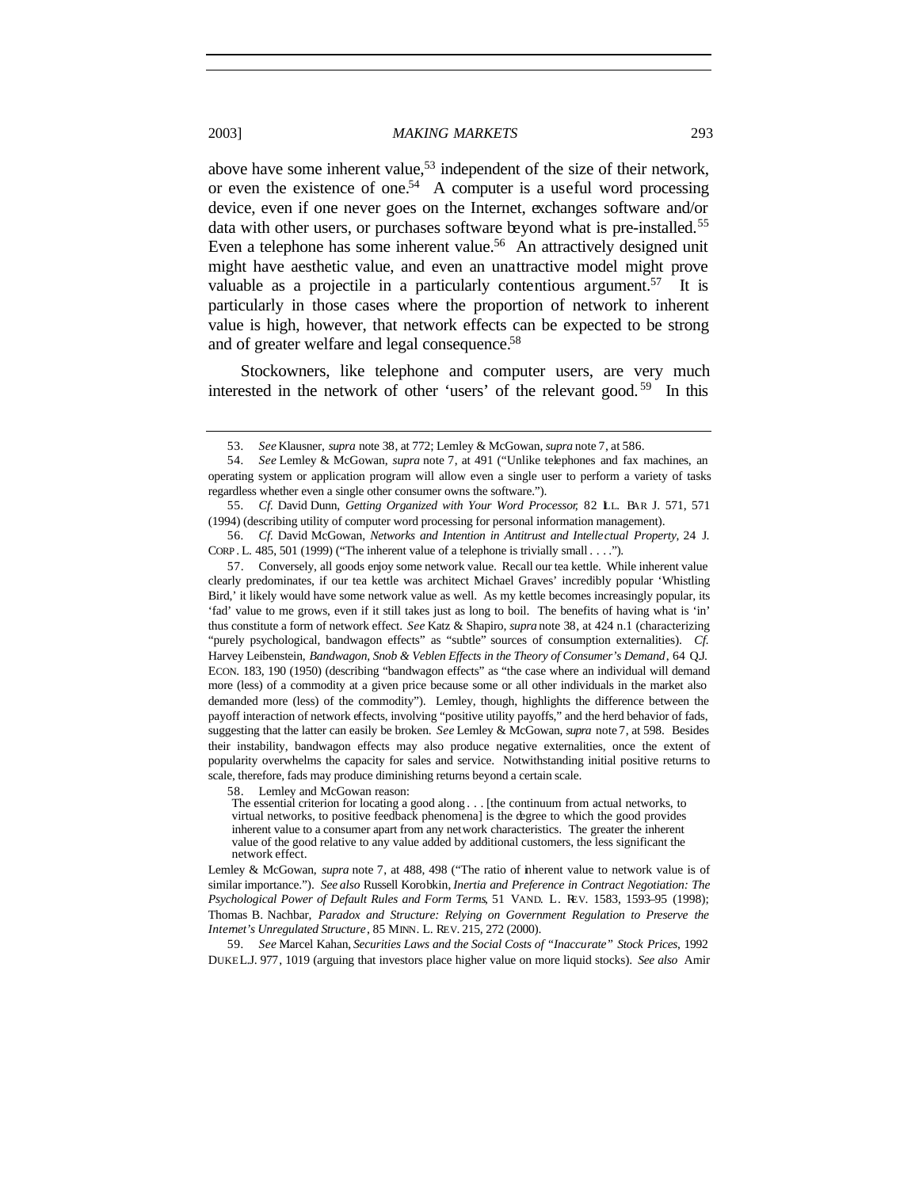above have some inherent value,[53] independent of the size of their network, or even the existence of one.[54] A computer is a useful word processing device, even if one never goes on the Internet, exchanges software and/or data with other users, or purchases software beyond what is pre-installed.[55] Even a telephone has some inherent value.[56] An attractively designed unit might have aesthetic value, and even an unattractive model might prove valuable as a projectile in a particularly contentious argument.[57] It is particularly in those cases where the proportion of network to inherent value is high, however, that network effects can be expected to be strong and of greater welfare and legal consequence.[58]

Stockowners, like telephone and computer users, are very much interested in the network of other 'users' of the relevant good.[59] In this

---

53. *See* Klausner, *supra* note 38, at 772; Lemley & McGowan, *supra* note 7, at 586.

54. *See* Lemley & McGowan, *supra* note 7, at 491 ("Unlike telephones and fax machines, an operating system or application program will allow even a single user to perform a variety of tasks regardless whether even a single other consumer owns the software.").

55. *Cf.* David Dunn, *Getting Organized with Your Word Processor*, 82 ILL. BAR J. 571, 571 (1994) (describing utility of computer word processing for personal information management).

56. *Cf.* David McGowan, *Networks and Intention in Antitrust and Intellectual Property*, 24 J. CORP. L. 485, 501 (1999) ("The inherent value of a telephone is trivially small . . . .").

57. Conversely, all goods enjoy some network value. Recall our tea kettle. While inherent value clearly predominates, if our tea kettle was architect Michael Graves' incredibly popular 'Whistling Bird,' it likely would have some network value as well. As my kettle becomes increasingly popular, its 'fad' value to me grows, even if it still takes just as long to boil. The benefits of having what is 'in' thus constitute a form of network effect. *See* Katz & Shapiro, *supra* note 38, at 424 n.1 (characterizing "purely psychological, bandwagon effects" as "subtle" sources of consumption externalities). *Cf.* Harvey Leibenstein, *Bandwagon, Snob & Veblen Effects in the Theory of Consumer's Demand*, 64 Q.J. ECON. 183, 190 (1950) (describing "bandwagon effects" as "the case where an individual will demand more (less) of a commodity at a given price because some or all other individuals in the market also demanded more (less) of the commodity"). Lemley, though, highlights the difference between the payoff interaction of network effects, involving "positive utility payoffs," and the herd behavior of fads, suggesting that the latter can easily be broken. *See* Lemley & McGowan, *supra* note 7, at 598. Besides their instability, bandwagon effects may also produce negative externalities, once the extent of popularity overwhelms the capacity for sales and service. Notwithstanding initial positive returns to scale, therefore, fads may produce diminishing returns beyond a certain scale.

58. Lemley and McGowan reason:

> The essential criterion for locating a good along . . . [the continuum from actual networks, to virtual networks, to positive feedback phenomena] is the degree to which the good provides inherent value to a consumer apart from any network characteristics. The greater the inherent value of the good relative to any value added by additional customers, the less significant the network effect.

Lemley & McGowan, *supra* note 7, at 488, 498 ("The ratio of inherent value to network value is of similar importance."). *See also* Russell Korobkin, *Inertia and Preference in Contract Negotiation: The Psychological Power of Default Rules and Form Terms*, 51 VAND. L. REV. 1583, 1593–95 (1998); Thomas B. Nachbar, *Paradox and Structure: Relying on Government Regulation to Preserve the Internet's Unregulated Structure*, 85 MINN. L. REV. 215, 272 (2000).

59. *See* Marcel Kahan, *Securities Laws and the Social Costs of "Inaccurate" Stock Prices*, 1992 DUKE L.J. 977, 1019 (arguing that investors place higher value on more liquid stocks). *See also* Amir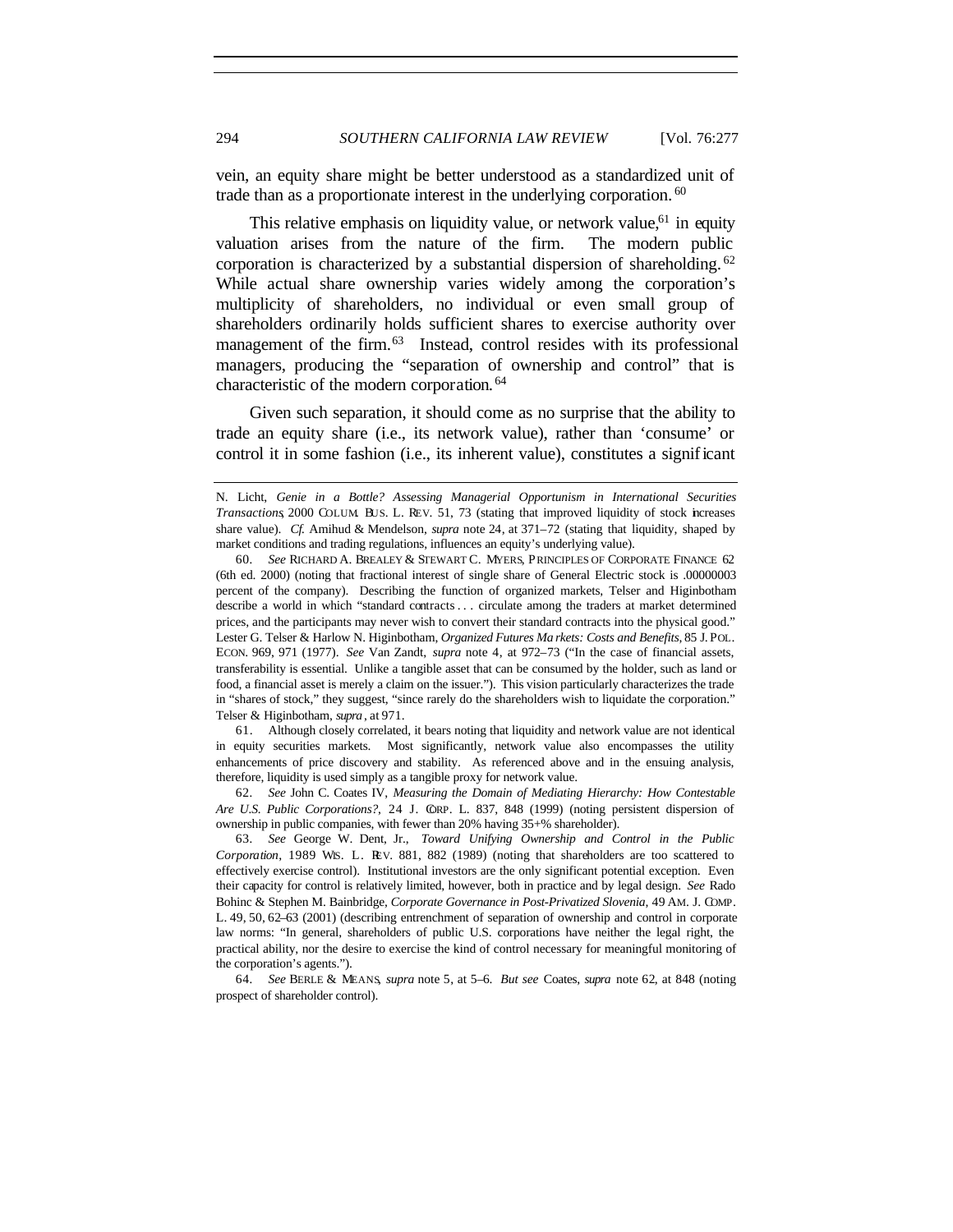vein, an equity share might be better understood as a standardized unit of trade than as a proportionate interest in the underlying corporation.[60]

This relative emphasis on liquidity value, or network value,[61] in equity valuation arises from the nature of the firm. The modern public corporation is characterized by a substantial dispersion of shareholding.[62] While actual share ownership varies widely among the corporation's multiplicity of shareholders, no individual or even small group of shareholders ordinarily holds sufficient shares to exercise authority over management of the firm.[63] Instead, control resides with its professional managers, producing the "separation of ownership and control" that is characteristic of the modern corporation.[64]

Given such separation, it should come as no surprise that the ability to trade an equity share (i.e., its network value), rather than 'consume' or control it in some fashion (i.e., its inherent value), constitutes a significant

---

N. Licht, *Genie in a Bottle? Assessing Managerial Opportunism in International Securities Transactions*, 2000 COLUM. BUS. L. REV. 51, 73 (stating that improved liquidity of stock increases share value). *Cf.* Amihud & Mendelson, *supra* note 24, at 371–72 (stating that liquidity, shaped by market conditions and trading regulations, influences an equity's underlying value).

60. *See* RICHARD A. BREALEY & STEWART C. MYERS, PRINCIPLES OF CORPORATE FINANCE 62 (6th ed. 2000) (noting that fractional interest of single share of General Electric stock is .00000003 percent of the company). Describing the function of organized markets, Telser and Higinbotham describe a world in which "standard contracts . . . circulate among the traders at market determined prices, and the participants may never wish to convert their standard contracts into the physical good." Lester G. Telser & Harlow N. Higinbotham, *Organized Futures Markets: Costs and Benefits*, 85 J. POL. ECON. 969, 971 (1977). *See* Van Zandt, *supra* note 4, at 972–73 ("In the case of financial assets, transferability is essential. Unlike a tangible asset that can be consumed by the holder, such as land or food, a financial asset is merely a claim on the issuer."). This vision particularly characterizes the trade in "shares of stock," they suggest, "since rarely do the shareholders wish to liquidate the corporation." Telser & Higinbotham, *supra*, at 971.

61. Although closely correlated, it bears noting that liquidity and network value are not identical in equity securities markets. Most significantly, network value also encompasses the utility enhancements of price discovery and stability. As referenced above and in the ensuing analysis, therefore, liquidity is used simply as a tangible proxy for network value.

62. *See* John C. Coates IV, *Measuring the Domain of Mediating Hierarchy: How Contestable Are U.S. Public Corporations?*, 24 J. CORP. L. 837, 848 (1999) (noting persistent dispersion of ownership in public companies, with fewer than 20% having 35+% shareholder).

63. *See* George W. Dent, Jr., *Toward Unifying Ownership and Control in the Public Corporation*, 1989 WIS. L. REV. 881, 882 (1989) (noting that shareholders are too scattered to effectively exercise control). Institutional investors are the only significant potential exception. Even their capacity for control is relatively limited, however, both in practice and by legal design. *See* Rado Bohinc & Stephen M. Bainbridge, *Corporate Governance in Post-Privatized Slovenia*, 49 AM. J. COMP. L. 49, 50, 62–63 (2001) (describing entrenchment of separation of ownership and control in corporate law norms: "In general, shareholders of public U.S. corporations have neither the legal right, the practical ability, nor the desire to exercise the kind of control necessary for meaningful monitoring of the corporation's agents.").

64. *See* BERLE & MEANS, *supra* note 5, at 5–6. *But see* Coates, *supra* note 62, at 848 (noting prospect of shareholder control).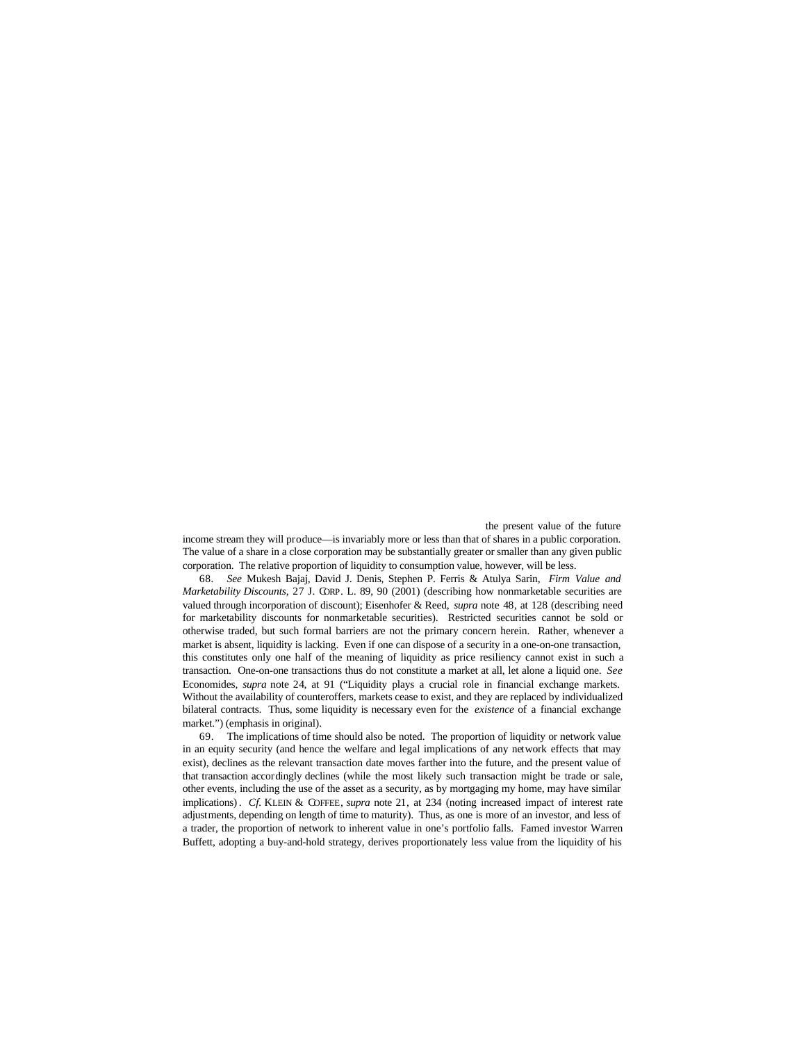the present value of the future income stream they will produce—is invariably more or less than that of shares in a public corporation. The value of a share in a close corporation may be substantially greater or smaller than any given public corporation. The relative proportion of liquidity to consumption value, however, will be less.

68. *See* Mukesh Bajaj, David J. Denis, Stephen P. Ferris & Atulya Sarin, *Firm Value and Marketability Discounts*, 27 J. CORP. L. 89, 90 (2001) (describing how nonmarketable securities are valued through incorporation of discount); Eisenhofer & Reed, *supra* note 48, at 128 (describing need for marketability discounts for nonmarketable securities). Restricted securities cannot be sold or otherwise traded, but such formal barriers are not the primary concern herein. Rather, whenever a market is absent, liquidity is lacking. Even if one can dispose of a security in a one-on-one transaction, this constitutes only one half of the meaning of liquidity as price resiliency cannot exist in such a transaction. One-on-one transactions thus do not constitute a market at all, let alone a liquid one. *See* Economides, *supra* note 24, at 91 ("Liquidity plays a crucial role in financial exchange markets. Without the availability of counteroffers, markets cease to exist, and they are replaced by individualized bilateral contracts. Thus, some liquidity is necessary even for the *existence* of a financial exchange market.") (emphasis in original).

69. The implications of time should also be noted. The proportion of liquidity or network value in an equity security (and hence the welfare and legal implications of any network effects that may exist), declines as the relevant transaction date moves farther into the future, and the present value of that transaction accordingly declines (while the most likely such transaction might be trade or sale, other events, including the use of the asset as a security, as by mortgaging my home, may have similar implications). *Cf.* KLEIN & COFFEE, *supra* note 21, at 234 (noting increased impact of interest rate adjustments, depending on length of time to maturity). Thus, as one is more of an investor, and less of a trader, the proportion of network to inherent value in one's portfolio falls. Famed investor Warren Buffett, adopting a buy-and-hold strategy, derives proportionately less value from the liquidity of his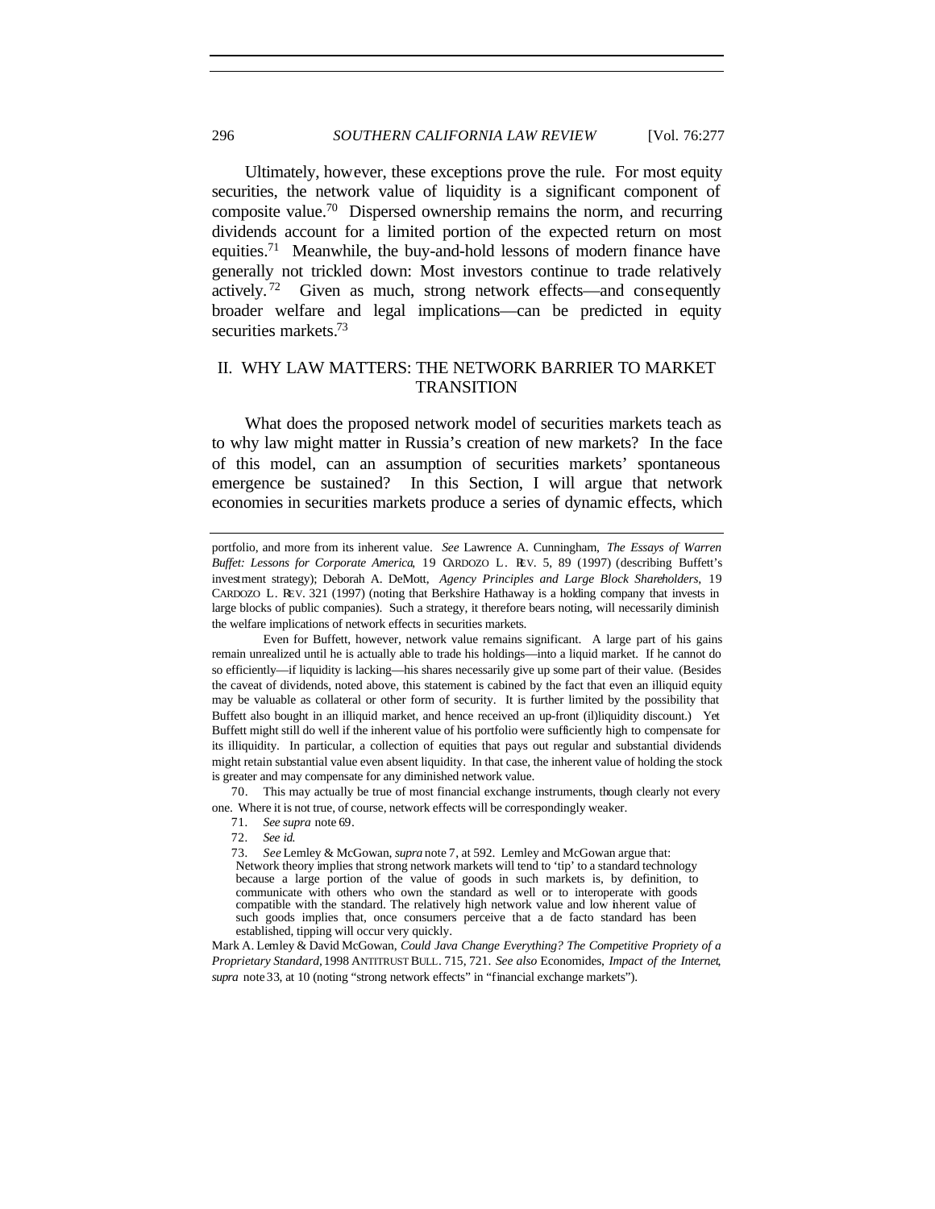Ultimately, however, these exceptions prove the rule. For most equity securities, the network value of liquidity is a significant component of composite value.[70] Dispersed ownership remains the norm, and recurring dividends account for a limited portion of the expected return on most equities.[71] Meanwhile, the buy-and-hold lessons of modern finance have generally not trickled down: Most investors continue to trade relatively actively.[72] Given as much, strong network effects—and consequently broader welfare and legal implications—can be predicted in equity securities markets.[73]

## II. WHY LAW MATTERS: THE NETWORK BARRIER TO MARKET TRANSITION

What does the proposed network model of securities markets teach as to why law might matter in Russia's creation of new markets? In the face of this model, can an assumption of securities markets' spontaneous emergence be sustained? In this Section, I will argue that network economies in securities markets produce a series of dynamic effects, which

---

portfolio, and more from its inherent value. *See* Lawrence A. Cunningham, *The Essays of Warren Buffet: Lessons for Corporate America*, 19 CARDOZO L. REV. 5, 89 (1997) (describing Buffett's investment strategy); Deborah A. DeMott, *Agency Principles and Large Block Shareholders*, 19 CARDOZO L. REV. 321 (1997) (noting that Berkshire Hathaway is a holding company that invests in large blocks of public companies). Such a strategy, it therefore bears noting, will necessarily diminish the welfare implications of network effects in securities markets.

Even for Buffett, however, network value remains significant. A large part of his gains remain unrealized until he is actually able to trade his holdings—into a liquid market. If he cannot do so efficiently—if liquidity is lacking—his shares necessarily give up some part of their value. (Besides the caveat of dividends, noted above, this statement is cabined by the fact that even an illiquid equity may be valuable as collateral or other form of security. It is further limited by the possibility that Buffett also bought in an illiquid market, and hence received an up-front (il)liquidity discount.) Yet Buffett might still do well if the inherent value of his portfolio were sufficiently high to compensate for its illiquidity. In particular, a collection of equities that pays out regular and substantial dividends might retain substantial value even absent liquidity. In that case, the inherent value of holding the stock is greater and may compensate for any diminished network value.

70. This may actually be true of most financial exchange instruments, though clearly not every one. Where it is not true, of course, network effects will be correspondingly weaker.

71. *See supra* note 69.

72. *See id.*

73. *See* Lemley & McGowan, *supra* note 7, at 592. Lemley and McGowan argue that:

> Network theory implies that strong network markets will tend to 'tip' to a standard technology because a large portion of the value of goods in such markets is, by definition, to communicate with others who own the standard as well or to interoperate with goods compatible with the standard. The relatively high network value and low inherent value of such goods implies that, once consumers perceive that a de facto standard has been established, tipping will occur very quickly.

Mark A. Lemley & David McGowan, *Could Java Change Everything? The Competitive Propriety of a Proprietary Standard*, 1998 ANTITRUST BULL. 715, 721. *See also* Economides, *Impact of the Internet*, *supra* note 33, at 10 (noting "strong network effects" in "financial exchange markets").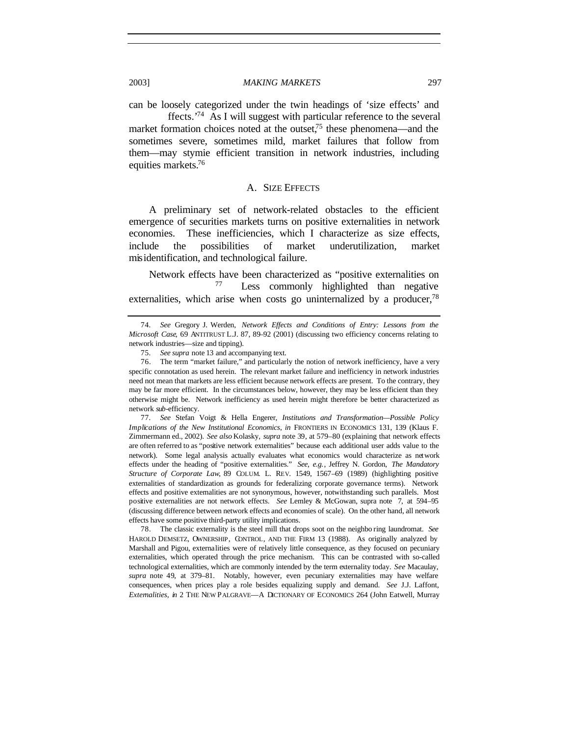can be loosely categorized under the twin headings of 'size effects' and ffects.'[74] As I will suggest with particular reference to the several market formation choices noted at the outset,[75] these phenomena—and the sometimes severe, sometimes mild, market failures that follow from them—may stymie efficient transition in network industries, including equities markets.[76]

## A. SIZE EFFECTS

A preliminary set of network-related obstacles to the efficient emergence of securities markets turns on positive externalities in network economies. These inefficiencies, which I characterize as size effects, include the possibilities of market underutilization, market misidentification, and technological failure.

Network effects have been characterized as "positive externalities on [77] Less commonly highlighted than negative externalities, which arise when costs go uninternalized by a producer,[78]

---

74. *See* Gregory J. Werden, *Network Effects and Conditions of Entry: Lessons from the Microsoft Case*, 69 ANTITRUST L.J. 87, 89–92 (2001) (discussing two efficiency concerns relating to network industries—size and tipping).

75. *See supra* note 13 and accompanying text.

76. The term "market failure," and particularly the notion of network inefficiency, have a very specific connotation as used herein. The relevant market failure and inefficiency in network industries need not mean that markets are less efficient because network effects are present. To the contrary, they may be far more efficient. In the circumstances below, however, they may be less efficient than they otherwise might be. Network inefficiency as used herein might therefore be better characterized as network *sub*-efficiency.

77. *See* Stefan Voigt & Hella Engerer, *Institutions and Transformation—Possible Policy Implications of the New Institutional Economics*, *in* FRONTIERS IN ECONOMICS 131, 139 (Klaus F. Zimmermann ed., 2002). *See also* Kolasky, *supra* note 39, at 579–80 (explaining that network effects are often referred to as "positive network externalities" because each additional user adds value to the network). Some legal analysis actually evaluates what economics would characterize as network effects under the heading of "positive externalities." *See, e.g.*, Jeffrey N. Gordon, *The Mandatory Structure of Corporate Law*, 89 COLUM. L. REV. 1549, 1567–69 (1989) (highlighting positive externalities of standardization as grounds for federalizing corporate governance terms). Network effects and positive externalities are not synonymous, however, notwithstanding such parallels. Most positive externalities are not network effects. *See* Lemley & McGowan, supra note 7, at 594–95 (discussing difference between network effects and economies of scale). On the other hand, all network effects have some positive third-party utility implications.

78. The classic externality is the steel mill that drops soot on the neighboring laundromat. *See* HAROLD DEMSETZ, OWNERSHIP, CONTROL, AND THE FIRM 13 (1988). As originally analyzed by Marshall and Pigou, externalities were of relatively little consequence, as they focused on pecuniary externalities, which operated through the price mechanism. This can be contrasted with so-called technological externalities, which are commonly intended by the term externality today. *See* Macaulay, *supra* note 49, at 379–81. Notably, however, even pecuniary externalities may have welfare consequences, when prices play a role besides equalizing supply and demand. *See* J.J. Laffont, *Externalities*, *in* 2 THE NEW PALGRAVE—A DICTIONARY OF ECONOMICS 264 (John Eatwell, Murray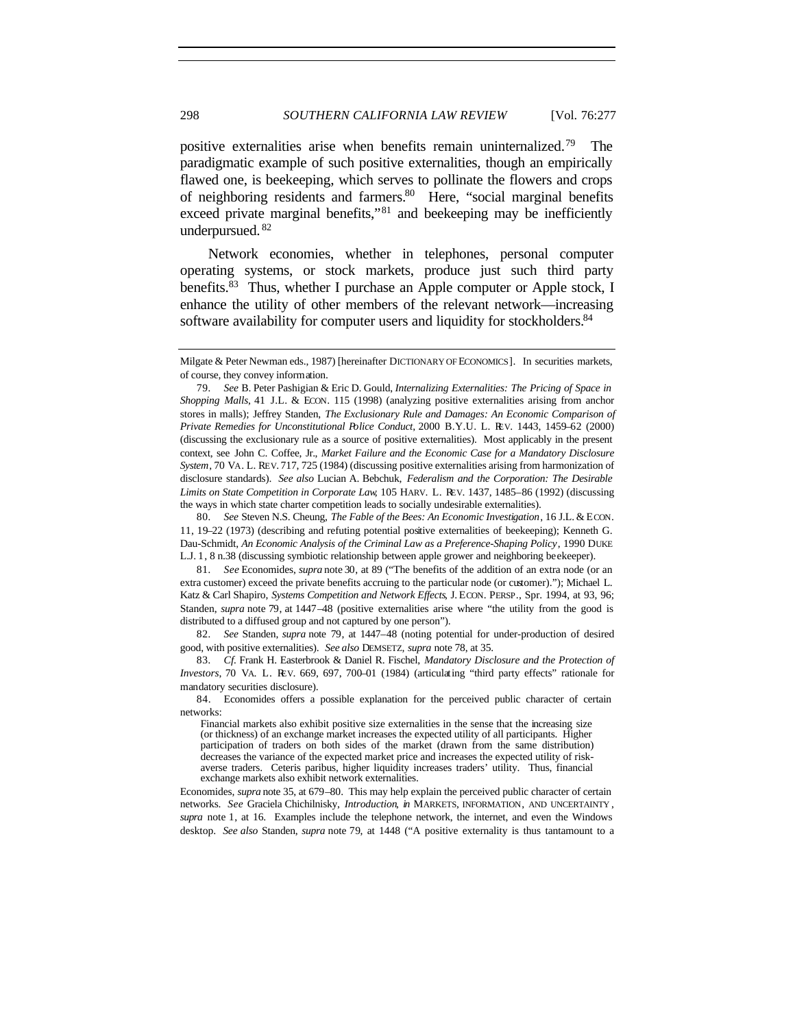positive externalities arise when benefits remain uninternalized.[79] The paradigmatic example of such positive externalities, though an empirically flawed one, is beekeeping, which serves to pollinate the flowers and crops of neighboring residents and farmers.[80] Here, "social marginal benefits exceed private marginal benefits,"[81] and beekeeping may be inefficiently underpursued.[82]

Network economies, whether in telephones, personal computer operating systems, or stock markets, produce just such third party benefits.[83] Thus, whether I purchase an Apple computer or Apple stock, I enhance the utility of other members of the relevant network—increasing software availability for computer users and liquidity for stockholders.[84]

---

Milgate & Peter Newman eds., 1987) [hereinafter DICTIONARY OF ECONOMICS]. In securities markets, of course, they convey information.

79. *See* B. Peter Pashigian & Eric D. Gould, *Internalizing Externalities: The Pricing of Space in Shopping Malls*, 41 J.L. & ECON. 115 (1998) (analyzing positive externalities arising from anchor stores in malls); Jeffrey Standen, *The Exclusionary Rule and Damages: An Economic Comparison of Private Remedies for Unconstitutional Police Conduct*, 2000 B.Y.U. L. REV. 1443, 1459–62 (2000) (discussing the exclusionary rule as a source of positive externalities). Most applicably in the present context, see John C. Coffee, Jr., *Market Failure and the Economic Case for a Mandatory Disclosure System*, 70 VA. L. REV. 717, 725 (1984) (discussing positive externalities arising from harmonization of disclosure standards). *See also* Lucian A. Bebchuk, *Federalism and the Corporation: The Desirable Limits on State Competition in Corporate Law*, 105 HARV. L. REV. 1437, 1485–86 (1992) (discussing the ways in which state charter competition leads to socially undesirable externalities).

80. *See* Steven N.S. Cheung, *The Fable of the Bees: An Economic Investigation*, 16 J.L. & ECON. 11, 19–22 (1973) (describing and refuting potential positive externalities of beekeeping); Kenneth G. Dau-Schmidt, *An Economic Analysis of the Criminal Law as a Preference-Shaping Policy*, 1990 DUKE L.J. 1, 8 n.38 (discussing symbiotic relationship between apple grower and neighboring beekeeper).

81. *See* Economides, *supra* note 30, at 89 ("The benefits of the addition of an extra node (or an extra customer) exceed the private benefits accruing to the particular node (or customer)."); Michael L. Katz & Carl Shapiro, *Systems Competition and Network Effects*, J. ECON. PERSP., Spr. 1994, at 93, 96; Standen, *supra* note 79, at 1447–48 (positive externalities arise where "the utility from the good is distributed to a diffused group and not captured by one person").

82. *See* Standen, *supra* note 79, at 1447–48 (noting potential for under-production of desired good, with positive externalities). *See also* DEMSETZ, *supra* note 78, at 35.

83. *Cf.* Frank H. Easterbrook & Daniel R. Fischel, *Mandatory Disclosure and the Protection of Investors*, 70 VA. L. REV. 669, 697, 700–01 (1984) (articulating "third party effects" rationale for mandatory securities disclosure).

84. Economides offers a possible explanation for the perceived public character of certain networks:

> Financial markets also exhibit positive size externalities in the sense that the increasing size (or thickness) of an exchange market increases the expected utility of all participants. Higher participation of traders on both sides of the market (drawn from the same distribution) decreases the variance of the expected market price and increases the expected utility of risk-averse traders. Ceteris paribus, higher liquidity increases traders' utility. Thus, financial exchange markets also exhibit network externalities.

Economides, *supra* note 35, at 679–80. This may help explain the perceived public character of certain networks. *See* Graciela Chichilnisky, *Introduction*, *in* MARKETS, INFORMATION, AND UNCERTAINTY, *supra* note 1, at 16. Examples include the telephone network, the internet, and even the Windows desktop. *See also* Standen, *supra* note 79, at 1448 ("A positive externality is thus tantamount to a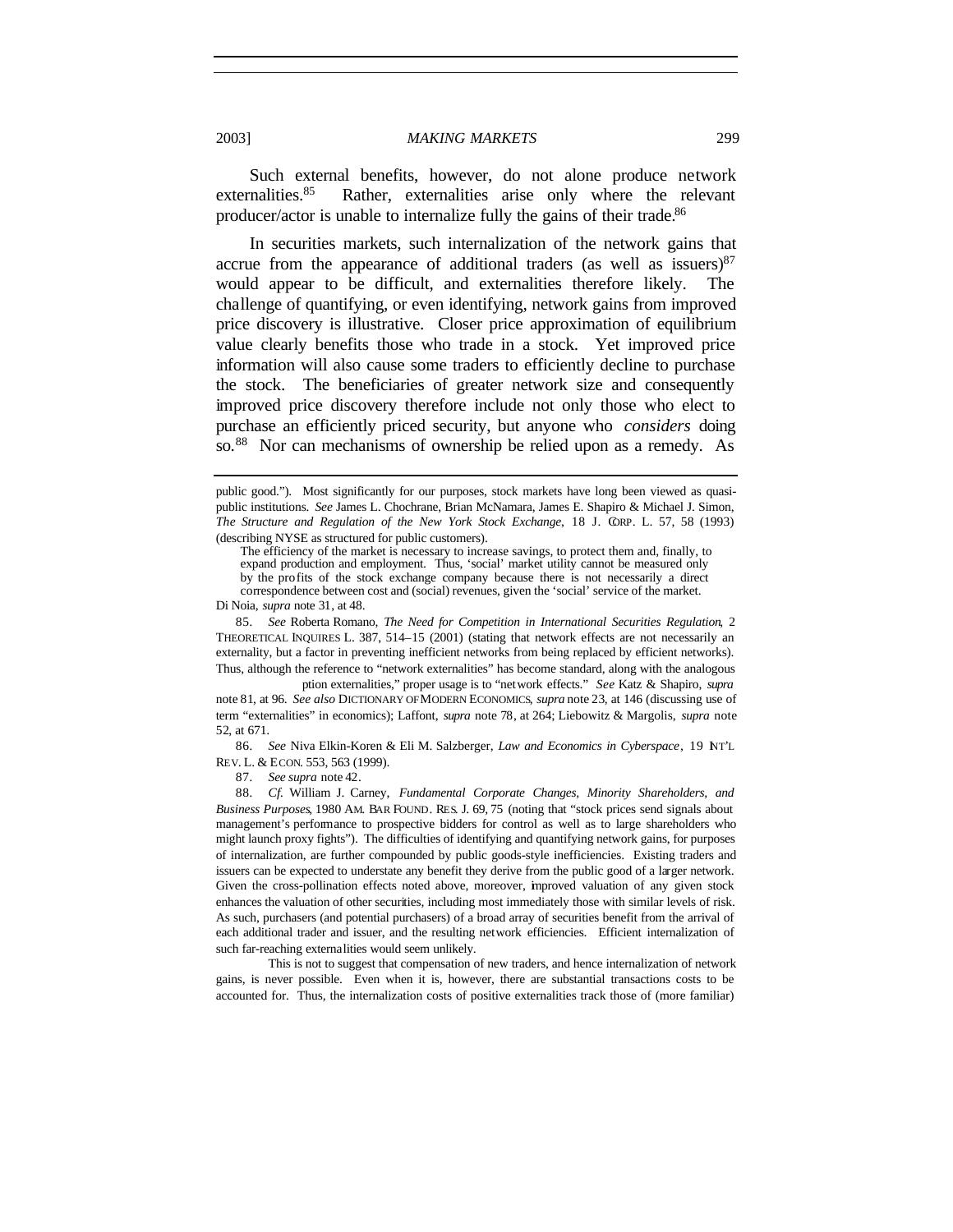Such external benefits, however, do not alone produce network externalities.[85] Rather, externalities arise only where the relevant producer/actor is unable to internalize fully the gains of their trade.[86]

In securities markets, such internalization of the network gains that accrue from the appearance of additional traders (as well as issuers)[87] would appear to be difficult, and externalities therefore likely. The challenge of quantifying, or even identifying, network gains from improved price discovery is illustrative. Closer price approximation of equilibrium value clearly benefits those who trade in a stock. Yet improved price information will also cause some traders to efficiently decline to purchase the stock. The beneficiaries of greater network size and consequently improved price discovery therefore include not only those who elect to purchase an efficiently priced security, but anyone who *considers* doing so.[88] Nor can mechanisms of ownership be relied upon as a remedy. As

---

public good."). Most significantly for our purposes, stock markets have long been viewed as quasi-public institutions. *See* James L. Chochrane, Brian McNamara, James E. Shapiro & Michael J. Simon, *The Structure and Regulation of the New York Stock Exchange*, 18 J. CORP. L. 57, 58 (1993) (describing NYSE as structured for public customers).

> The efficiency of the market is necessary to increase savings, to protect them and, finally, to expand production and employment. Thus, 'social' market utility cannot be measured only by the profits of the stock exchange company because there is not necessarily a direct correspondence between cost and (social) revenues, given the 'social' service of the market.

Di Noia, *supra* note 31, at 48.

85. *See* Roberta Romano, *The Need for Competition in International Securities Regulation*, 2 THEORETICAL INQUIRES L. 387, 514–15 (2001) (stating that network effects are not necessarily an externality, but a factor in preventing inefficient networks from being replaced by efficient networks). Thus, although the reference to "network externalities" has become standard, along with the analogous ption externalities," proper usage is to "network effects." *See* Katz & Shapiro, *supra* note 81, at 96. *See also* DICTIONARY OF MODERN ECONOMICS, *supra* note 23, at 146 (discussing use of term "externalities" in economics); Laffont, *supra* note 78, at 264; Liebowitz & Margolis, *supra* note 52, at 671.

86. *See* Niva Elkin-Koren & Eli M. Salzberger, *Law and Economics in Cyberspace*, 19 INT'L REV. L. & ECON. 553, 563 (1999).

87. *See supra* note 42.

88. *Cf.* William J. Carney, *Fundamental Corporate Changes, Minority Shareholders, and Business Purposes*, 1980 AM. BAR FOUND. RES. J. 69, 75 (noting that "stock prices send signals about management's performance to prospective bidders for control as well as to large shareholders who might launch proxy fights"). The difficulties of identifying and quantifying network gains, for purposes of internalization, are further compounded by public goods-style inefficiencies. Existing traders and issuers can be expected to understate any benefit they derive from the public good of a larger network. Given the cross-pollination effects noted above, moreover, improved valuation of any given stock enhances the valuation of other securities, including most immediately those with similar levels of risk. As such, purchasers (and potential purchasers) of a broad array of securities benefit from the arrival of each additional trader and issuer, and the resulting network efficiencies. Efficient internalization of such far-reaching externalities would seem unlikely.

This is not to suggest that compensation of new traders, and hence internalization of network gains, is never possible. Even when it is, however, there are substantial transactions costs to be accounted for. Thus, the internalization costs of positive externalities track those of (more familiar)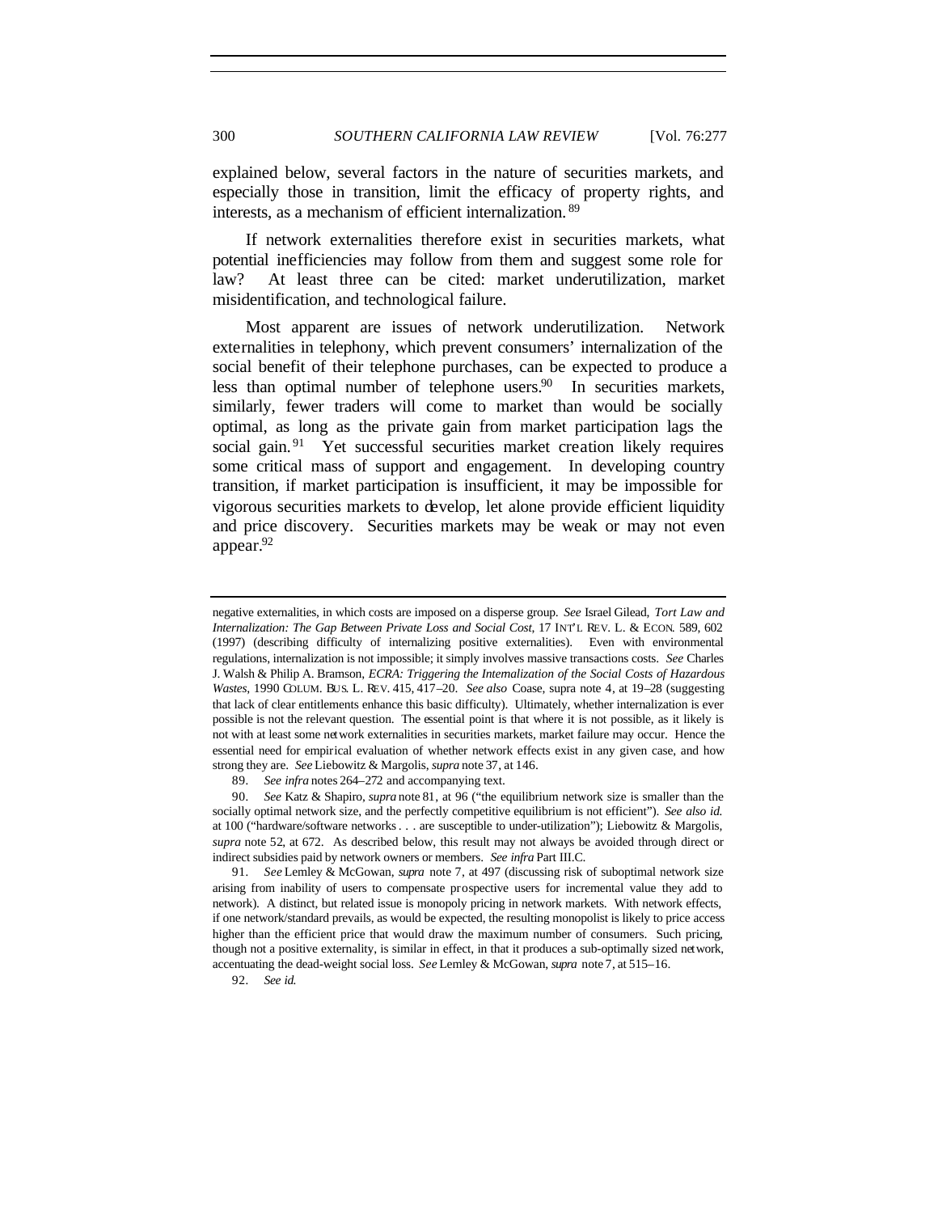explained below, several factors in the nature of securities markets, and especially those in transition, limit the efficacy of property rights, and interests, as a mechanism of efficient internalization.[89]

If network externalities therefore exist in securities markets, what potential inefficiencies may follow from them and suggest some role for law? At least three can be cited: market underutilization, market misidentification, and technological failure.

Most apparent are issues of network underutilization. Network externalities in telephony, which prevent consumers' internalization of the social benefit of their telephone purchases, can be expected to produce a less than optimal number of telephone users.[90] In securities markets, similarly, fewer traders will come to market than would be socially optimal, as long as the private gain from market participation lags the social gain.[91] Yet successful securities market creation likely requires some critical mass of support and engagement. In developing country transition, if market participation is insufficient, it may be impossible for vigorous securities markets to develop, let alone provide efficient liquidity and price discovery. Securities markets may be weak or may not even appear.[92]

---

negative externalities, in which costs are imposed on a disperse group. *See* Israel Gilead, *Tort Law and Internalization: The Gap Between Private Loss and Social Cost*, 17 INT'L REV. L. & ECON. 589, 602 (1997) (describing difficulty of internalizing positive externalities). Even with environmental regulations, internalization is not impossible; it simply involves massive transactions costs. *See* Charles J. Walsh & Philip A. Bramson, *ECRA: Triggering the Internalization of the Social Costs of Hazardous Wastes*, 1990 COLUM. BUS. L. REV. 415, 417–20. *See also* Coase, supra note 4, at 19–28 (suggesting that lack of clear entitlements enhance this basic difficulty). Ultimately, whether internalization is ever possible is not the relevant question. The essential point is that where it is not possible, as it likely is not with at least some network externalities in securities markets, market failure may occur. Hence the essential need for empirical evaluation of whether network effects exist in any given case, and how strong they are. *See* Liebowitz & Margolis, *supra* note 37, at 146.

89. *See infra* notes 264–272 and accompanying text.

90. *See* Katz & Shapiro, *supra* note 81, at 96 ("the equilibrium network size is smaller than the socially optimal network size, and the perfectly competitive equilibrium is not efficient"). *See also id.* at 100 ("hardware/software networks . . . are susceptible to under-utilization"); Liebowitz & Margolis, *supra* note 52, at 672. As described below, this result may not always be avoided through direct or indirect subsidies paid by network owners or members. *See infra* Part III.C.

91. *See* Lemley & McGowan, *supra* note 7, at 497 (discussing risk of suboptimal network size arising from inability of users to compensate prospective users for incremental value they add to network). A distinct, but related issue is monopoly pricing in network markets. With network effects, if one network/standard prevails, as would be expected, the resulting monopolist is likely to price access higher than the efficient price that would draw the maximum number of consumers. Such pricing, though not a positive externality, is similar in effect, in that it produces a sub-optimally sized network, accentuating the dead-weight social loss. *See* Lemley & McGowan, *supra* note 7, at 515–16.

92. *See id.*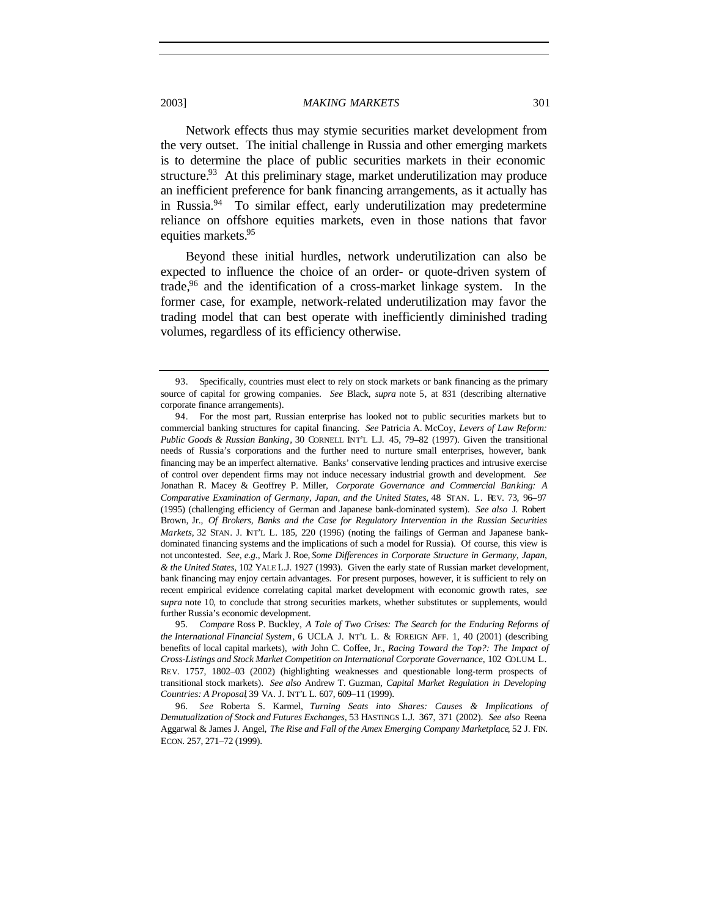Network effects thus may stymie securities market development from the very outset. The initial challenge in Russia and other emerging markets is to determine the place of public securities markets in their economic structure.[93] At this preliminary stage, market underutilization may produce an inefficient preference for bank financing arrangements, as it actually has in Russia.[94] To similar effect, early underutilization may predetermine reliance on offshore equities markets, even in those nations that favor equities markets.[95]

Beyond these initial hurdles, network underutilization can also be expected to influence the choice of an order- or quote-driven system of trade,[96] and the identification of a cross-market linkage system. In the former case, for example, network-related underutilization may favor the trading model that can best operate with inefficiently diminished trading volumes, regardless of its efficiency otherwise.

---

93. Specifically, countries must elect to rely on stock markets or bank financing as the primary source of capital for growing companies. *See* Black, *supra* note 5, at 831 (describing alternative corporate finance arrangements).

94. For the most part, Russian enterprise has looked not to public securities markets but to commercial banking structures for capital financing. *See* Patricia A. McCoy, *Levers of Law Reform: Public Goods & Russian Banking*, 30 CORNELL INT'L L.J. 45, 79–82 (1997). Given the transitional needs of Russia's corporations and the further need to nurture small enterprises, however, bank financing may be an imperfect alternative. Banks' conservative lending practices and intrusive exercise of control over dependent firms may not induce necessary industrial growth and development. *See* Jonathan R. Macey & Geoffrey P. Miller, *Corporate Governance and Commercial Banking: A Comparative Examination of Germany, Japan, and the United States*, 48 STAN. L. REV. 73, 96–97 (1995) (challenging efficiency of German and Japanese bank-dominated system). *See also* J. Robert Brown, Jr., *Of Brokers, Banks and the Case for Regulatory Intervention in the Russian Securities Markets*, 32 STAN. J. INT'L L. 185, 220 (1996) (noting the failings of German and Japanese bank-dominated financing systems and the implications of such a model for Russia). Of course, this view is not uncontested. *See, e.g.*, Mark J. Roe, *Some Differences in Corporate Structure in Germany, Japan, & the United States*, 102 YALE L.J. 1927 (1993). Given the early state of Russian market development, bank financing may enjoy certain advantages. For present purposes, however, it is sufficient to rely on recent empirical evidence correlating capital market development with economic growth rates, *see supra* note 10, to conclude that strong securities markets, whether substitutes or supplements, would further Russia's economic development.

95. *Compare* Ross P. Buckley, *A Tale of Two Crises: The Search for the Enduring Reforms of the International Financial System*, 6 UCLA J. INT'L L. & FOREIGN AFF. 1, 40 (2001) (describing benefits of local capital markets), *with* John C. Coffee, Jr., *Racing Toward the Top?: The Impact of Cross-Listings and Stock Market Competition on International Corporate Governance*, 102 COLUM. L. REV. 1757, 1802–03 (2002) (highlighting weaknesses and questionable long-term prospects of transitional stock markets). *See also* Andrew T. Guzman, *Capital Market Regulation in Developing Countries: A Proposal*, 39 VA. J. INT'L L. 607, 609–11 (1999).

96. *See* Roberta S. Karmel, *Turning Seats into Shares: Causes & Implications of Demutualization of Stock and Futures Exchanges*, 53 HASTINGS L.J. 367, 371 (2002). *See also* Reena Aggarwal & James J. Angel, *The Rise and Fall of the Amex Emerging Company Marketplace*, 52 J. FIN. ECON. 257, 271–72 (1999).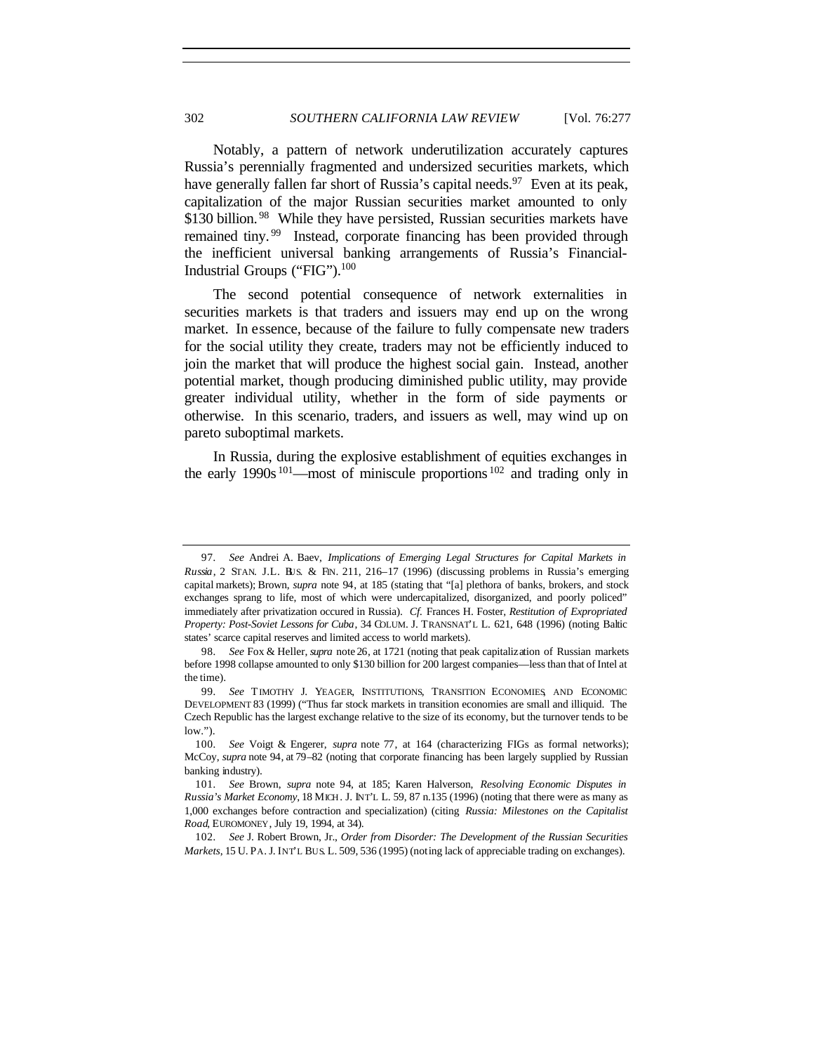Notably, a pattern of network underutilization accurately captures Russia's perennially fragmented and undersized securities markets, which have generally fallen far short of Russia's capital needs.[97] Even at its peak, capitalization of the major Russian securities market amounted to only $130 billion.[98] While they have persisted, Russian securities markets have remained tiny.[99] Instead, corporate financing has been provided through the inefficient universal banking arrangements of Russia's Financial-Industrial Groups ("FIG").[100]

The second potential consequence of network externalities in securities markets is that traders and issuers may end up on the wrong market. In essence, because of the failure to fully compensate new traders for the social utility they create, traders may not be efficiently induced to join the market that will produce the highest social gain. Instead, another potential market, though producing diminished public utility, may provide greater individual utility, whether in the form of side payments or otherwise. In this scenario, traders, and issuers as well, may wind up on pareto suboptimal markets.

In Russia, during the explosive establishment of equities exchanges in the early 1990s[101]—most of miniscule proportions[102] and trading only in

---

97. *See* Andrei A. Baev, *Implications of Emerging Legal Structures for Capital Markets in Russia*, 2 STAN. J.L. BUS. & FIN. 211, 216–17 (1996) (discussing problems in Russia's emerging capital markets); Brown, *supra* note 94, at 185 (stating that "[a] plethora of banks, brokers, and stock exchanges sprang to life, most of which were undercapitalized, disorganized, and poorly policed" immediately after privatization occured in Russia). *Cf.* Frances H. Foster, *Restitution of Expropriated Property: Post-Soviet Lessons for Cuba*, 34 COLUM. J. TRANSNAT'L L. 621, 648 (1996) (noting Baltic states' scarce capital reserves and limited access to world markets).

98. *See* Fox & Heller, *supra* note 26, at 1721 (noting that peak capitalization of Russian markets before 1998 collapse amounted to only $130 billion for 200 largest companies—less than that of Intel at the time).

99. *See* TIMOTHY J. YEAGER, INSTITUTIONS, TRANSITION ECONOMIES, AND ECONOMIC DEVELOPMENT 83 (1999) ("Thus far stock markets in transition economies are small and illiquid. The Czech Republic has the largest exchange relative to the size of its economy, but the turnover tends to be low.").

100. *See* Voigt & Engerer, *supra* note 77, at 164 (characterizing FIGs as formal networks); McCoy, *supra* note 94, at 79–82 (noting that corporate financing has been largely supplied by Russian banking industry).

101. *See* Brown, *supra* note 94, at 185; Karen Halverson, *Resolving Economic Disputes in Russia's Market Economy*, 18 MICH. J. INT'L L. 59, 87 n.135 (1996) (noting that there were as many as 1,000 exchanges before contraction and specialization) (citing *Russia: Milestones on the Capitalist Road*, EUROMONEY, July 19, 1994, at 34).

102. *See* J. Robert Brown, Jr., *Order from Disorder: The Development of the Russian Securities Markets*, 15 U. PA. J. INT'L BUS. L. 509, 536 (1995) (noting lack of appreciable trading on exchanges).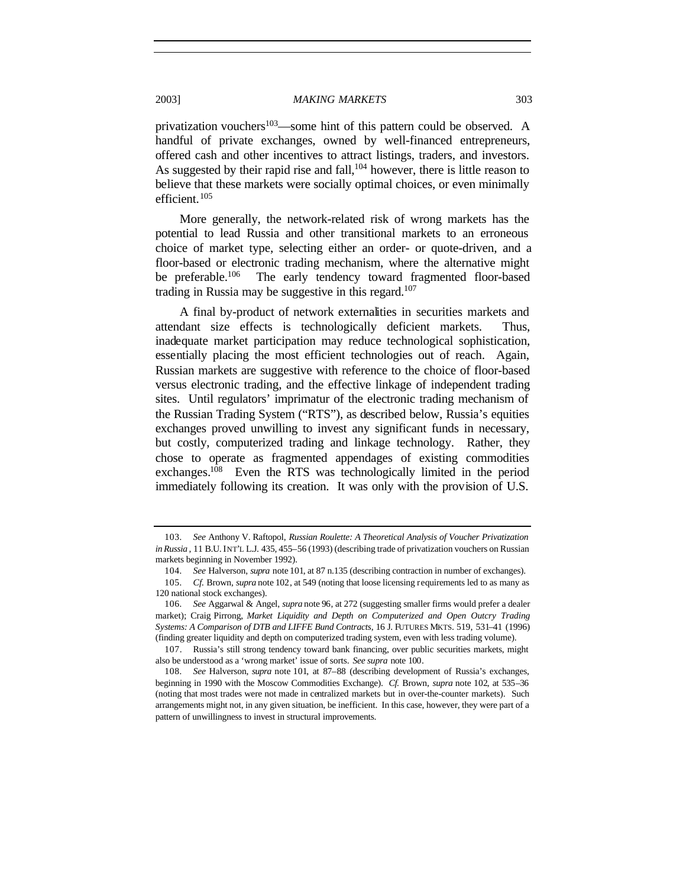privatization vouchers[103]—some hint of this pattern could be observed. A handful of private exchanges, owned by well-financed entrepreneurs, offered cash and other incentives to attract listings, traders, and investors. As suggested by their rapid rise and fall,[104] however, there is little reason to believe that these markets were socially optimal choices, or even minimally efficient.[105]

More generally, the network-related risk of wrong markets has the potential to lead Russia and other transitional markets to an erroneous choice of market type, selecting either an order- or quote-driven, and a floor-based or electronic trading mechanism, where the alternative might be preferable.[106] The early tendency toward fragmented floor-based trading in Russia may be suggestive in this regard.[107]

A final by-product of network externalities in securities markets and attendant size effects is technologically deficient markets. Thus, inadequate market participation may reduce technological sophistication, essentially placing the most efficient technologies out of reach. Again, Russian markets are suggestive with reference to the choice of floor-based versus electronic trading, and the effective linkage of independent trading sites. Until regulators' imprimatur of the electronic trading mechanism of the Russian Trading System ("RTS"), as described below, Russia's equities exchanges proved unwilling to invest any significant funds in necessary, but costly, computerized trading and linkage technology. Rather, they chose to operate as fragmented appendages of existing commodities exchanges.[108] Even the RTS was technologically limited in the period immediately following its creation. It was only with the provision of U.S.

---

103. *See* Anthony V. Raftopol, *Russian Roulette: A Theoretical Analysis of Voucher Privatization in Russia*, 11 B.U. INT'L L.J. 435, 455–56 (1993) (describing trade of privatization vouchers on Russian markets beginning in November 1992).

104. *See* Halverson, *supra* note 101, at 87 n.135 (describing contraction in number of exchanges).

105. *Cf.* Brown, *supra* note 102, at 549 (noting that loose licensing requirements led to as many as 120 national stock exchanges).

106. *See* Aggarwal & Angel, *supra* note 96, at 272 (suggesting smaller firms would prefer a dealer market); Craig Pirrong, *Market Liquidity and Depth on Computerized and Open Outcry Trading Systems: A Comparison of DTB and LIFFE Bund Contracts*, 16 J. FUTURES MKTS. 519, 531–41 (1996) (finding greater liquidity and depth on computerized trading system, even with less trading volume).

107. Russia's still strong tendency toward bank financing, over public securities markets, might also be understood as a 'wrong market' issue of sorts. *See supra* note 100.

108. *See* Halverson, *supra* note 101, at 87–88 (describing development of Russia's exchanges, beginning in 1990 with the Moscow Commodities Exchange). *Cf.* Brown, *supra* note 102, at 535–36 (noting that most trades were not made in centralized markets but in over-the-counter markets). Such arrangements might not, in any given situation, be inefficient. In this case, however, they were part of a pattern of unwillingness to invest in structural improvements.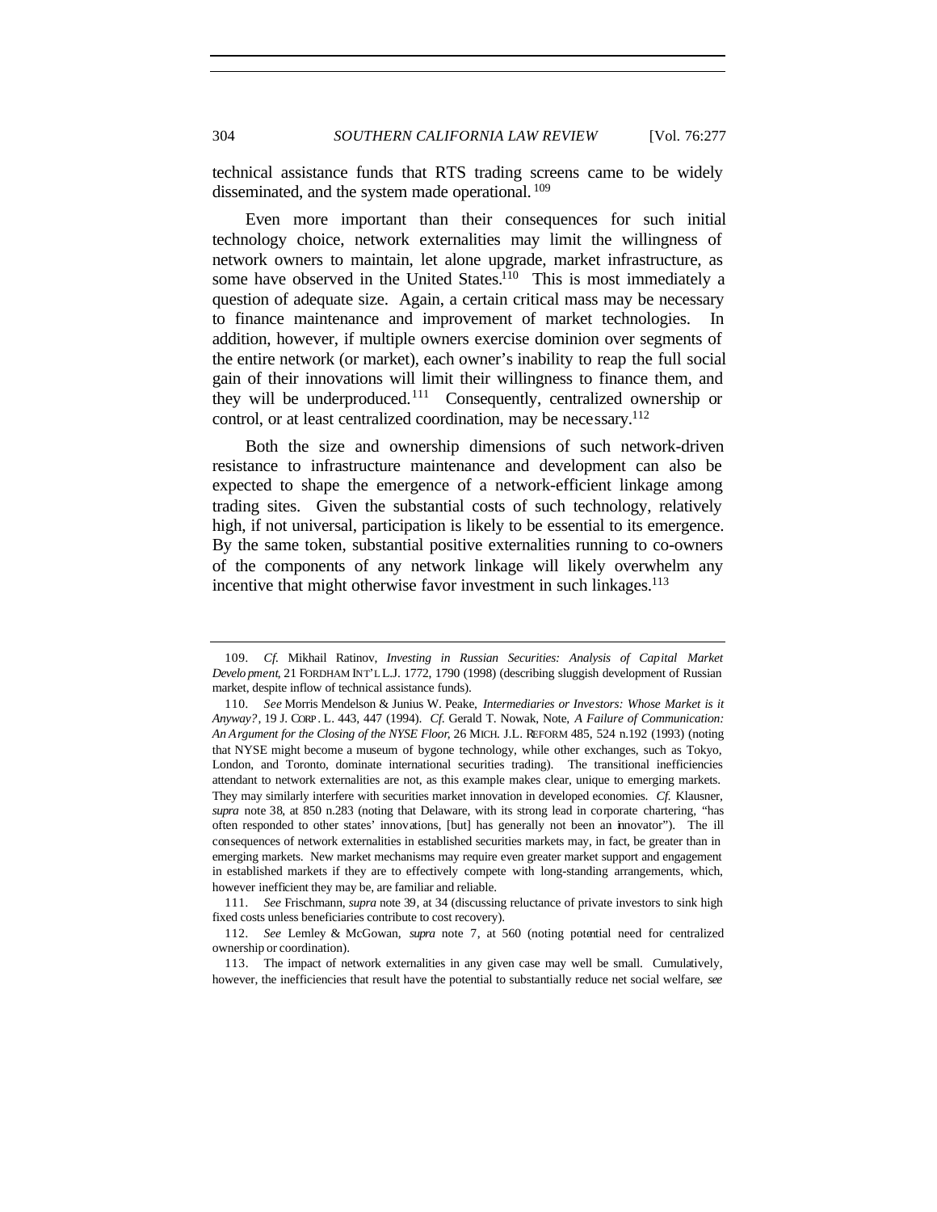technical assistance funds that RTS trading screens came to be widely disseminated, and the system made operational.[109]

Even more important than their consequences for such initial technology choice, network externalities may limit the willingness of network owners to maintain, let alone upgrade, market infrastructure, as some have observed in the United States.[110] This is most immediately a question of adequate size. Again, a certain critical mass may be necessary to finance maintenance and improvement of market technologies. In addition, however, if multiple owners exercise dominion over segments of the entire network (or market), each owner's inability to reap the full social gain of their innovations will limit their willingness to finance them, and they will be underproduced.[111] Consequently, centralized ownership or control, or at least centralized coordination, may be necessary.[112]

Both the size and ownership dimensions of such network-driven resistance to infrastructure maintenance and development can also be expected to shape the emergence of a network-efficient linkage among trading sites. Given the substantial costs of such technology, relatively high, if not universal, participation is likely to be essential to its emergence. By the same token, substantial positive externalities running to co-owners of the components of any network linkage will likely overwhelm any incentive that might otherwise favor investment in such linkages.[113]

---

109. *Cf.* Mikhail Ratinov, *Investing in Russian Securities: Analysis of Capital Market Development*, 21 FORDHAM INT'L L.J. 1772, 1790 (1998) (describing sluggish development of Russian market, despite inflow of technical assistance funds).

110. *See* Morris Mendelson & Junius W. Peake, *Intermediaries or Investors: Whose Market is it Anyway?*, 19 J. CORP. L. 443, 447 (1994). *Cf.* Gerald T. Nowak, Note, *A Failure of Communication: An Argument for the Closing of the NYSE Floor*, 26 MICH. J.L. REFORM 485, 524 n.192 (1993) (noting that NYSE might become a museum of bygone technology, while other exchanges, such as Tokyo, London, and Toronto, dominate international securities trading). The transitional inefficiencies attendant to network externalities are not, as this example makes clear, unique to emerging markets. They may similarly interfere with securities market innovation in developed economies. *Cf.* Klausner, *supra* note 38, at 850 n.283 (noting that Delaware, with its strong lead in corporate chartering, "has often responded to other states' innovations, [but] has generally not been an innovator"). The ill consequences of network externalities in established securities markets may, in fact, be greater than in emerging markets. New market mechanisms may require even greater market support and engagement in established markets if they are to effectively compete with long-standing arrangements, which, however inefficient they may be, are familiar and reliable.

111. *See* Frischmann, *supra* note 39, at 34 (discussing reluctance of private investors to sink high fixed costs unless beneficiaries contribute to cost recovery).

112. *See* Lemley & McGowan, *supra* note 7, at 560 (noting potential need for centralized ownership or coordination).

113. The impact of network externalities in any given case may well be small. Cumulatively, however, the inefficiencies that result have the potential to substantially reduce net social welfare, *see*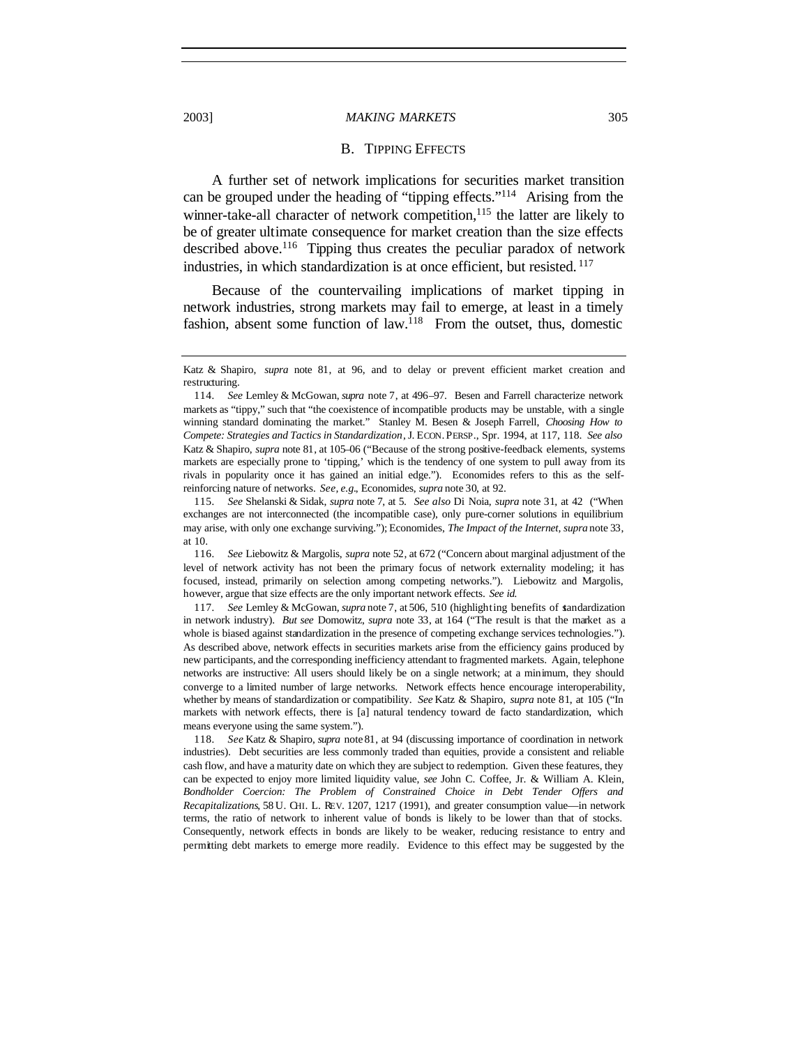### B. Tipping Effects

A further set of network implications for securities market transition can be grouped under the heading of "tipping effects."[114] Arising from the winner-take-all character of network competition,[115] the latter are likely to be of greater ultimate consequence for market creation than the size effects described above.[116] Tipping thus creates the peculiar paradox of network industries, in which standardization is at once efficient, but resisted.[117]

Because of the countervailing implications of market tipping in network industries, strong markets may fail to emerge, at least in a timely fashion, absent some function of law.[118] From the outset, thus, domestic

---

Katz & Shapiro, *supra* note 81, at 96, and to delay or prevent efficient market creation and restructuring.

114. *See* Lemley & McGowan, *supra* note 7, at 496–97. Besen and Farrell characterize network markets as "tippy," such that "the coexistence of incompatible products may be unstable, with a single winning standard dominating the market." Stanley M. Besen & Joseph Farrell, *Choosing How to Compete: Strategies and Tactics in Standardization*, J. ECON. PERSP., Spr. 1994, at 117, 118. *See also* Katz & Shapiro, *supra* note 81, at 105–06 ("Because of the strong positive-feedback elements, systems markets are especially prone to 'tipping,' which is the tendency of one system to pull away from its rivals in popularity once it has gained an initial edge."). Economides refers to this as the self-reinforcing nature of networks. *See, e.g.*, Economides, *supra* note 30, at 92.

115. *See* Shelanski & Sidak, *supra* note 7, at 5. *See also* Di Noia, *supra* note 31, at 42 ("When exchanges are not interconnected (the incompatible case), only pure-corner solutions in equilibrium may arise, with only one exchange surviving."); Economides, *The Impact of the Internet*, *supra* note 33, at 10.

116. *See* Liebowitz & Margolis, *supra* note 52, at 672 ("Concern about marginal adjustment of the level of network activity has not been the primary focus of network externality modeling; it has focused, instead, primarily on selection among competing networks."). Liebowitz and Margolis, however, argue that size effects are the only important network effects. *See id.*

117. *See* Lemley & McGowan, *supra* note 7, at 506, 510 (highlighting benefits of standardization in network industry). *But see* Domowitz, *supra* note 33, at 164 ("The result is that the market as a whole is biased against standardization in the presence of competing exchange services technologies."). As described above, network effects in securities markets arise from the efficiency gains produced by new participants, and the corresponding inefficiency attendant to fragmented markets. Again, telephone networks are instructive: All users should likely be on a single network; at a minimum, they should converge to a limited number of large networks. Network effects hence encourage interoperability, whether by means of standardization or compatibility. *See* Katz & Shapiro, *supra* note 81, at 105 ("In markets with network effects, there is [a] natural tendency toward de facto standardization, which means everyone using the same system.").

118. *See* Katz & Shapiro, *supra* note 81, at 94 (discussing importance of coordination in network industries). Debt securities are less commonly traded than equities, provide a consistent and reliable cash flow, and have a maturity date on which they are subject to redemption. Given these features, they can be expected to enjoy more limited liquidity value, *see* John C. Coffee, Jr. & William A. Klein, *Bondholder Coercion: The Problem of Constrained Choice in Debt Tender Offers and Recapitalizations*, 58 U. CHI. L. REV. 1207, 1217 (1991), and greater consumption value—in network terms, the ratio of network to inherent value of bonds is likely to be lower than that of stocks. Consequently, network effects in bonds are likely to be weaker, reducing resistance to entry and permitting debt markets to emerge more readily. Evidence to this effect may be suggested by the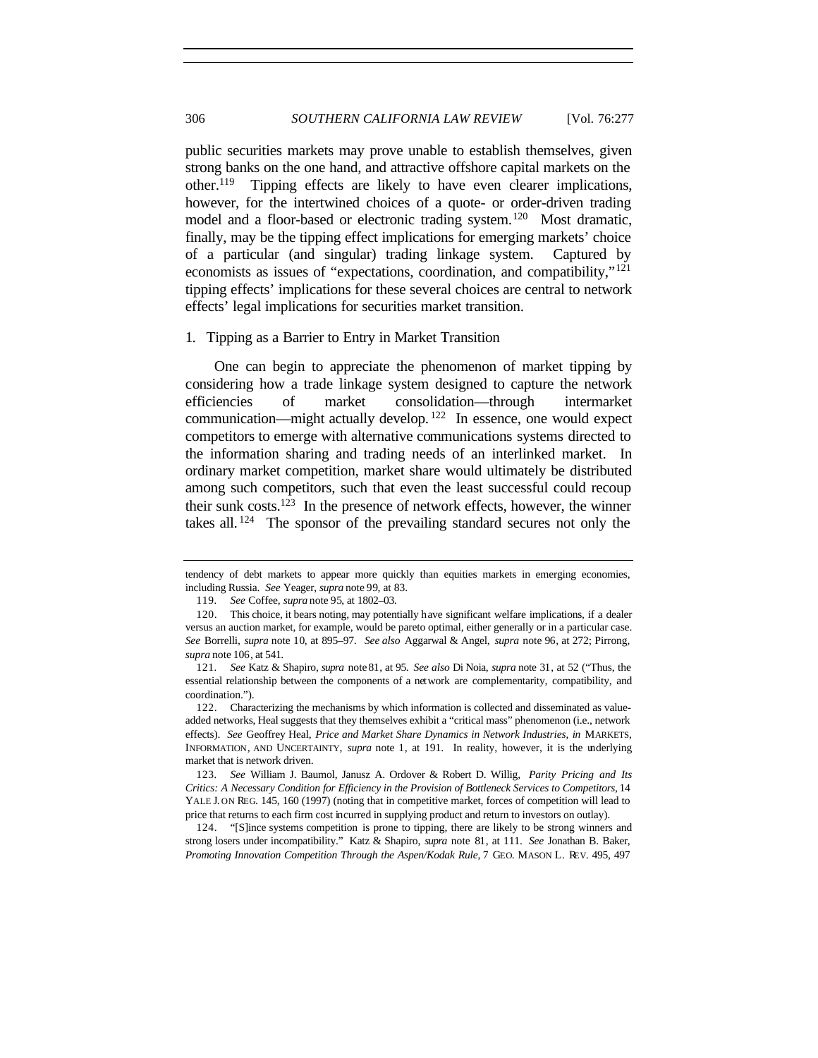public securities markets may prove unable to establish themselves, given strong banks on the one hand, and attractive offshore capital markets on the other.[119] Tipping effects are likely to have even clearer implications, however, for the intertwined choices of a quote- or order-driven trading model and a floor-based or electronic trading system.[120] Most dramatic, finally, may be the tipping effect implications for emerging markets' choice of a particular (and singular) trading linkage system. Captured by economists as issues of "expectations, coordination, and compatibility,"[121] tipping effects' implications for these several choices are central to network effects' legal implications for securities market transition.

### 1. Tipping as a Barrier to Entry in Market Transition

One can begin to appreciate the phenomenon of market tipping by considering how a trade linkage system designed to capture the network efficiencies of market consolidation—through intermarket communication—might actually develop.[122] In essence, one would expect competitors to emerge with alternative communications systems directed to the information sharing and trading needs of an interlinked market. In ordinary market competition, market share would ultimately be distributed among such competitors, such that even the least successful could recoup their sunk costs.[123] In the presence of network effects, however, the winner takes all.[124] The sponsor of the prevailing standard secures not only the

---

tendency of debt markets to appear more quickly than equities markets in emerging economies, including Russia. *See* Yeager, *supra* note 99, at 83.

119. *See* Coffee, *supra* note 95, at 1802–03.

120. This choice, it bears noting, may potentially have significant welfare implications, if a dealer versus an auction market, for example, would be pareto optimal, either generally or in a particular case. *See* Borrelli, *supra* note 10, at 895–97. *See also* Aggarwal & Angel, *supra* note 96, at 272; Pirrong, *supra* note 106, at 541.

121. *See* Katz & Shapiro, *supra* note 81, at 95. *See also* Di Noia, *supra* note 31, at 52 ("Thus, the essential relationship between the components of a network are complementarity, compatibility, and coordination.").

122. Characterizing the mechanisms by which information is collected and disseminated as value-added networks, Heal suggests that they themselves exhibit a "critical mass" phenomenon (i.e., network effects). *See* Geoffrey Heal, *Price and Market Share Dynamics in Network Industries*, *in* MARKETS, INFORMATION, AND UNCERTAINTY, *supra* note 1, at 191. In reality, however, it is the underlying market that is network driven.

123. *See* William J. Baumol, Janusz A. Ordover & Robert D. Willig, *Parity Pricing and Its Critics: A Necessary Condition for Efficiency in the Provision of Bottleneck Services to Competitors*, 14 YALE J. ON REG. 145, 160 (1997) (noting that in competitive market, forces of competition will lead to price that returns to each firm cost incurred in supplying product and return to investors on outlay).

124. "[S]ince systems competition is prone to tipping, there are likely to be strong winners and strong losers under incompatibility." Katz & Shapiro, *supra* note 81, at 111. *See* Jonathan B. Baker, *Promoting Innovation Competition Through the Aspen/Kodak Rule*, 7 GEO. MASON L. REV. 495, 497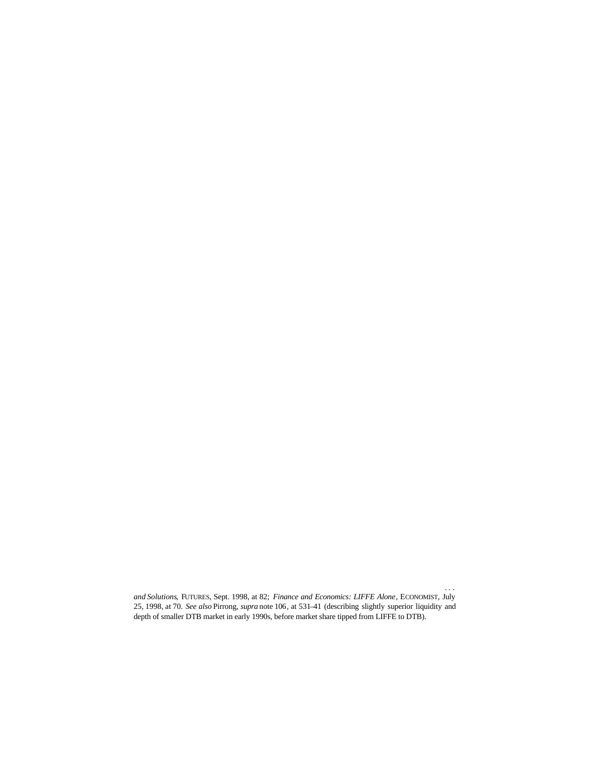. . .

*and Solutions*, FUTURES, Sept. 1998, at 82; *Finance and Economics: LIFFE Alone*, ECONOMIST, July 25, 1998, at 70. *See also* Pirrong, *supra* note 106, at 531–41 (describing slightly superior liquidity and depth of smaller DTB market in early 1990s, before market share tipped from LIFFE to DTB).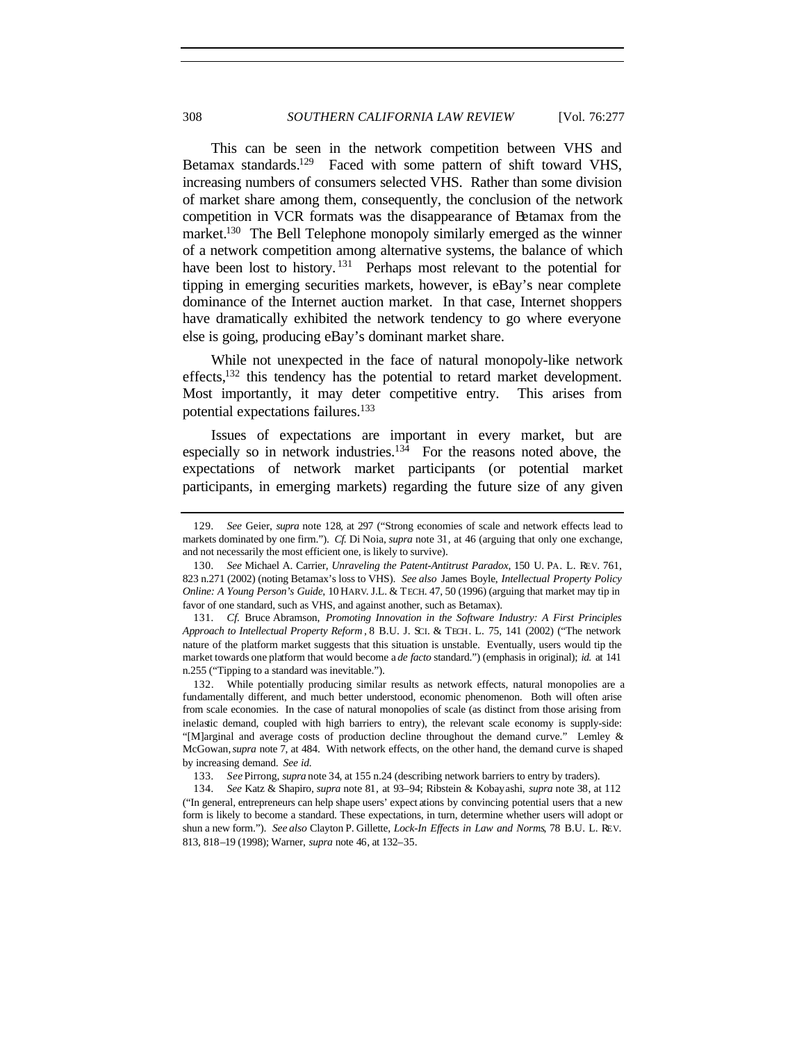This can be seen in the network competition between VHS and Betamax standards.[129] Faced with some pattern of shift toward VHS, increasing numbers of consumers selected VHS. Rather than some division of market share among them, consequently, the conclusion of the network competition in VCR formats was the disappearance of Betamax from the market.[130] The Bell Telephone monopoly similarly emerged as the winner of a network competition among alternative systems, the balance of which have been lost to history.[131] Perhaps most relevant to the potential for tipping in emerging securities markets, however, is eBay's near complete dominance of the Internet auction market. In that case, Internet shoppers have dramatically exhibited the network tendency to go where everyone else is going, producing eBay's dominant market share.

While not unexpected in the face of natural monopoly-like network effects,[132] this tendency has the potential to retard market development. Most importantly, it may deter competitive entry. This arises from potential expectations failures.[133]

Issues of expectations are important in every market, but are especially so in network industries.[134] For the reasons noted above, the expectations of network market participants (or potential market participants, in emerging markets) regarding the future size of any given

---

129. *See* Geier, *supra* note 128, at 297 ("Strong economies of scale and network effects lead to markets dominated by one firm."). *Cf.* Di Noia, *supra* note 31, at 46 (arguing that only one exchange, and not necessarily the most efficient one, is likely to survive).

130. *See* Michael A. Carrier, *Unraveling the Patent-Antitrust Paradox*, 150 U. PA. L. REV. 761, 823 n.271 (2002) (noting Betamax's loss to VHS). *See also* James Boyle, *Intellectual Property Policy Online: A Young Person's Guide*, 10 HARV. J.L. & TECH. 47, 50 (1996) (arguing that market may tip in favor of one standard, such as VHS, and against another, such as Betamax).

131. *Cf.* Bruce Abramson, *Promoting Innovation in the Software Industry: A First Principles Approach to Intellectual Property Reform*, 8 B.U. J. SCI. & TECH. L. 75, 141 (2002) ("The network nature of the platform market suggests that this situation is unstable. Eventually, users would tip the market towards one platform that would become a *de facto* standard.") (emphasis in original); *id.* at 141 n.255 ("Tipping to a standard was inevitable.").

132. While potentially producing similar results as network effects, natural monopolies are a fundamentally different, and much better understood, economic phenomenon. Both will often arise from scale economies. In the case of natural monopolies of scale (as distinct from those arising from inelastic demand, coupled with high barriers to entry), the relevant scale economy is supply-side: "[M]arginal and average costs of production decline throughout the demand curve." Lemley & McGowan, *supra* note 7, at 484. With network effects, on the other hand, the demand curve is shaped by increasing demand. *See id.*

133. *See* Pirrong, *supra* note 34, at 155 n.24 (describing network barriers to entry by traders).

134. *See* Katz & Shapiro, *supra* note 81, at 93–94; Ribstein & Kobayashi, *supra* note 38, at 112 ("In general, entrepreneurs can help shape users' expectations by convincing potential users that a new form is likely to become a standard. These expectations, in turn, determine whether users will adopt or shun a new form."). *See also* Clayton P. Gillette, *Lock-In Effects in Law and Norms*, 78 B.U. L. REV. 813, 818–19 (1998); Warner, *supra* note 46, at 132–35.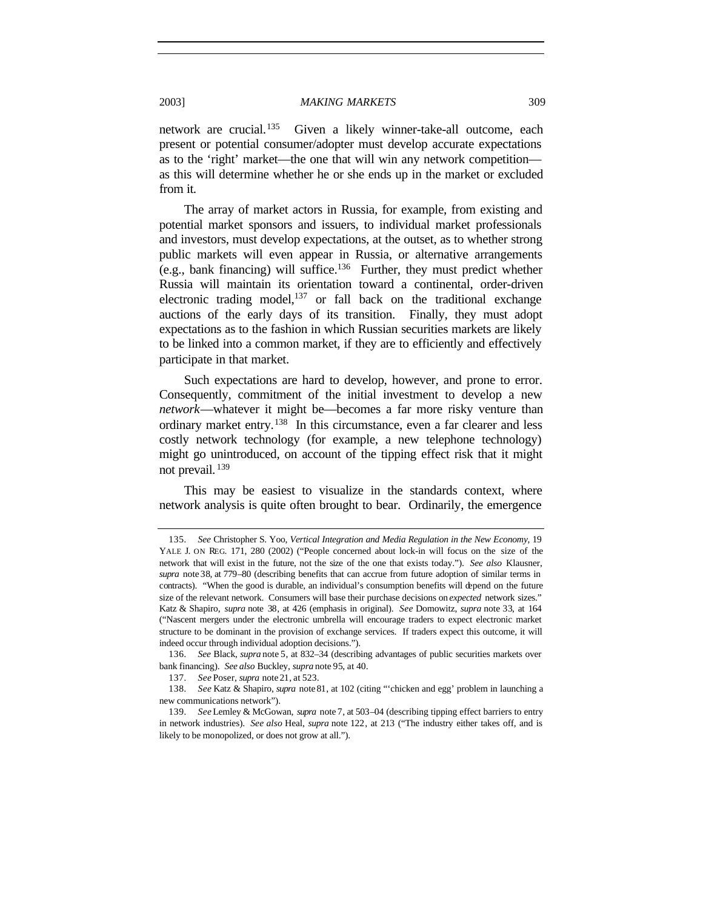network are crucial.[135] Given a likely winner-take-all outcome, each present or potential consumer/adopter must develop accurate expectations as to the 'right' market—the one that will win any network competition—as this will determine whether he or she ends up in the market or excluded from it.

The array of market actors in Russia, for example, from existing and potential market sponsors and issuers, to individual market professionals and investors, must develop expectations, at the outset, as to whether strong public markets will even appear in Russia, or alternative arrangements (e.g., bank financing) will suffice.[136] Further, they must predict whether Russia will maintain its orientation toward a continental, order-driven electronic trading model,[137] or fall back on the traditional exchange auctions of the early days of its transition. Finally, they must adopt expectations as to the fashion in which Russian securities markets are likely to be linked into a common market, if they are to efficiently and effectively participate in that market.

Such expectations are hard to develop, however, and prone to error. Consequently, commitment of the initial investment to develop a new *network*—whatever it might be—becomes a far more risky venture than ordinary market entry.[138] In this circumstance, even a far clearer and less costly network technology (for example, a new telephone technology) might go unintroduced, on account of the tipping effect risk that it might not prevail.[139]

This may be easiest to visualize in the standards context, where network analysis is quite often brought to bear. Ordinarily, the emergence

---

135. *See* Christopher S. Yoo, *Vertical Integration and Media Regulation in the New Economy*, 19 YALE J. ON REG. 171, 280 (2002) ("People concerned about lock-in will focus on the size of the network that will exist in the future, not the size of the one that exists today."). *See also* Klausner, *supra* note 38, at 779–80 (describing benefits that can accrue from future adoption of similar terms in contracts). "When the good is durable, an individual's consumption benefits will depend on the future size of the relevant network. Consumers will base their purchase decisions on *expected* network sizes." Katz & Shapiro, *supra* note 38, at 426 (emphasis in original). *See* Domowitz, *supra* note 33, at 164 ("Nascent mergers under the electronic umbrella will encourage traders to expect electronic market structure to be dominant in the provision of exchange services. If traders expect this outcome, it will indeed occur through individual adoption decisions.").

136. *See* Black, *supra* note 5, at 832–34 (describing advantages of public securities markets over bank financing). *See also* Buckley, *supra* note 95, at 40.

137. *See* Poser, *supra* note 21, at 523.

138. *See* Katz & Shapiro, *supra* note 81, at 102 (citing "'chicken and egg' problem in launching a new communications network").

139. *See* Lemley & McGowan, *supra* note 7, at 503–04 (describing tipping effect barriers to entry in network industries). *See also* Heal, *supra* note 122, at 213 ("The industry either takes off, and is likely to be monopolized, or does not grow at all.").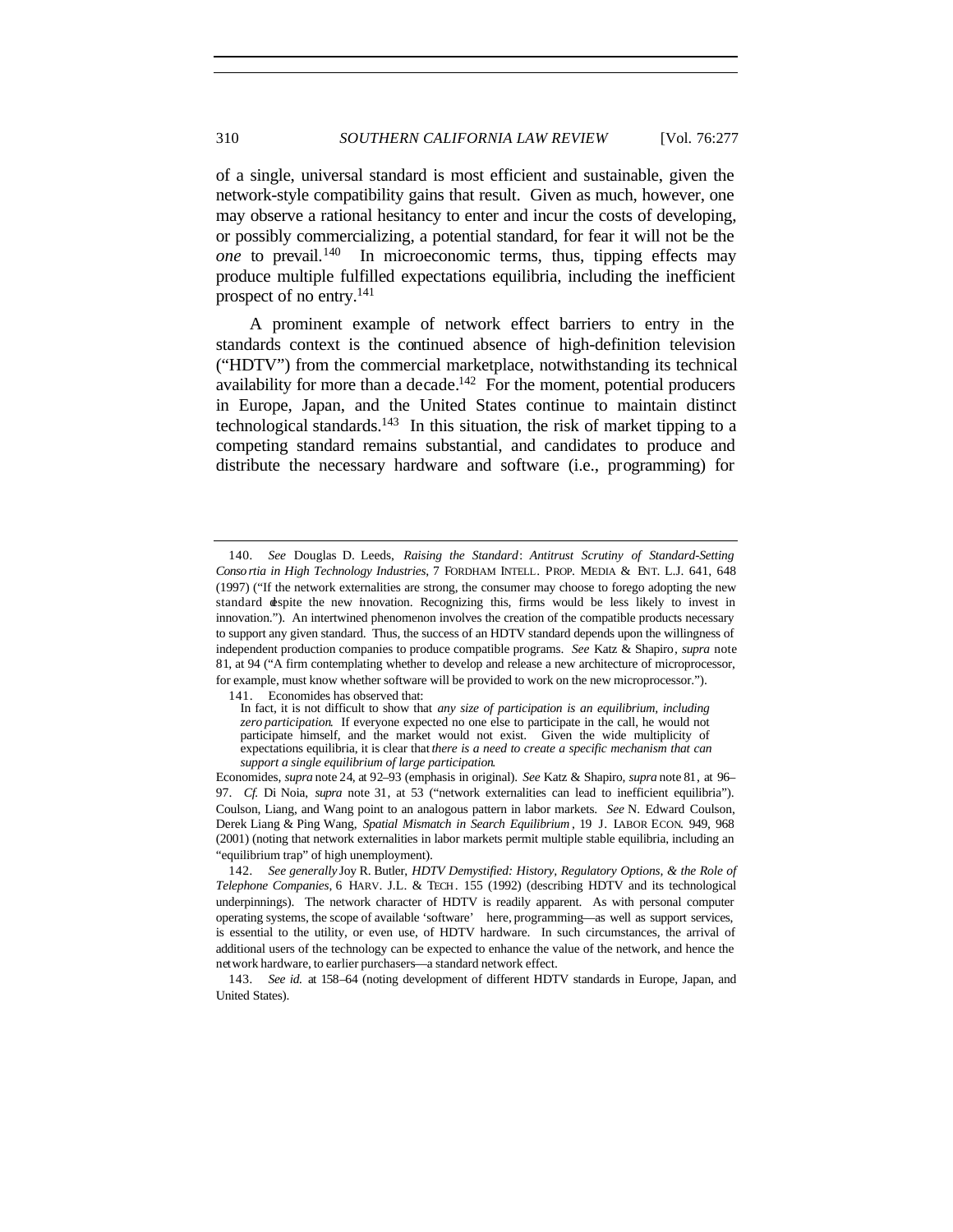of a single, universal standard is most efficient and sustainable, given the network-style compatibility gains that result. Given as much, however, one may observe a rational hesitancy to enter and incur the costs of developing, or possibly commercializing, a potential standard, for fear it will not be the *one* to prevail.[140] In microeconomic terms, thus, tipping effects may produce multiple fulfilled expectations equilibria, including the inefficient prospect of no entry.[141]

A prominent example of network effect barriers to entry in the standards context is the continued absence of high-definition television ("HDTV") from the commercial marketplace, notwithstanding its technical availability for more than a decade.[142] For the moment, potential producers in Europe, Japan, and the United States continue to maintain distinct technological standards.[143] In this situation, the risk of market tipping to a competing standard remains substantial, and candidates to produce and distribute the necessary hardware and software (i.e., programming) for

---

140. *See* Douglas D. Leeds, *Raising the Standard: Antitrust Scrutiny of Standard-Setting Consortia in High Technology Industries*, 7 FORDHAM INTELL. PROP. MEDIA & ENT. L.J. 641, 648 (1997) ("If the network externalities are strong, the consumer may choose to forego adopting the new standard despite the new innovation. Recognizing this, firms would be less likely to invest in innovation."). An intertwined phenomenon involves the creation of the compatible products necessary to support any given standard. Thus, the success of an HDTV standard depends upon the willingness of independent production companies to produce compatible programs. *See* Katz & Shapiro, *supra* note 81, at 94 ("A firm contemplating whether to develop and release a new architecture of microprocessor, for example, must know whether software will be provided to work on the new microprocessor.").

141. Economides has observed that:

> In fact, it is not difficult to show that *any size of participation is an equilibrium, including zero participation*. If everyone expected no one else to participate in the call, he would not participate himself, and the market would not exist. Given the wide multiplicity of expectations equilibria, it is clear that *there is a need to create a specific mechanism that can support a single equilibrium of large participation*.

Economides, *supra* note 24, at 92–93 (emphasis in original). *See* Katz & Shapiro, *supra* note 81, at 96–97. *Cf.* Di Noia, *supra* note 31, at 53 ("network externalities can lead to inefficient equilibria"). Coulson, Liang, and Wang point to an analogous pattern in labor markets. *See* N. Edward Coulson, Derek Liang & Ping Wang, *Spatial Mismatch in Search Equilibrium*, 19 J. LABOR ECON. 949, 968 (2001) (noting that network externalities in labor markets permit multiple stable equilibria, including an "equilibrium trap" of high unemployment).

142. *See generally* Joy R. Butler, *HDTV Demystified: History, Regulatory Options, & the Role of Telephone Companies*, 6 HARV. J.L. & TECH. 155 (1992) (describing HDTV and its technological underpinnings). The network character of HDTV is readily apparent. As with personal computer operating systems, the scope of available 'software' here, programming—as well as support services, is essential to the utility, or even use, of HDTV hardware. In such circumstances, the arrival of additional users of the technology can be expected to enhance the value of the network, and hence the network hardware, to earlier purchasers—a standard network effect.

143. *See id.* at 158–64 (noting development of different HDTV standards in Europe, Japan, and United States).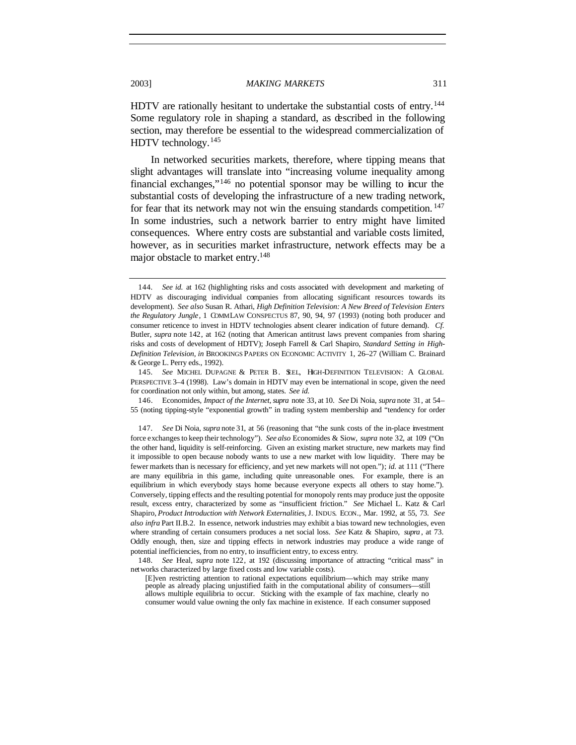HDTV are rationally hesitant to undertake the substantial costs of entry.[144] Some regulatory role in shaping a standard, as described in the following section, may therefore be essential to the widespread commercialization of HDTV technology.[145]

In networked securities markets, therefore, where tipping means that slight advantages will translate into "increasing volume inequality among financial exchanges,"[146] no potential sponsor may be willing to incur the substantial costs of developing the infrastructure of a new trading network, for fear that its network may not win the ensuing standards competition.[147] In some industries, such a network barrier to entry might have limited consequences. Where entry costs are substantial and variable costs limited, however, as in securities market infrastructure, network effects may be a major obstacle to market entry.[148]

---

144. *See id.* at 162 (highlighting risks and costs associated with development and marketing of HDTV as discouraging individual companies from allocating significant resources towards its development). *See also* Susan R. Athari, *High Definition Television: A New Breed of Television Enters the Regulatory Jungle*, 1 COMMLAW CONSPECTUS 87, 90, 94, 97 (1993) (noting both producer and consumer reticence to invest in HDTV technologies absent clearer indication of future demand). *Cf.* Butler, *supra* note 142, at 162 (noting that American antitrust laws prevent companies from sharing risks and costs of development of HDTV); Joseph Farrell & Carl Shapiro, *Standard Setting in High-Definition Television*, *in* BROOKINGS PAPERS ON ECONOMIC ACTIVITY 1, 26–27 (William C. Brainard & George L. Perry eds., 1992).

145. *See* MICHEL DUPAGNE & PETER B. SEEL, HIGH-DEFINITION TELEVISION: A GLOBAL PERSPECTIVE 3–4 (1998). Law's domain in HDTV may even be international in scope, given the need for coordination not only within, but among, states. *See id.*

146. Economides, *Impact of the Internet*, *supra* note 33, at 10. *See* Di Noia, *supra* note 31, at 54–55 (noting tipping-style "exponential growth" in trading system membership and "tendency for order

147. *See* Di Noia, *supra* note 31, at 56 (reasoning that "the sunk costs of the in-place investment force exchanges to keep their technology"). *See also* Economides & Siow, *supra* note 32, at 109 ("On the other hand, liquidity is self-reinforcing. Given an existing market structure, new markets may find it impossible to open because nobody wants to use a new market with low liquidity. There may be fewer markets than is necessary for efficiency, and yet new markets will not open."); *id.* at 111 ("There are many equilibria in this game, including quite unreasonable ones. For example, there is an equilibrium in which everybody stays home because everyone expects all others to stay home."). Conversely, tipping effects and the resulting potential for monopoly rents may produce just the opposite result, excess entry, characterized by some as "insufficient friction." *See* Michael L. Katz & Carl Shapiro, *Product Introduction with Network Externalities*, J. INDUS. ECON., Mar. 1992, at 55, 73. *See also infra* Part II.B.2. In essence, network industries may exhibit a bias toward new technologies, even where stranding of certain consumers produces a net social loss. *See* Katz & Shapiro, *supra*, at 73. Oddly enough, then, size and tipping effects in network industries may produce a wide range of potential inefficiencies, from no entry, to insufficient entry, to excess entry.

148. *See* Heal, *supra* note 122, at 192 (discussing importance of attracting "critical mass" in networks characterized by large fixed costs and low variable costs).

> [E]ven restricting attention to rational expectations equilibrium—which may strike many people as already placing unjustified faith in the computational ability of consumers—still allows multiple equilibria to occur. Sticking with the example of fax machine, clearly no consumer would value owning the only fax machine in existence. If each consumer supposed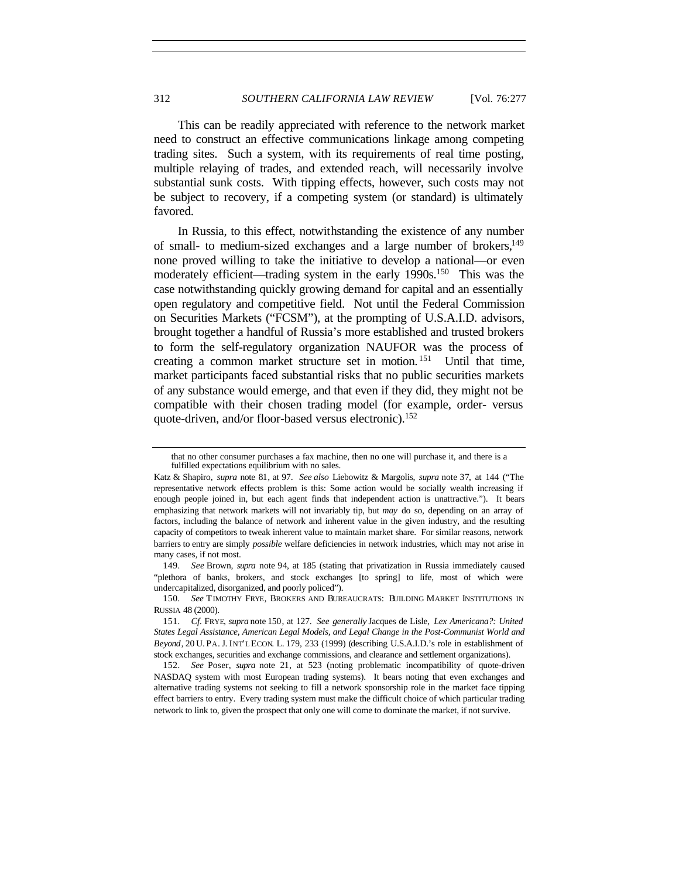This can be readily appreciated with reference to the network market need to construct an effective communications linkage among competing trading sites. Such a system, with its requirements of real time posting, multiple relaying of trades, and extended reach, will necessarily involve substantial sunk costs. With tipping effects, however, such costs may not be subject to recovery, if a competing system (or standard) is ultimately favored.

In Russia, to this effect, notwithstanding the existence of any number of small- to medium-sized exchanges and a large number of brokers,[149] none proved willing to take the initiative to develop a national—or even moderately efficient—trading system in the early 1990s.[150] This was the case notwithstanding quickly growing demand for capital and an essentially open regulatory and competitive field. Not until the Federal Commission on Securities Markets ("FCSM"), at the prompting of U.S.A.I.D. advisors, brought together a handful of Russia's more established and trusted brokers to form the self-regulatory organization NAUFOR was the process of creating a common market structure set in motion.[151] Until that time, market participants faced substantial risks that no public securities markets of any substance would emerge, and that even if they did, they might not be compatible with their chosen trading model (for example, order- versus quote-driven, and/or floor-based versus electronic).[152]

---

> that no other consumer purchases a fax machine, then no one will purchase it, and there is a fulfilled expectations equilibrium with no sales.

Katz & Shapiro, *supra* note 81, at 97. *See also* Liebowitz & Margolis, *supra* note 37, at 144 ("The representative network effects problem is this: Some action would be socially wealth increasing if enough people joined in, but each agent finds that independent action is unattractive."). It bears emphasizing that network markets will not invariably tip, but *may* do so, depending on an array of factors, including the balance of network and inherent value in the given industry, and the resulting capacity of competitors to tweak inherent value to maintain market share. For similar reasons, network barriers to entry are simply *possible* welfare deficiencies in network industries, which may not arise in many cases, if not most.

149. *See* Brown, *supra* note 94, at 185 (stating that privatization in Russia immediately caused "plethora of banks, brokers, and stock exchanges [to spring] to life, most of which were undercapitalized, disorganized, and poorly policed").

150. *See* TIMOTHY FRYE, BROKERS AND BUREAUCRATS: BUILDING MARKET INSTITUTIONS IN RUSSIA 48 (2000).

151. *Cf.* FRYE, *supra* note 150, at 127. *See generally* Jacques de Lisle, *Lex Americana?: United States Legal Assistance, American Legal Models, and Legal Change in the Post-Communist World and Beyond*, 20 U. PA. J. INT'L ECON. L. 179, 233 (1999) (describing U.S.A.I.D.'s role in establishment of stock exchanges, securities and exchange commissions, and clearance and settlement organizations).

152. *See* Poser, *supra* note 21, at 523 (noting problematic incompatibility of quote-driven NASDAQ system with most European trading systems). It bears noting that even exchanges and alternative trading systems not seeking to fill a network sponsorship role in the market face tipping effect barriers to entry. Every trading system must make the difficult choice of which particular trading network to link to, given the prospect that only one will come to dominate the market, if not survive.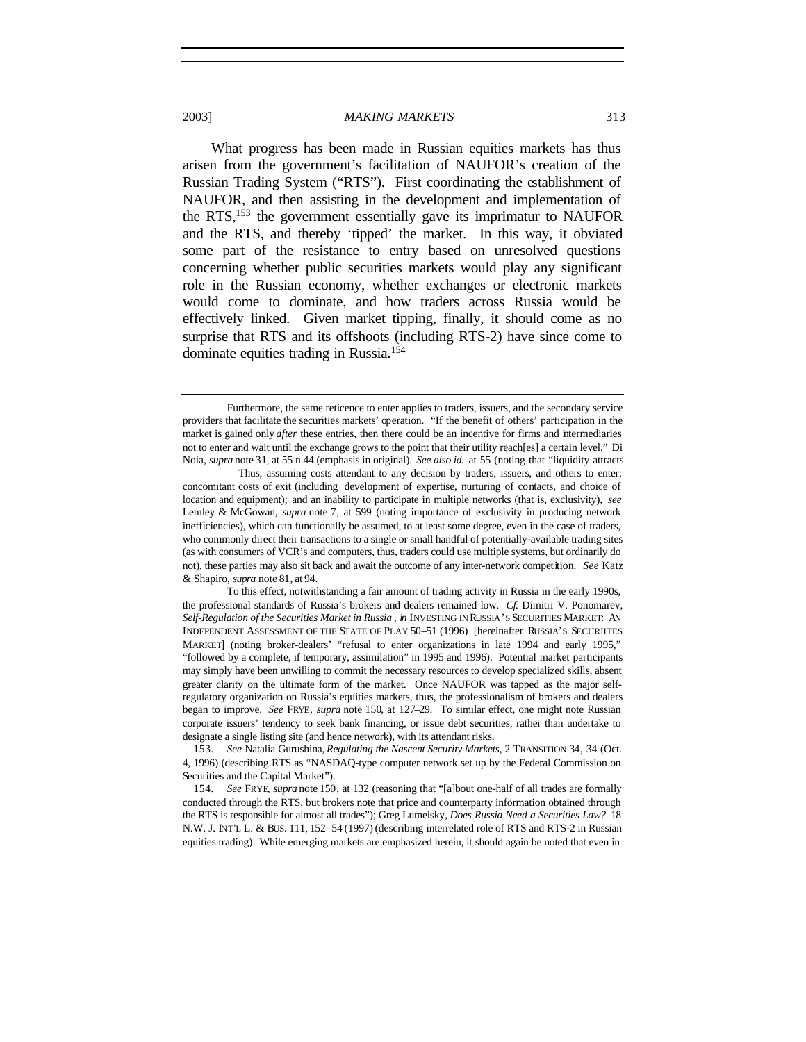What progress has been made in Russian equities markets has thus arisen from the government's facilitation of NAUFOR's creation of the Russian Trading System ("RTS"). First coordinating the establishment of NAUFOR, and then assisting in the development and implementation of the RTS,[153] the government essentially gave its imprimatur to NAUFOR and the RTS, and thereby 'tipped' the market. In this way, it obviated some part of the resistance to entry based on unresolved questions concerning whether public securities markets would play any significant role in the Russian economy, whether exchanges or electronic markets would come to dominate, and how traders across Russia would be effectively linked. Given market tipping, finally, it should come as no surprise that RTS and its offshoots (including RTS-2) have since come to dominate equities trading in Russia.[154]

---

Furthermore, the same reticence to enter applies to traders, issuers, and the secondary service providers that facilitate the securities markets' operation. "If the benefit of others' participation in the market is gained only *after* these entries, then there could be an incentive for firms and intermediaries not to enter and wait until the exchange grows to the point that their utility reach[es] a certain level." Di Noia, *supra* note 31, at 55 n.44 (emphasis in original). *See also id.* at 55 (noting that "liquidity attracts

Thus, assuming costs attendant to any decision by traders, issuers, and others to enter; concomitant costs of exit (including development of expertise, nurturing of contacts, and choice of location and equipment); and an inability to participate in multiple networks (that is, exclusivity), *see* Lemley & McGowan, *supra* note 7, at 599 (noting importance of exclusivity in producing network inefficiencies), which can functionally be assumed, to at least some degree, even in the case of traders, who commonly direct their transactions to a single or small handful of potentially-available trading sites (as with consumers of VCR's and computers, thus, traders could use multiple systems, but ordinarily do not), these parties may also sit back and await the outcome of any inter-network competition. *See* Katz & Shapiro, *supra* note 81, at 94.

To this effect, notwithstanding a fair amount of trading activity in Russia in the early 1990s, the professional standards of Russia's brokers and dealers remained low. *Cf.* Dimitri V. Ponomarev, *Self-Regulation of the Securities Market in Russia*, *in* INVESTING IN RUSSIA'S SECURITIES MARKET: AN INDEPENDENT ASSESSMENT OF THE STATE OF PLAY 50–51 (1996) [hereinafter RUSSIA'S SECURIITES MARKET] (noting broker-dealers' "refusal to enter organizations in late 1994 and early 1995," "followed by a complete, if temporary, assimilation" in 1995 and 1996). Potential market participants may simply have been unwilling to commit the necessary resources to develop specialized skills, absent greater clarity on the ultimate form of the market. Once NAUFOR was tapped as the major self-regulatory organization on Russia's equities markets, thus, the professionalism of brokers and dealers began to improve. *See* FRYE, *supra* note 150, at 127–29. To similar effect, one might note Russian corporate issuers' tendency to seek bank financing, or issue debt securities, rather than undertake to designate a single listing site (and hence network), with its attendant risks.

153. *See* Natalia Gurushina, *Regulating the Nascent Security Markets*, 2 TRANSITION 34, 34 (Oct. 4, 1996) (describing RTS as "NASDAQ-type computer network set up by the Federal Commission on Securities and the Capital Market").

154. *See* FRYE, *supra* note 150, at 132 (reasoning that "[a]bout one-half of all trades are formally conducted through the RTS, but brokers note that price and counterparty information obtained through the RTS is responsible for almost all trades"); Greg Lumelsky, *Does Russia Need a Securities Law?* 18 N.W. J. INT'L L. & BUS. 111, 152–54 (1997) (describing interrelated role of RTS and RTS-2 in Russian equities trading). While emerging markets are emphasized herein, it should again be noted that even in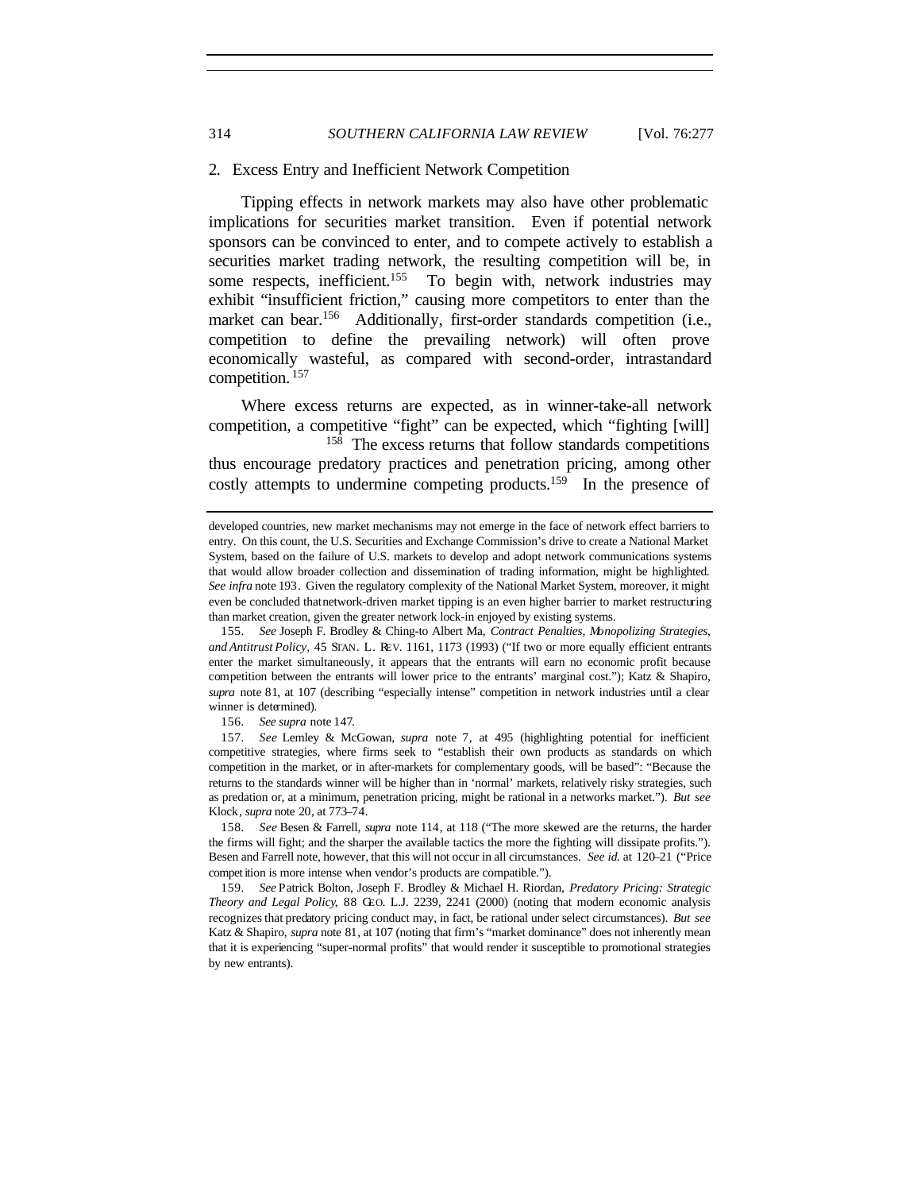### 2. Excess Entry and Inefficient Network Competition

Tipping effects in network markets may also have other problematic implications for securities market transition. Even if potential network sponsors can be convinced to enter, and to compete actively to establish a securities market trading network, the resulting competition will be, in some respects, inefficient.[155] To begin with, network industries may exhibit "insufficient friction," causing more competitors to enter than the market can bear.[156] Additionally, first-order standards competition (i.e., competition to define the prevailing network) will often prove economically wasteful, as compared with second-order, intrastandard competition.[157]

Where excess returns are expected, as in winner-take-all network competition, a competitive "fight" can be expected, which "fighting [will] [158] The excess returns that follow standards competitions thus encourage predatory practices and penetration pricing, among other costly attempts to undermine competing products.[159] In the presence of

---

developed countries, new market mechanisms may not emerge in the face of network effect barriers to entry. On this count, the U.S. Securities and Exchange Commission's drive to create a National Market System, based on the failure of U.S. markets to develop and adopt network communications systems that would allow broader collection and dissemination of trading information, might be highlighted. *See infra* note 193. Given the regulatory complexity of the National Market System, moreover, it might even be concluded that network-driven market tipping is an even higher barrier to market restructuring than market creation, given the greater network lock-in enjoyed by existing systems.

155. *See* Joseph F. Brodley & Ching-to Albert Ma, *Contract Penalties, Monopolizing Strategies, and Antitrust Policy*, 45 STAN. L. REV. 1161, 1173 (1993) ("If two or more equally efficient entrants enter the market simultaneously, it appears that the entrants will earn no economic profit because competition between the entrants will lower price to the entrants' marginal cost."); Katz & Shapiro, *supra* note 81, at 107 (describing "especially intense" competition in network industries until a clear winner is determined).

156. *See supra* note 147.

157. *See* Lemley & McGowan, *supra* note 7, at 495 (highlighting potential for inefficient competitive strategies, where firms seek to "establish their own products as standards on which competition in the market, or in after-markets for complementary goods, will be based": "Because the returns to the standards winner will be higher than in 'normal' markets, relatively risky strategies, such as predation or, at a minimum, penetration pricing, might be rational in a networks market."). *But see* Klock, *supra* note 20, at 773–74.

158. *See* Besen & Farrell, *supra* note 114, at 118 ("The more skewed are the returns, the harder the firms will fight; and the sharper the available tactics the more the fighting will dissipate profits."). Besen and Farrell note, however, that this will not occur in all circumstances. *See id.* at 120–21 ("Price competition is more intense when vendor's products are compatible.").

159. *See* Patrick Bolton, Joseph F. Brodley & Michael H. Riordan, *Predatory Pricing: Strategic Theory and Legal Policy*, 88 GEO. L.J. 2239, 2241 (2000) (noting that modern economic analysis recognizes that predatory pricing conduct may, in fact, be rational under select circumstances). *But see* Katz & Shapiro, *supra* note 81, at 107 (noting that firm's "market dominance" does not inherently mean that it is experiencing "super-normal profits" that would render it susceptible to promotional strategies by new entrants).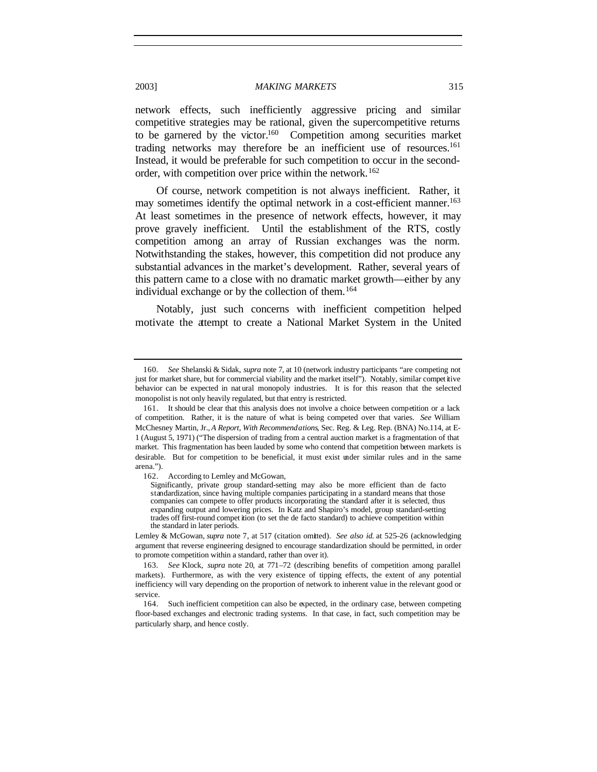network effects, such inefficiently aggressive pricing and similar competitive strategies may be rational, given the supercompetitive returns to be garnered by the victor.[160] Competition among securities market trading networks may therefore be an inefficient use of resources.[161] Instead, it would be preferable for such competition to occur in the second-order, with competition over price within the network.[162]

Of course, network competition is not always inefficient. Rather, it may sometimes identify the optimal network in a cost-efficient manner.[163] At least sometimes in the presence of network effects, however, it may prove gravely inefficient. Until the establishment of the RTS, costly competition among an array of Russian exchanges was the norm. Notwithstanding the stakes, however, this competition did not produce any substantial advances in the market's development. Rather, several years of this pattern came to a close with no dramatic market growth—either by any individual exchange or by the collection of them.[164]

Notably, just such concerns with inefficient competition helped motivate the attempt to create a National Market System in the United

---

160. *See* Shelanski & Sidak, *supra* note 7, at 10 (network industry participants "are competing not just for market share, but for commercial viability and the market itself"). Notably, similar competitive behavior can be expected in natural monopoly industries. It is for this reason that the selected monopolist is not only heavily regulated, but that entry is restricted.

161. It should be clear that this analysis does not involve a choice between competition or a lack of competition. Rather, it is the nature of what is being competed over that varies. *See* William McChesney Martin, Jr., *A Report, With Recommendations*, Sec. Reg. & Leg. Rep. (BNA) No.114, at E-1 (August 5, 1971) ("The dispersion of trading from a central auction market is a fragmentation of that market. This fragmentation has been lauded by some who contend that competition between markets is desirable. But for competition to be beneficial, it must exist under similar rules and in the same arena.").

162. According to Lemley and McGowan,

> Significantly, private group standard-setting may also be more efficient than de facto standardization, since having multiple companies participating in a standard means that those companies can compete to offer products incorporating the standard after it is selected, thus expanding output and lowering prices. In Katz and Shapiro's model, group standard-setting trades off first-round competition (to set the de facto standard) to achieve competition within the standard in later periods.

Lemley & McGowan, *supra* note 7, at 517 (citation omitted). *See also id.* at 525–26 (acknowledging argument that reverse engineering designed to encourage standardization should be permitted, in order to promote competition within a standard, rather than over it).

163. *See* Klock, *supra* note 20, at 771–72 (describing benefits of competition among parallel markets). Furthermore, as with the very existence of tipping effects, the extent of any potential inefficiency will vary depending on the proportion of network to inherent value in the relevant good or service.

164. Such inefficient competition can also be expected, in the ordinary case, between competing floor-based exchanges and electronic trading systems. In that case, in fact, such competition may be particularly sharp, and hence costly.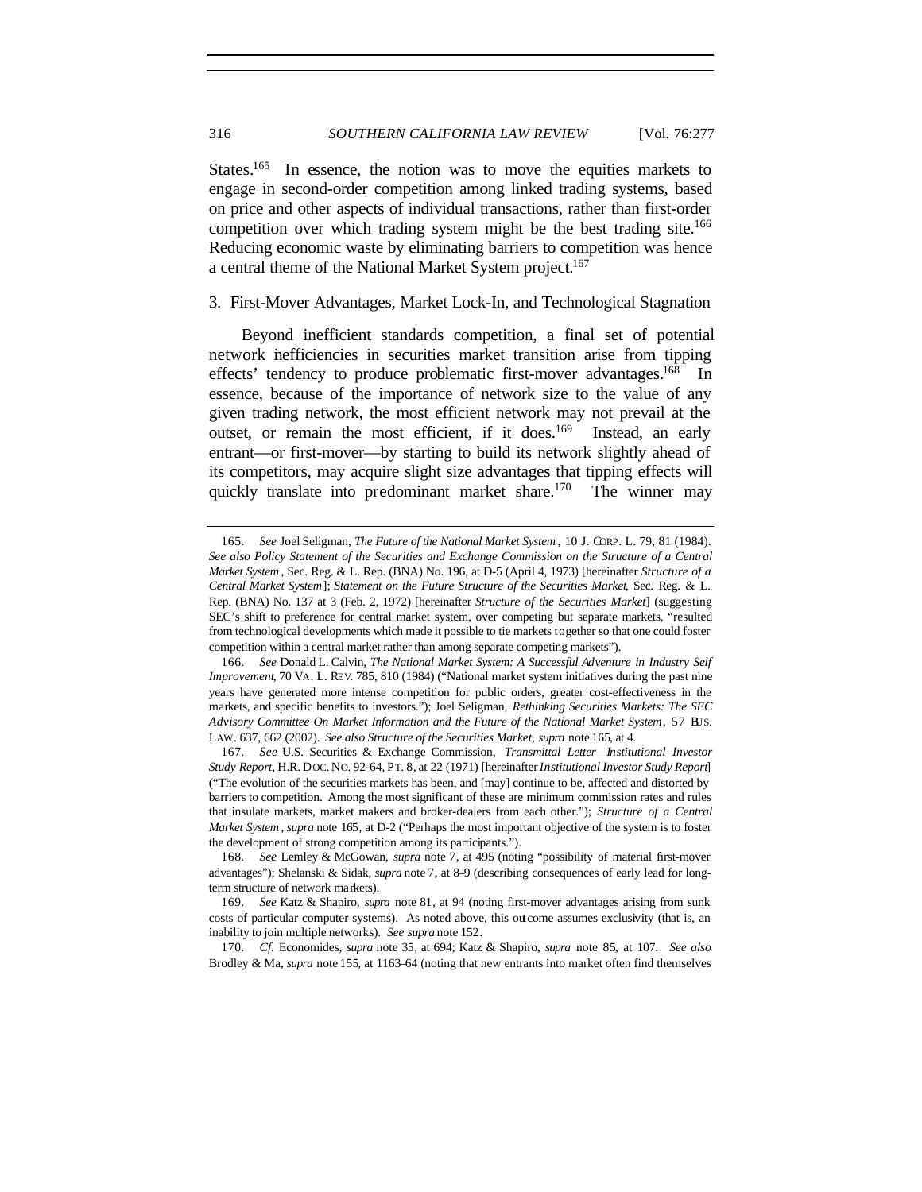States.[165] In essence, the notion was to move the equities markets to engage in second-order competition among linked trading systems, based on price and other aspects of individual transactions, rather than first-order competition over which trading system might be the best trading site.[166] Reducing economic waste by eliminating barriers to competition was hence a central theme of the National Market System project.[167]

### 3. First-Mover Advantages, Market Lock-In, and Technological Stagnation

Beyond inefficient standards competition, a final set of potential network inefficiencies in securities market transition arise from tipping effects' tendency to produce problematic first-mover advantages.[168] In essence, because of the importance of network size to the value of any given trading network, the most efficient network may not prevail at the outset, or remain the most efficient, if it does.[169] Instead, an early entrant—or first-mover—by starting to build its network slightly ahead of its competitors, may acquire slight size advantages that tipping effects will quickly translate into predominant market share.[170] The winner may

---

165. *See* Joel Seligman, *The Future of the National Market System*, 10 J. CORP. L. 79, 81 (1984). *See also Policy Statement of the Securities and Exchange Commission on the Structure of a Central Market System*, Sec. Reg. & L. Rep. (BNA) No. 196, at D-5 (April 4, 1973) [hereinafter *Structure of a Central Market System*]; *Statement on the Future Structure of the Securities Market*, Sec. Reg. & L. Rep. (BNA) No. 137 at 3 (Feb. 2, 1972) [hereinafter *Structure of the Securities Market*] (suggesting SEC's shift to preference for central market system, over competing but separate markets, "resulted from technological developments which made it possible to tie markets together so that one could foster competition within a central market rather than among separate competing markets").

166. *See* Donald L. Calvin, *The National Market System: A Successful Adventure in Industry Self Improvement*, 70 VA. L. REV. 785, 810 (1984) ("National market system initiatives during the past nine years have generated more intense competition for public orders, greater cost-effectiveness in the markets, and specific benefits to investors."); Joel Seligman, *Rethinking Securities Markets: The SEC Advisory Committee On Market Information and the Future of the National Market System*, 57 BUS. LAW. 637, 662 (2002). *See also Structure of the Securities Market*, *supra* note 165, at 4.

167. *See* U.S. Securities & Exchange Commission, *Transmittal Letter—Institutional Investor Study Report*, H.R. DOC. NO. 92-64, PT. 8, at 22 (1971) [hereinafter *Institutional Investor Study Report*] ("The evolution of the securities markets has been, and [may] continue to be, affected and distorted by barriers to competition. Among the most significant of these are minimum commission rates and rules that insulate markets, market makers and broker-dealers from each other."); *Structure of a Central Market System*, *supra* note 165, at D-2 ("Perhaps the most important objective of the system is to foster the development of strong competition among its participants.").

168. *See* Lemley & McGowan, *supra* note 7, at 495 (noting "possibility of material first-mover advantages"); Shelanski & Sidak, *supra* note 7, at 8–9 (describing consequences of early lead for long-term structure of network markets).

169. *See* Katz & Shapiro, *supra* note 81, at 94 (noting first-mover advantages arising from sunk costs of particular computer systems). As noted above, this outcome assumes exclusivity (that is, an inability to join multiple networks). *See supra* note 152.

170. *Cf.* Economides, *supra* note 35, at 694; Katz & Shapiro, *supra* note 85, at 107. *See also* Brodley & Ma, *supra* note 155, at 1163–64 (noting that new entrants into market often find themselves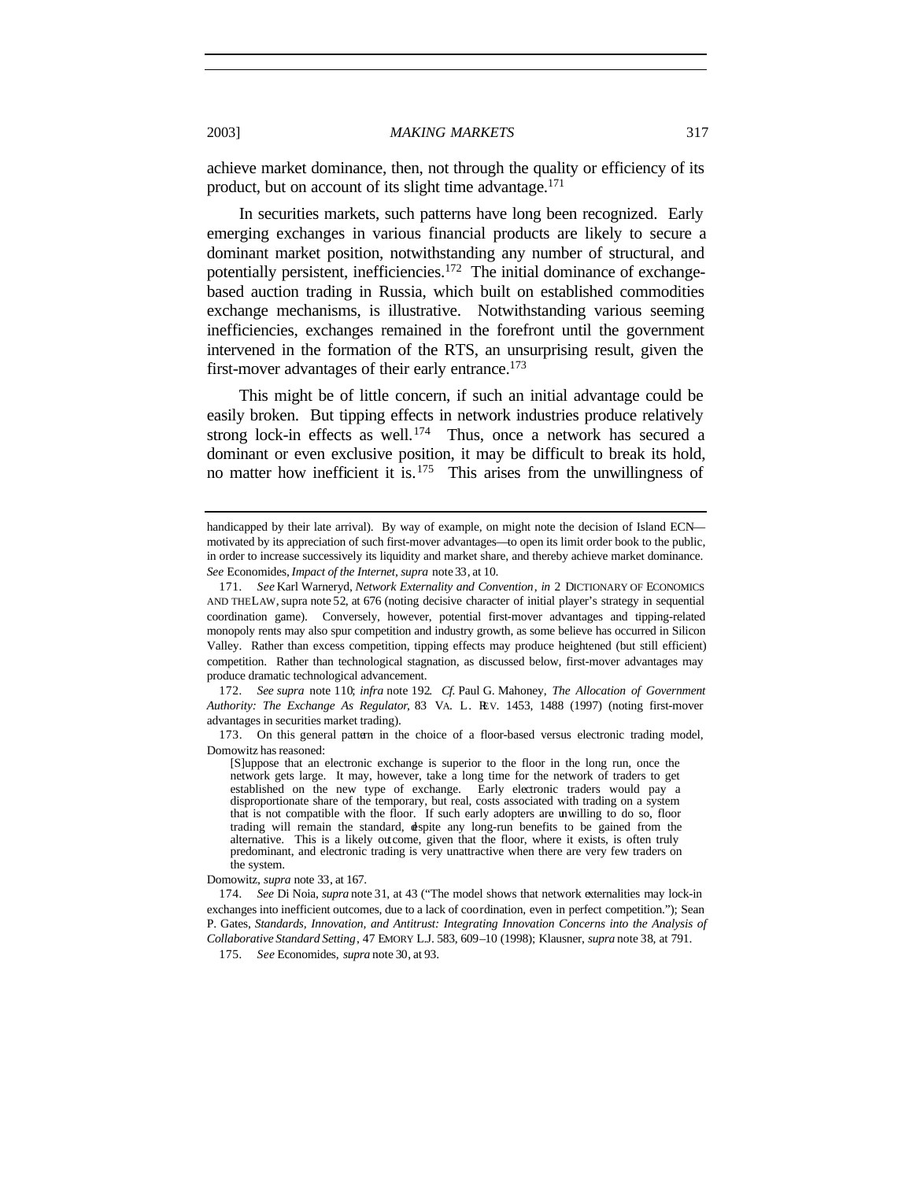achieve market dominance, then, not through the quality or efficiency of its product, but on account of its slight time advantage.[171]

In securities markets, such patterns have long been recognized. Early emerging exchanges in various financial products are likely to secure a dominant market position, notwithstanding any number of structural, and potentially persistent, inefficiencies.[172] The initial dominance of exchange-based auction trading in Russia, which built on established commodities exchange mechanisms, is illustrative. Notwithstanding various seeming inefficiencies, exchanges remained in the forefront until the government intervened in the formation of the RTS, an unsurprising result, given the first-mover advantages of their early entrance.[173]

This might be of little concern, if such an initial advantage could be easily broken. But tipping effects in network industries produce relatively strong lock-in effects as well.[174] Thus, once a network has secured a dominant or even exclusive position, it may be difficult to break its hold, no matter how inefficient it is.[175] This arises from the unwillingness of

---

handicapped by their late arrival). By way of example, on might note the decision of Island ECN—motivated by its appreciation of such first-mover advantages—to open its limit order book to the public, in order to increase successively its liquidity and market share, and thereby achieve market dominance. *See* Economides, *Impact of the Internet*, *supra* note 33, at 10.

171. *See* Karl Warneryd, *Network Externality and Convention*, *in* 2 DICTIONARY OF ECONOMICS AND THE LAW, supra note 52, at 676 (noting decisive character of initial player's strategy in sequential coordination game). Conversely, however, potential first-mover advantages and tipping-related monopoly rents may also spur competition and industry growth, as some believe has occurred in Silicon Valley. Rather than excess competition, tipping effects may produce heightened (but still efficient) competition. Rather than technological stagnation, as discussed below, first-mover advantages may produce dramatic technological advancement.

172. *See supra* note 110; *infra* note 192. *Cf.* Paul G. Mahoney, *The Allocation of Government Authority: The Exchange As Regulator*, 83 VA. L. REV. 1453, 1488 (1997) (noting first-mover advantages in securities market trading).

173. On this general pattern in the choice of a floor-based versus electronic trading model, Domowitz has reasoned:

> [S]uppose that an electronic exchange is superior to the floor in the long run, once the network gets large. It may, however, take a long time for the network of traders to get established on the new type of exchange. Early electronic traders would pay a disproportionate share of the temporary, but real, costs associated with trading on a system that is not compatible with the floor. If such early adopters are unwilling to do so, floor trading will remain the standard, despite any long-run benefits to be gained from the alternative. This is a likely outcome, given that the floor, where it exists, is often truly predominant, and electronic trading is very unattractive when there are very few traders on the system.

Domowitz, *supra* note 33, at 167.

174. *See* Di Noia, *supra* note 31, at 43 ("The model shows that network externalities may lock-in exchanges into inefficient outcomes, due to a lack of coordination, even in perfect competition."); Sean P. Gates, *Standards, Innovation, and Antitrust: Integrating Innovation Concerns into the Analysis of Collaborative Standard Setting*, 47 EMORY L.J. 583, 609–10 (1998); Klausner, *supra* note 38, at 791.

175. *See* Economides, *supra* note 30, at 93.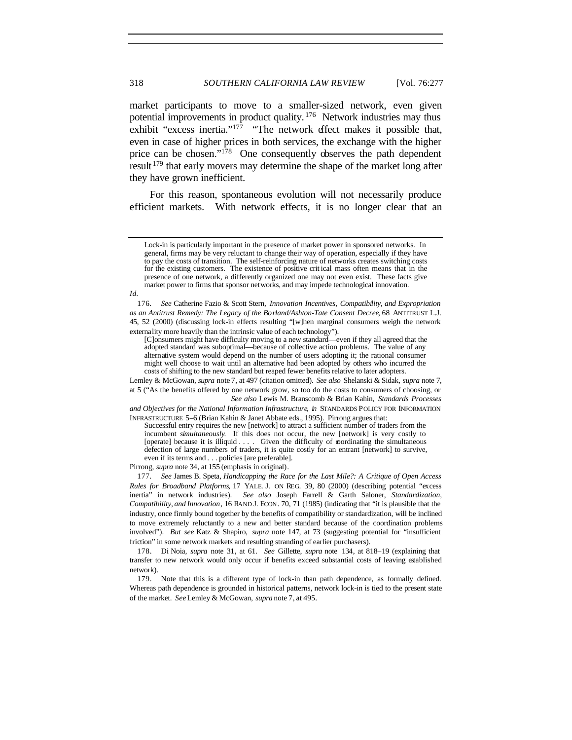market participants to move to a smaller-sized network, even given potential improvements in product quality.[176] Network industries may thus exhibit "excess inertia."[177] "The network effect makes it possible that, even in case of higher prices in both services, the exchange with the higher price can be chosen."[178] One consequently observes the path dependent result[179] that early movers may determine the shape of the market long after they have grown inefficient.

For this reason, spontaneous evolution will not necessarily produce efficient markets. With network effects, it is no longer clear that an

---

> Lock-in is particularly important in the presence of market power in sponsored networks. In general, firms may be very reluctant to change their way of operation, especially if they have to pay the costs of transition. The self-reinforcing nature of networks creates switching costs for the existing customers. The existence of positive critical mass often means that in the presence of one network, a differently organized one may not even exist. These facts give market power to firms that sponsor networks, and may impede technological innovation.

*Id.*

176. *See* Catherine Fazio & Scott Stern, *Innovation Incentives, Compatibility, and Expropriation as an Antitrust Remedy: The Legacy of the Borland/Ashton-Tate Consent Decree*, 68 ANTITRUST L.J. 45, 52 (2000) (discussing lock-in effects resulting "[w]hen marginal consumers weigh the network externality more heavily than the intrinsic value of each technology").

> [C]onsumers might have difficulty moving to a new standard—even if they all agreed that the adopted standard was suboptimal—because of collective action problems. The value of any alternative system would depend on the number of users adopting it; the rational consumer might well choose to wait until an alternative had been adopted by others who incurred the costs of shifting to the new standard but reaped fewer benefits relative to later adopters.

Lemley & McGowan, *supra* note 7, at 497 (citation omitted). *See also* Shelanski & Sidak, *supra* note 7, at 5 ("As the benefits offered by one network grow, so too do the costs to consumers of choosing, or *See also* Lewis M. Branscomb & Brian Kahin, *Standards Processes and Objectives for the National Information Infrastructure*, *in* STANDARDS POLICY FOR INFORMATION INFRASTRUCTURE 5–6 (Brian Kahin & Janet Abbate eds., 1995). Pirrong argues that:

> Successful entry requires the new [network] to attract a sufficient number of traders from the incumbent *simultaneously*. If this does not occur, the new [network] is very costly to [operate] because it is illiquid . . . . Given the difficulty of coordinating the simultaneous defection of large numbers of traders, it is quite costly for an entrant [network] to survive, even if its terms and . . . policies [are preferable].

Pirrong, *supra* note 34, at 155 (emphasis in original).

177. *See* James B. Speta, *Handicapping the Race for the Last Mile?: A Critique of Open Access Rules for Broadband Platforms*, 17 YALE J. ON REG. 39, 80 (2000) (describing potential "excess inertia" in network industries). *See also* Joseph Farrell & Garth Saloner, *Standardization, Compatibility, and Innovation*, 16 RAND J. ECON. 70, 71 (1985) (indicating that "it is plausible that the industry, once firmly bound together by the benefits of compatibility or standardization, will be inclined to move extremely reluctantly to a new and better standard because of the coordination problems involved"). *But see* Katz & Shapiro, *supra* note 147, at 73 (suggesting potential for "insufficient friction" in some network markets and resulting stranding of earlier purchasers).

178. Di Noia, *supra* note 31, at 61. *See* Gillette, *supra* note 134, at 818–19 (explaining that transfer to new network would only occur if benefits exceed substantial costs of leaving established network).

179. Note that this is a different type of lock-in than path dependence, as formally defined. Whereas path dependence is grounded in historical patterns, network lock-in is tied to the present state of the market. *See* Lemley & McGowan, *supra* note 7, at 495.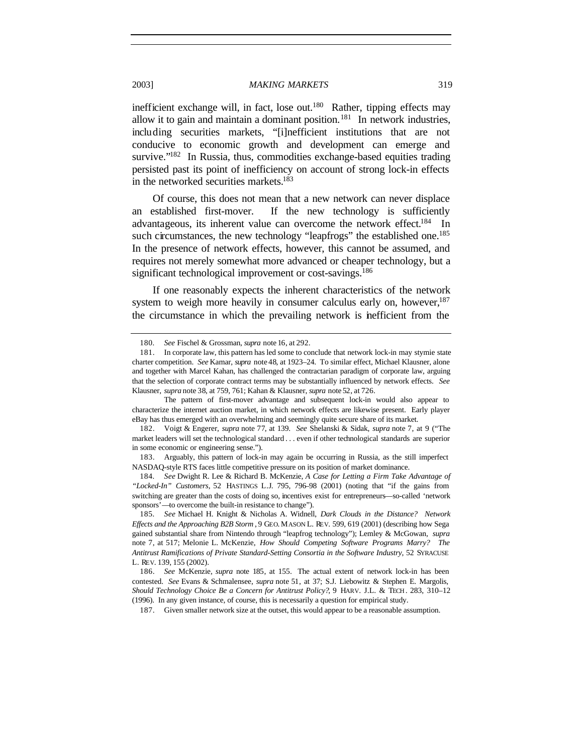inefficient exchange will, in fact, lose out.[180] Rather, tipping effects may allow it to gain and maintain a dominant position.[181] In network industries, including securities markets, "[i]nefficient institutions that are not conducive to economic growth and development can emerge and survive."[182] In Russia, thus, commodities exchange-based equities trading persisted past its point of inefficiency on account of strong lock-in effects in the networked securities markets.[183]

Of course, this does not mean that a new network can never displace an established first-mover. If the new technology is sufficiently advantageous, its inherent value can overcome the network effect.[184] In such circumstances, the new technology "leapfrogs" the established one.[185] In the presence of network effects, however, this cannot be assumed, and requires not merely somewhat more advanced or cheaper technology, but a significant technological improvement or cost-savings.[186]

If one reasonably expects the inherent characteristics of the network system to weigh more heavily in consumer calculus early on, however,[187] the circumstance in which the prevailing network is inefficient from the

---

180. *See* Fischel & Grossman, *supra* note 16, at 292.

181. In corporate law, this pattern has led some to conclude that network lock-in may stymie state charter competition. *See* Kamar, *supra* note 48, at 1923–24. To similar effect, Michael Klausner, alone and together with Marcel Kahan, has challenged the contractarian paradigm of corporate law, arguing that the selection of corporate contract terms may be substantially influenced by network effects. *See* Klausner, *supra* note 38, at 759, 761; Kahan & Klausner, *supra* note 52, at 726.

The pattern of first-mover advantage and subsequent lock-in would also appear to characterize the internet auction market, in which network effects are likewise present. Early player eBay has thus emerged with an overwhelming and seemingly quite secure share of its market.

182. Voigt & Engerer, *supra* note 77, at 139. *See* Shelanski & Sidak, *supra* note 7, at 9 ("The market leaders will set the technological standard . . . even if other technological standards are superior in some economic or engineering sense.").

183. Arguably, this pattern of lock-in may again be occurring in Russia, as the still imperfect NASDAQ-style RTS faces little competitive pressure on its position of market dominance.

184. *See* Dwight R. Lee & Richard B. McKenzie, *A Case for Letting a Firm Take Advantage of "Locked-In" Customers*, 52 HASTINGS L.J. 795, 796–98 (2001) (noting that "if the gains from switching are greater than the costs of doing so, incentives exist for entrepreneurs—so-called 'network sponsors'—to overcome the built-in resistance to change").

185. *See* Michael H. Knight & Nicholas A. Widnell, *Dark Clouds in the Distance? Network Effects and the Approaching B2B Storm*, 9 GEO. MASON L. REV. 599, 619 (2001) (describing how Sega gained substantial share from Nintendo through "leapfrog technology"); Lemley & McGowan, *supra* note 7, at 517; Melonie L. McKenzie, *How Should Competing Software Programs Marry? The Antitrust Ramifications of Private Standard-Setting Consortia in the Software Industry*, 52 SYRACUSE L. REV. 139, 155 (2002).

186. *See* McKenzie, *supra* note 185, at 155. The actual extent of network lock-in has been contested. *See* Evans & Schmalensee, *supra* note 51, at 37; S.J. Liebowitz & Stephen E. Margolis, *Should Technology Choice Be a Concern for Antitrust Policy?*, 9 HARV. J.L. & TECH. 283, 310–12 (1996). In any given instance, of course, this is necessarily a question for empirical study.

187. Given smaller network size at the outset, this would appear to be a reasonable assumption.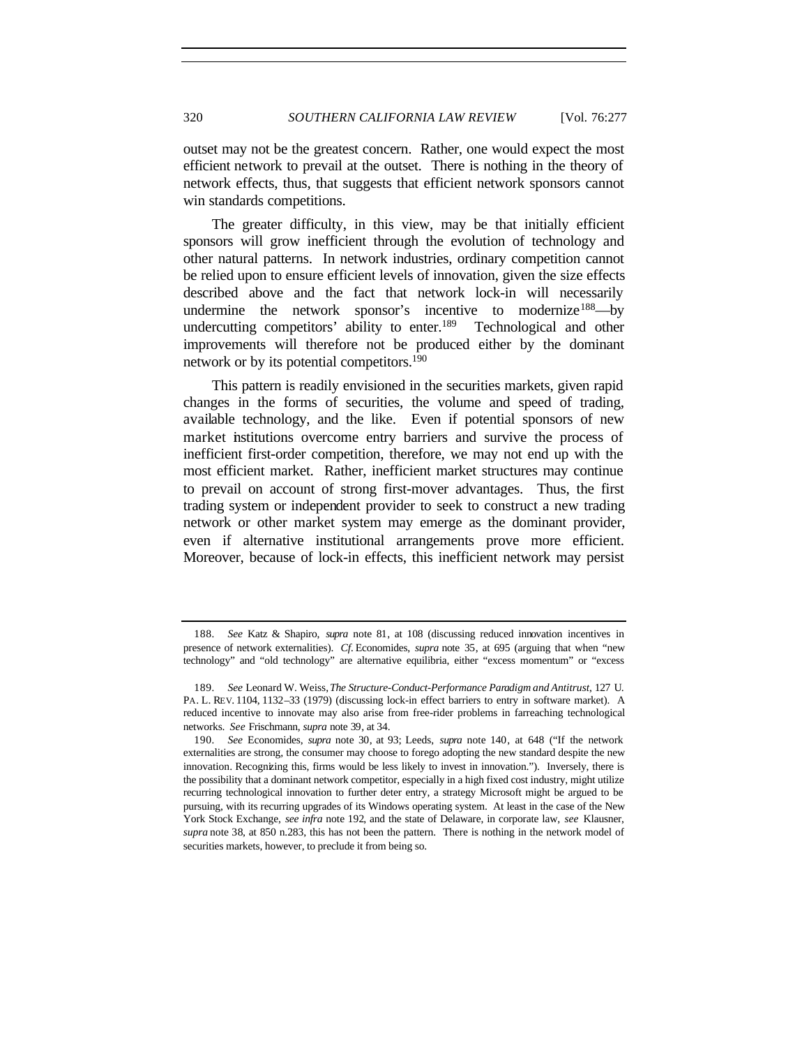outset may not be the greatest concern. Rather, one would expect the most efficient network to prevail at the outset. There is nothing in the theory of network effects, thus, that suggests that efficient network sponsors cannot win standards competitions.

The greater difficulty, in this view, may be that initially efficient sponsors will grow inefficient through the evolution of technology and other natural patterns. In network industries, ordinary competition cannot be relied upon to ensure efficient levels of innovation, given the size effects described above and the fact that network lock-in will necessarily undermine the network sponsor's incentive to modernize[188]—by undercutting competitors' ability to enter.[189] Technological and other improvements will therefore not be produced either by the dominant network or by its potential competitors.[190]

This pattern is readily envisioned in the securities markets, given rapid changes in the forms of securities, the volume and speed of trading, available technology, and the like. Even if potential sponsors of new market institutions overcome entry barriers and survive the process of inefficient first-order competition, therefore, we may not end up with the most efficient market. Rather, inefficient market structures may continue to prevail on account of strong first-mover advantages. Thus, the first trading system or independent provider to seek to construct a new trading network or other market system may emerge as the dominant provider, even if alternative institutional arrangements prove more efficient. Moreover, because of lock-in effects, this inefficient network may persist

---

188. *See* Katz & Shapiro, *supra* note 81, at 108 (discussing reduced innovation incentives in presence of network externalities). *Cf.* Economides, *supra* note 35, at 695 (arguing that when "new technology" and "old technology" are alternative equilibria, either "excess momentum" or "excess

189. *See* Leonard W. Weiss, *The Structure-Conduct-Performance Paradigm and Antitrust*, 127 U. PA. L. REV. 1104, 1132–33 (1979) (discussing lock-in effect barriers to entry in software market). A reduced incentive to innovate may also arise from free-rider problems in farreaching technological networks. *See* Frischmann, *supra* note 39, at 34.

190. *See* Economides, *supra* note 30, at 93; Leeds, *supra* note 140, at 648 ("If the network externalities are strong, the consumer may choose to forego adopting the new standard despite the new innovation. Recognizing this, firms would be less likely to invest in innovation."). Inversely, there is the possibility that a dominant network competitor, especially in a high fixed cost industry, might utilize recurring technological innovation to further deter entry, a strategy Microsoft might be argued to be pursuing, with its recurring upgrades of its Windows operating system. At least in the case of the New York Stock Exchange, *see infra* note 192, and the state of Delaware, in corporate law, *see* Klausner, *supra* note 38, at 850 n.283, this has not been the pattern. There is nothing in the network model of securities markets, however, to preclude it from being so.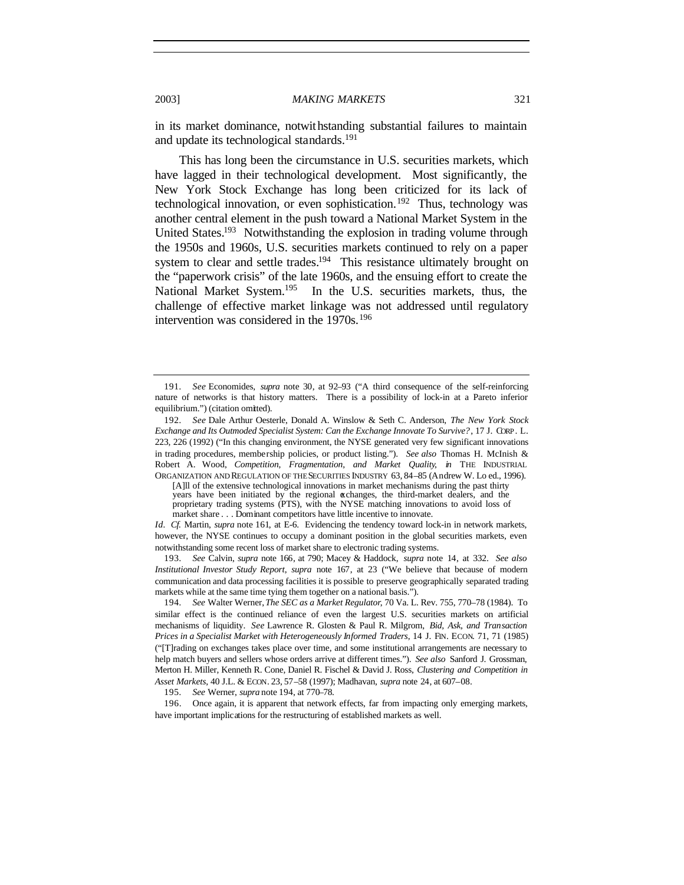in its market dominance, notwithstanding substantial failures to maintain and update its technological standards.[191]

This has long been the circumstance in U.S. securities markets, which have lagged in their technological development. Most significantly, the New York Stock Exchange has long been criticized for its lack of technological innovation, or even sophistication.[192] Thus, technology was another central element in the push toward a National Market System in the United States.[193] Notwithstanding the explosion in trading volume through the 1950s and 1960s, U.S. securities markets continued to rely on a paper system to clear and settle trades.[194] This resistance ultimately brought on the "paperwork crisis" of the late 1960s, and the ensuing effort to create the National Market System.[195] In the U.S. securities markets, thus, the challenge of effective market linkage was not addressed until regulatory intervention was considered in the 1970s.[196]

---

191. *See* Economides, *supra* note 30, at 92–93 ("A third consequence of the self-reinforcing nature of networks is that history matters. There is a possibility of lock-in at a Pareto inferior equilibrium.") (citation omitted).

192. *See* Dale Arthur Oesterle, Donald A. Winslow & Seth C. Anderson, *The New York Stock Exchange and Its Outmoded Specialist System: Can the Exchange Innovate To Survive?*, 17 J. CORP. L. 223, 226 (1992) ("In this changing environment, the NYSE generated very few significant innovations in trading procedures, membership policies, or product listing."). *See also* Thomas H. McInish & Robert A. Wood, *Competition, Fragmentation, and Market Quality*, *in* THE INDUSTRIAL ORGANIZATION AND REGULATION OF THE SECURITIES INDUSTRY 63, 84–85 (Andrew W. Lo ed., 1996).

> [A]ll of the extensive technological innovations in market mechanisms during the past thirty years have been initiated by the regional exchanges, the third-market dealers, and the proprietary trading systems (PTS), with the NYSE matching innovations to avoid loss of market share . . . Dominant competitors have little incentive to innovate.

*Id*. *Cf.* Martin, *supra* note 161, at E-6. Evidencing the tendency toward lock-in in network markets, however, the NYSE continues to occupy a dominant position in the global securities markets, even notwithstanding some recent loss of market share to electronic trading systems.

193. *See* Calvin, *supra* note 166, at 790; Macey & Haddock, *supra* note 14, at 332. *See also Institutional Investor Study Report*, *supra* note 167, at 23 ("We believe that because of modern communication and data processing facilities it is possible to preserve geographically separated trading markets while at the same time tying them together on a national basis.").

194. *See* Walter Werner, *The SEC as a Market Regulator*, 70 Va. L. Rev. 755, 770–78 (1984). To similar effect is the continued reliance of even the largest U.S. securities markets on artificial mechanisms of liquidity. *See* Lawrence R. Glosten & Paul R. Milgrom, *Bid, Ask, and Transaction Prices in a Specialist Market with Heterogeneously Informed Traders*, 14 J. FIN. ECON. 71, 71 (1985) ("[T]rading on exchanges takes place over time, and some institutional arrangements are necessary to help match buyers and sellers whose orders arrive at different times."). *See also* Sanford J. Grossman, Merton H. Miller, Kenneth R. Cone, Daniel R. Fischel & David J. Ross, *Clustering and Competition in Asset Markets*, 40 J.L. & ECON. 23, 57–58 (1997); Madhavan, *supra* note 24, at 607–08.

195. *See* Werner, *supra* note 194, at 770–78.

196. Once again, it is apparent that network effects, far from impacting only emerging markets, have important implications for the restructuring of established markets as well.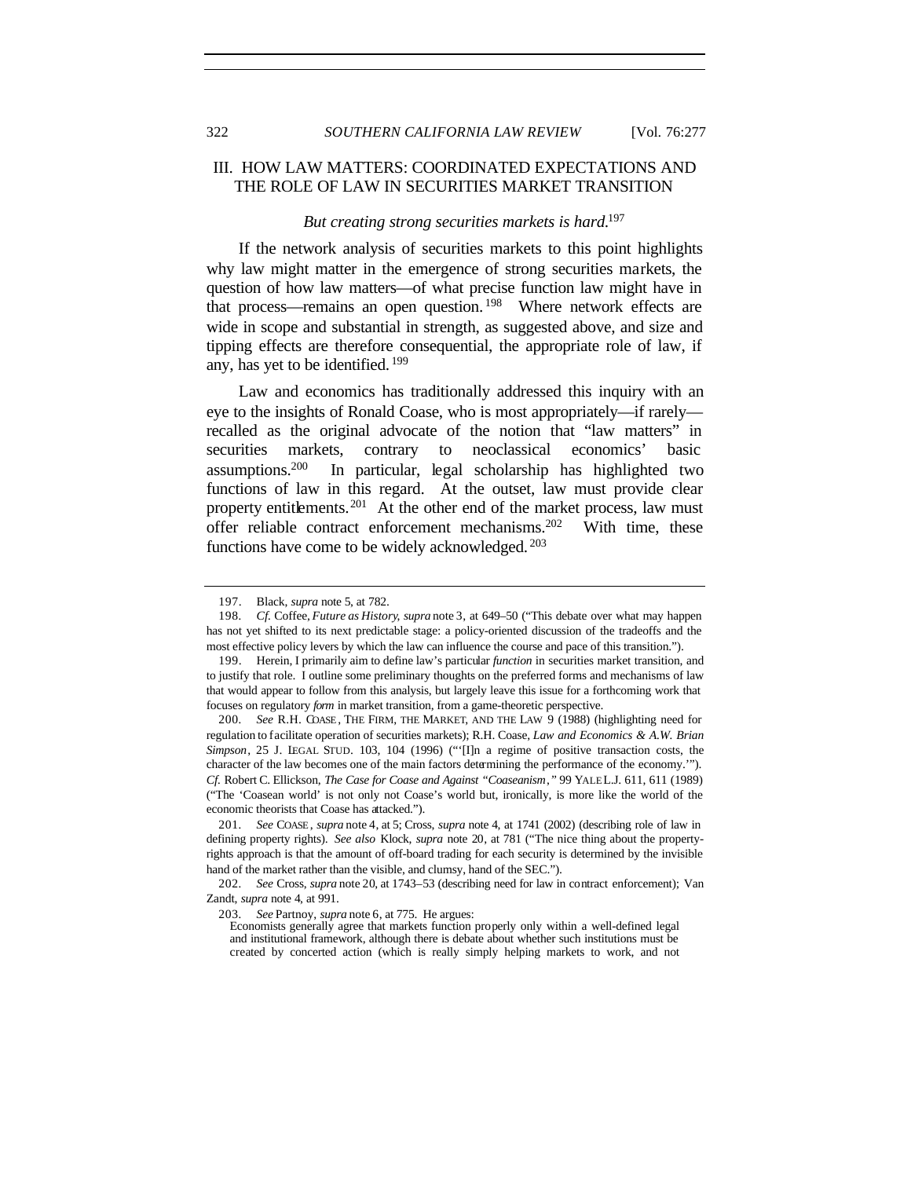## III. HOW LAW MATTERS: COORDINATED EXPECTATIONS AND THE ROLE OF LAW IN SECURITIES MARKET TRANSITION

*But creating strong securities markets is hard.*[197]

If the network analysis of securities markets to this point highlights why law might matter in the emergence of strong securities markets, the question of how law matters—of what precise function law might have in that process—remains an open question.[198] Where network effects are wide in scope and substantial in strength, as suggested above, and size and tipping effects are therefore consequential, the appropriate role of law, if any, has yet to be identified.[199]

Law and economics has traditionally addressed this inquiry with an eye to the insights of Ronald Coase, who is most appropriately—if rarely—recalled as the original advocate of the notion that "law matters" in securities markets, contrary to neoclassical economics' basic assumptions.[200] In particular, legal scholarship has highlighted two functions of law in this regard. At the outset, law must provide clear property entitlements.[201] At the other end of the market process, law must offer reliable contract enforcement mechanisms.[202] With time, these functions have come to be widely acknowledged.[203]

---

197. Black, *supra* note 5, at 782.

198. *Cf.* Coffee, *Future as History*, *supra* note 3, at 649–50 ("This debate over what may happen has not yet shifted to its next predictable stage: a policy-oriented discussion of the tradeoffs and the most effective policy levers by which the law can influence the course and pace of this transition.").

199. Herein, I primarily aim to define law's particular *function* in securities market transition, and to justify that role. I outline some preliminary thoughts on the preferred forms and mechanisms of law that would appear to follow from this analysis, but largely leave this issue for a forthcoming work that focuses on regulatory *form* in market transition, from a game-theoretic perspective.

200. *See* R.H. COASE, THE FIRM, THE MARKET, AND THE LAW 9 (1988) (highlighting need for regulation to facilitate operation of securities markets); R.H. Coase, *Law and Economics & A.W. Brian Simpson*, 25 J. LEGAL STUD. 103, 104 (1996) ("'[I]n a regime of positive transaction costs, the character of the law becomes one of the main factors determining the performance of the economy.'"). *Cf.* Robert C. Ellickson, *The Case for Coase and Against "Coaseanism*,*"* 99 YALE L.J. 611, 611 (1989) ("The 'Coasean world' is not only not Coase's world but, ironically, is more like the world of the economic theorists that Coase has attacked.").

201. *See* COASE, *supra* note 4, at 5; Cross, *supra* note 4, at 1741 (2002) (describing role of law in defining property rights). *See also* Klock, *supra* note 20, at 781 ("The nice thing about the property-rights approach is that the amount of off-board trading for each security is determined by the invisible hand of the market rather than the visible, and clumsy, hand of the SEC.").

202. *See* Cross, *supra* note 20, at 1743–53 (describing need for law in contract enforcement); Van Zandt, *supra* note 4, at 991.

203. *See* Partnoy, *supra* note 6, at 775. He argues:

> Economists generally agree that markets function properly only within a well-defined legal and institutional framework, although there is debate about whether such institutions must be created by concerted action (which is really simply helping markets to work, and not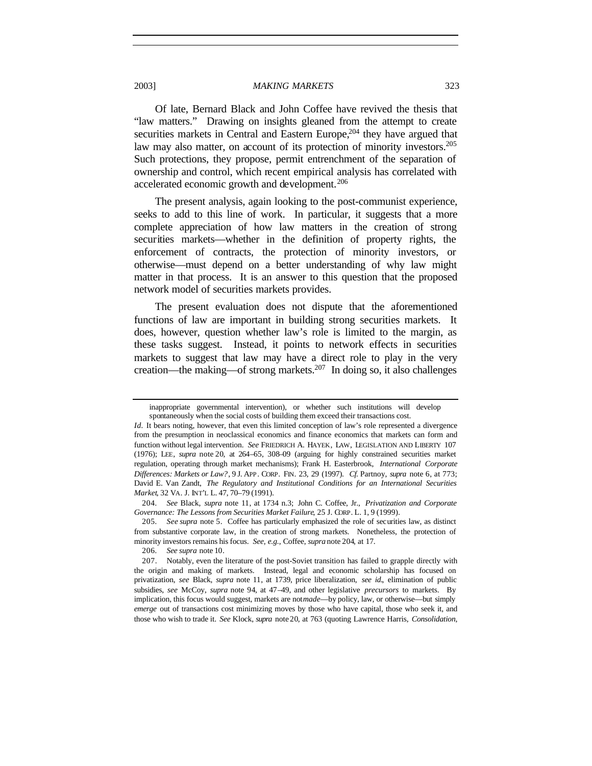Of late, Bernard Black and John Coffee have revived the thesis that "law matters." Drawing on insights gleaned from the attempt to create securities markets in Central and Eastern Europe,[204] they have argued that law may also matter, on account of its protection of minority investors.[205] Such protections, they propose, permit entrenchment of the separation of ownership and control, which recent empirical analysis has correlated with accelerated economic growth and development.[206]

The present analysis, again looking to the post-communist experience, seeks to add to this line of work. In particular, it suggests that a more complete appreciation of how law matters in the creation of strong securities markets—whether in the definition of property rights, the enforcement of contracts, the protection of minority investors, or otherwise—must depend on a better understanding of why law might matter in that process. It is an answer to this question that the proposed network model of securities markets provides.

The present evaluation does not dispute that the aforementioned functions of law are important in building strong securities markets. It does, however, question whether law's role is limited to the margin, as these tasks suggest. Instead, it points to network effects in securities markets to suggest that law may have a direct role to play in the very creation—the making—of strong markets.[207] In doing so, it also challenges

---

inappropriate governmental intervention), or whether such institutions will develop spontaneously when the social costs of building them exceed their transactions cost.

*Id*. It bears noting, however, that even this limited conception of law's role represented a divergence from the presumption in neoclassical economics and finance economics that markets can form and function without legal intervention. *See* FRIEDRICH A. HAYEK, LAW, LEGISLATION AND LIBERTY 107 (1976); LEE, *supra* note 20, at 264–65, 308–09 (arguing for highly constrained securities market regulation, operating through market mechanisms); Frank H. Easterbrook, *International Corporate Differences: Markets or Law?*, 9 J. APP. CORP. FIN. 23, 29 (1997). *Cf.* Partnoy, *supra* note 6, at 773; David E. Van Zandt, *The Regulatory and Institutional Conditions for an International Securities Market*, 32 VA. J. INT'L L. 47, 70–79 (1991).

204. *See* Black, *supra* note 11, at 1734 n.3; John C. Coffee, Jr., *Privatization and Corporate Governance: The Lessons from Securities Market Failure*, 25 J. CORP. L. 1, 9 (1999).

205. *See supra* note 5. Coffee has particularly emphasized the role of securities law, as distinct from substantive corporate law, in the creation of strong markets. Nonetheless, the protection of minority investors remains his focus. *See, e.g.*, Coffee, *supra* note 204, at 17.

206. *See supra* note 10.

207. Notably, even the literature of the post-Soviet transition has failed to grapple directly with the origin and making of markets. Instead, legal and economic scholarship has focused on privatization, *see* Black, *supra* note 11, at 1739, price liberalization, *see id.*, elimination of public subsidies, *see* McCoy, *supra* note 94, at 47–49, and other legislative *precursors* to markets. By implication, this focus would suggest, markets are not *made*—by policy, law, or otherwise—but simply *emerge* out of transactions cost minimizing moves by those who have capital, those who seek it, and those who wish to trade it. *See* Klock, *supra* note 20, at 763 (quoting Lawrence Harris, *Consolidation,*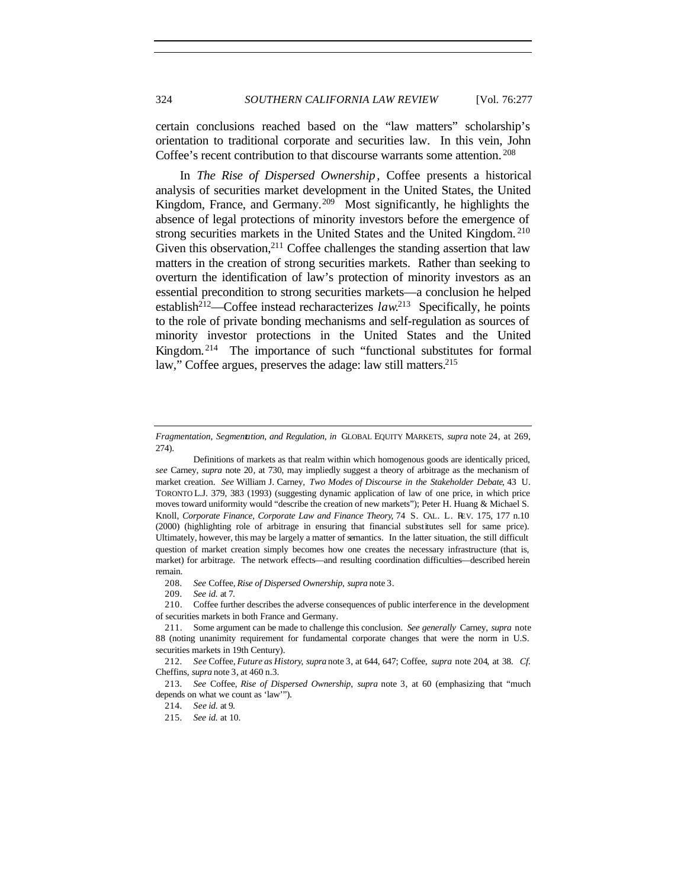certain conclusions reached based on the "law matters" scholarship's orientation to traditional corporate and securities law. In this vein, John Coffee's recent contribution to that discourse warrants some attention.[208]

In *The Rise of Dispersed Ownership*, Coffee presents a historical analysis of securities market development in the United States, the United Kingdom, France, and Germany.[209] Most significantly, he highlights the absence of legal protections of minority investors before the emergence of strong securities markets in the United States and the United Kingdom.[210] Given this observation,[211] Coffee challenges the standing assertion that law matters in the creation of strong securities markets. Rather than seeking to overturn the identification of law's protection of minority investors as an essential precondition to strong securities markets—a conclusion he helped establish[212]—Coffee instead recharacterizes *law*.[213] Specifically, he points to the role of private bonding mechanisms and self-regulation as sources of minority investor protections in the United States and the United Kingdom.[214] The importance of such "functional substitutes for formal law," Coffee argues, preserves the adage: law still matters.[215]

---

*Fragmentation, Segmentation, and Regulation*, *in* GLOBAL EQUITY MARKETS, *supra* note 24, at 269, 274).

Definitions of markets as that realm within which homogenous goods are identically priced, *see* Carney, *supra* note 20, at 730, may impliedly suggest a theory of arbitrage as the mechanism of market creation. *See* William J. Carney, *Two Modes of Discourse in the Stakeholder Debate*, 43 U. TORONTO L.J. 379, 383 (1993) (suggesting dynamic application of law of one price, in which price moves toward uniformity would "describe the creation of new markets"); Peter H. Huang & Michael S. Knoll, *Corporate Finance, Corporate Law and Finance Theory*, 74 S. CAL. L. REV. 175, 177 n.10 (2000) (highlighting role of arbitrage in ensuring that financial substitutes sell for same price). Ultimately, however, this may be largely a matter of semantics. In the latter situation, the still difficult question of market creation simply becomes how one creates the necessary infrastructure (that is, market) for arbitrage. The network effects—and resulting coordination difficulties—described herein remain.

208. *See* Coffee, *Rise of Dispersed Ownership*, *supra* note 3.

209. *See id.* at 7.

210. Coffee further describes the adverse consequences of public interference in the development of securities markets in both France and Germany.

211. Some argument can be made to challenge this conclusion. *See generally* Carney, *supra* note 88 (noting unanimity requirement for fundamental corporate changes that were the norm in U.S. securities markets in 19th Century).

212. *See* Coffee, *Future as History*, *supra* note 3, at 644, 647; Coffee, *supra* note 204, at 38. *Cf.* Cheffins, *supra* note 3, at 460 n.3.

213. *See* Coffee, *Rise of Dispersed Ownership*, *supra* note 3, at 60 (emphasizing that "much depends on what we count as 'law'").

214. *See id.* at 9.

215. *See id.* at 10.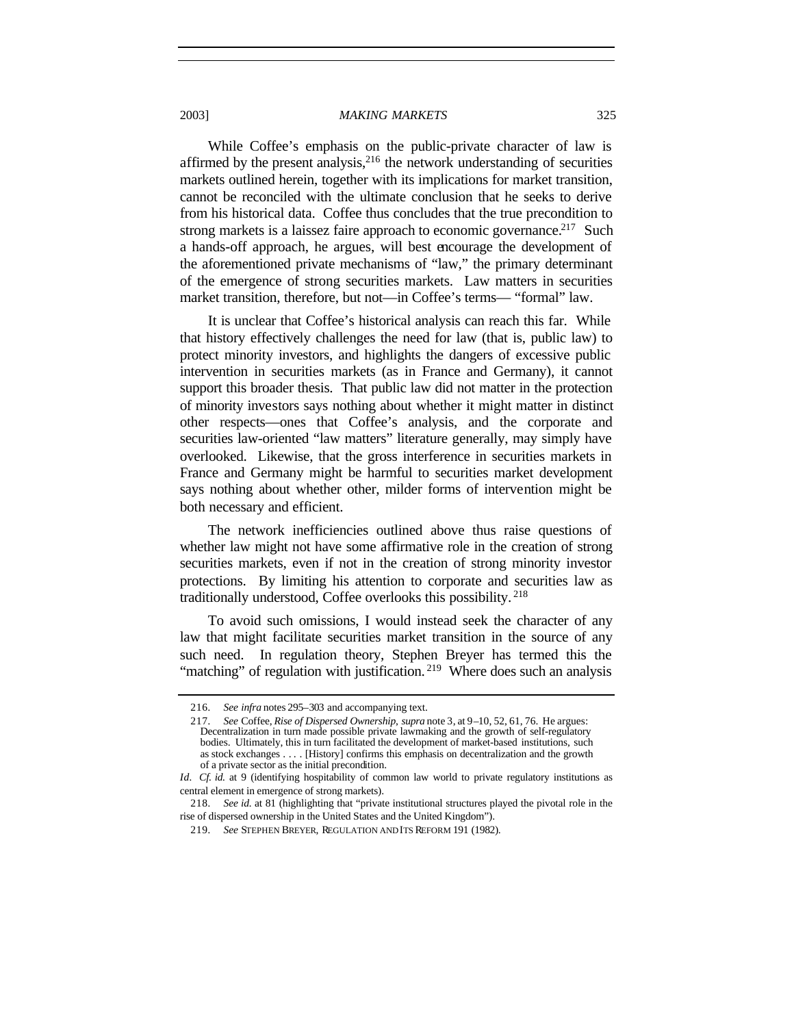While Coffee's emphasis on the public-private character of law is affirmed by the present analysis,[216] the network understanding of securities markets outlined herein, together with its implications for market transition, cannot be reconciled with the ultimate conclusion that he seeks to derive from his historical data. Coffee thus concludes that the true precondition to strong markets is a laissez faire approach to economic governance.[217] Such a hands-off approach, he argues, will best encourage the development of the aforementioned private mechanisms of "law," the primary determinant of the emergence of strong securities markets. Law matters in securities market transition, therefore, but not—in Coffee's terms— "formal" law.

It is unclear that Coffee's historical analysis can reach this far. While that history effectively challenges the need for law (that is, public law) to protect minority investors, and highlights the dangers of excessive public intervention in securities markets (as in France and Germany), it cannot support this broader thesis. That public law did not matter in the protection of minority investors says nothing about whether it might matter in distinct other respects—ones that Coffee's analysis, and the corporate and securities law-oriented "law matters" literature generally, may simply have overlooked. Likewise, that the gross interference in securities markets in France and Germany might be harmful to securities market development says nothing about whether other, milder forms of intervention might be both necessary and efficient.

The network inefficiencies outlined above thus raise questions of whether law might not have some affirmative role in the creation of strong securities markets, even if not in the creation of strong minority investor protections. By limiting his attention to corporate and securities law as traditionally understood, Coffee overlooks this possibility.[218]

To avoid such omissions, I would instead seek the character of any law that might facilitate securities market transition in the source of any such need. In regulation theory, Stephen Breyer has termed this the "matching" of regulation with justification.[219] Where does such an analysis

---

216. *See infra* notes 295–303 and accompanying text.

217. *See* Coffee, *Rise of Dispersed Ownership*, *supra* note 3, at 9–10, 52, 61, 76. He argues:

> Decentralization in turn made possible private lawmaking and the growth of self-regulatory bodies. Ultimately, this in turn facilitated the development of market-based institutions, such as stock exchanges . . . . [History] confirms this emphasis on decentralization and the growth of a private sector as the initial precondition.

*Id*. *Cf. id.* at 9 (identifying hospitability of common law world to private regulatory institutions as central element in emergence of strong markets).

218. *See id.* at 81 (highlighting that "private institutional structures played the pivotal role in the rise of dispersed ownership in the United States and the United Kingdom").

219. *See* STEPHEN BREYER, REGULATION AND ITS REFORM 191 (1982).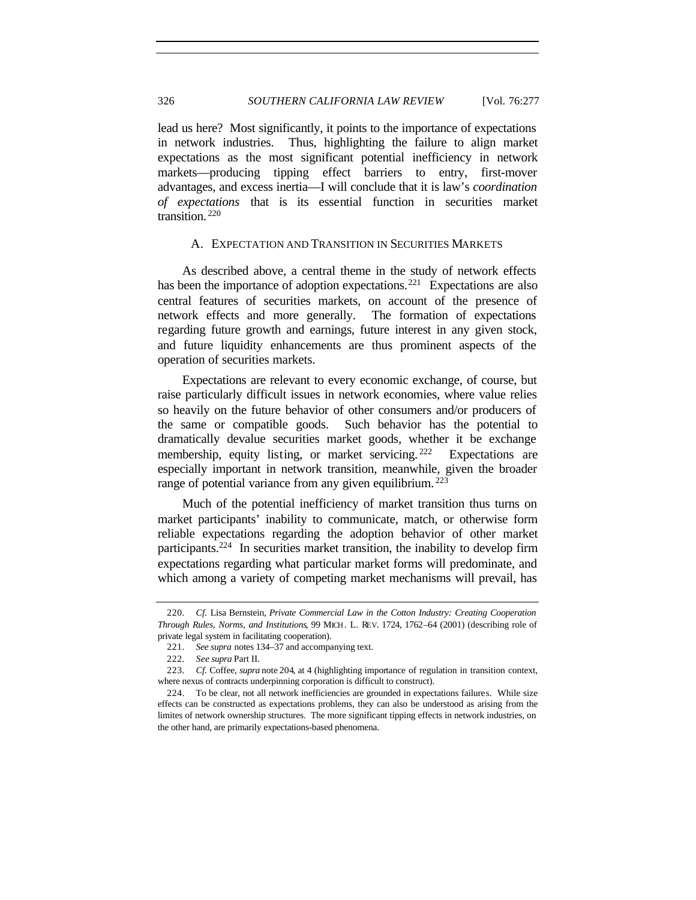lead us here? Most significantly, it points to the importance of expectations in network industries. Thus, highlighting the failure to align market expectations as the most significant potential inefficiency in network markets—producing tipping effect barriers to entry, first-mover advantages, and excess inertia—I will conclude that it is law's *coordination of expectations* that is its essential function in securities market transition.[220]

### A. EXPECTATION AND TRANSITION IN SECURITIES MARKETS

As described above, a central theme in the study of network effects has been the importance of adoption expectations.[221] Expectations are also central features of securities markets, on account of the presence of network effects and more generally. The formation of expectations regarding future growth and earnings, future interest in any given stock, and future liquidity enhancements are thus prominent aspects of the operation of securities markets.

Expectations are relevant to every economic exchange, of course, but raise particularly difficult issues in network economies, where value relies so heavily on the future behavior of other consumers and/or producers of the same or compatible goods. Such behavior has the potential to dramatically devalue securities market goods, whether it be exchange membership, equity listing, or market servicing.[222] Expectations are especially important in network transition, meanwhile, given the broader range of potential variance from any given equilibrium.[223]

Much of the potential inefficiency of market transition thus turns on market participants' inability to communicate, match, or otherwise form reliable expectations regarding the adoption behavior of other market participants.[224] In securities market transition, the inability to develop firm expectations regarding what particular market forms will predominate, and which among a variety of competing market mechanisms will prevail, has

---

220. *Cf.* Lisa Bernstein, *Private Commercial Law in the Cotton Industry: Creating Cooperation Through Rules, Norms, and Institutions*, 99 MICH. L. REV. 1724, 1762–64 (2001) (describing role of private legal system in facilitating cooperation).

221. *See supra* notes 134–37 and accompanying text.

222. *See supra* Part II.

223. *Cf.* Coffee, *supra* note 204, at 4 (highlighting importance of regulation in transition context, where nexus of contracts underpinning corporation is difficult to construct).

224. To be clear, not all network inefficiencies are grounded in expectations failures. While size effects can be constructed as expectations problems, they can also be understood as arising from the limites of network ownership structures. The more significant tipping effects in network industries, on the other hand, are primarily expectations-based phenomena.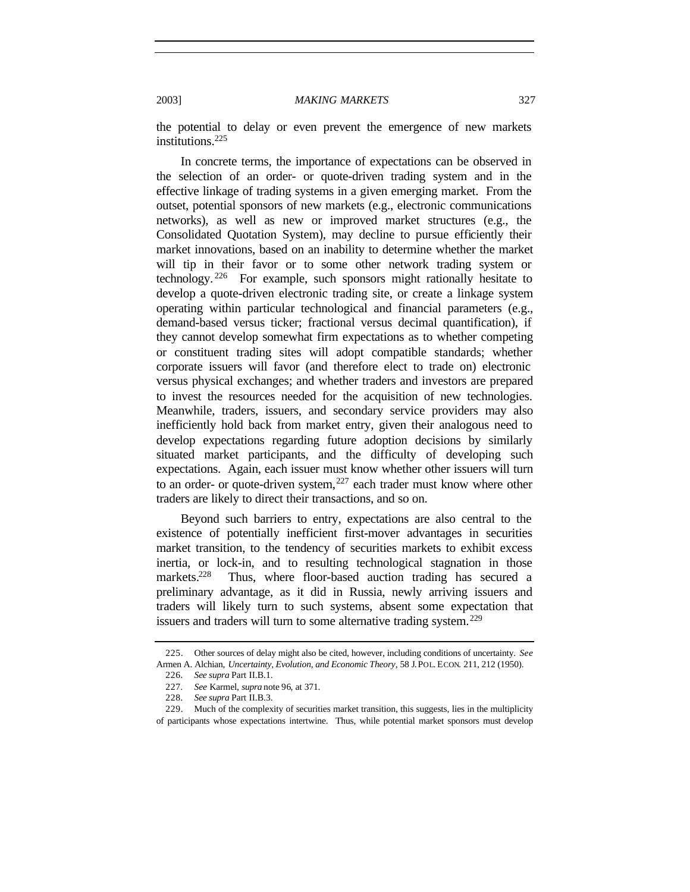the potential to delay or even prevent the emergence of new markets institutions.[225]

In concrete terms, the importance of expectations can be observed in the selection of an order- or quote-driven trading system and in the effective linkage of trading systems in a given emerging market. From the outset, potential sponsors of new markets (e.g., electronic communications networks), as well as new or improved market structures (e.g., the Consolidated Quotation System), may decline to pursue efficiently their market innovations, based on an inability to determine whether the market will tip in their favor or to some other network trading system or technology.[226] For example, such sponsors might rationally hesitate to develop a quote-driven electronic trading site, or create a linkage system operating within particular technological and financial parameters (e.g., demand-based versus ticker; fractional versus decimal quantification), if they cannot develop somewhat firm expectations as to whether competing or constituent trading sites will adopt compatible standards; whether corporate issuers will favor (and therefore elect to trade on) electronic versus physical exchanges; and whether traders and investors are prepared to invest the resources needed for the acquisition of new technologies. Meanwhile, traders, issuers, and secondary service providers may also inefficiently hold back from market entry, given their analogous need to develop expectations regarding future adoption decisions by similarly situated market participants, and the difficulty of developing such expectations. Again, each issuer must know whether other issuers will turn to an order- or quote-driven system,[227] each trader must know where other traders are likely to direct their transactions, and so on.

Beyond such barriers to entry, expectations are also central to the existence of potentially inefficient first-mover advantages in securities market transition, to the tendency of securities markets to exhibit excess inertia, or lock-in, and to resulting technological stagnation in those markets.[228] Thus, where floor-based auction trading has secured a preliminary advantage, as it did in Russia, newly arriving issuers and traders will likely turn to such systems, absent some expectation that issuers and traders will turn to some alternative trading system.[229]

---

225. Other sources of delay might also be cited, however, including conditions of uncertainty. *See* Armen A. Alchian, *Uncertainty, Evolution, and Economic Theory*, 58 J. POL. ECON. 211, 212 (1950).

226. *See supra* Part II.B.1.

227. *See* Karmel, *supra* note 96, at 371.

228. *See supra* Part II.B.3.

229. Much of the complexity of securities market transition, this suggests, lies in the multiplicity of participants whose expectations intertwine. Thus, while potential market sponsors must develop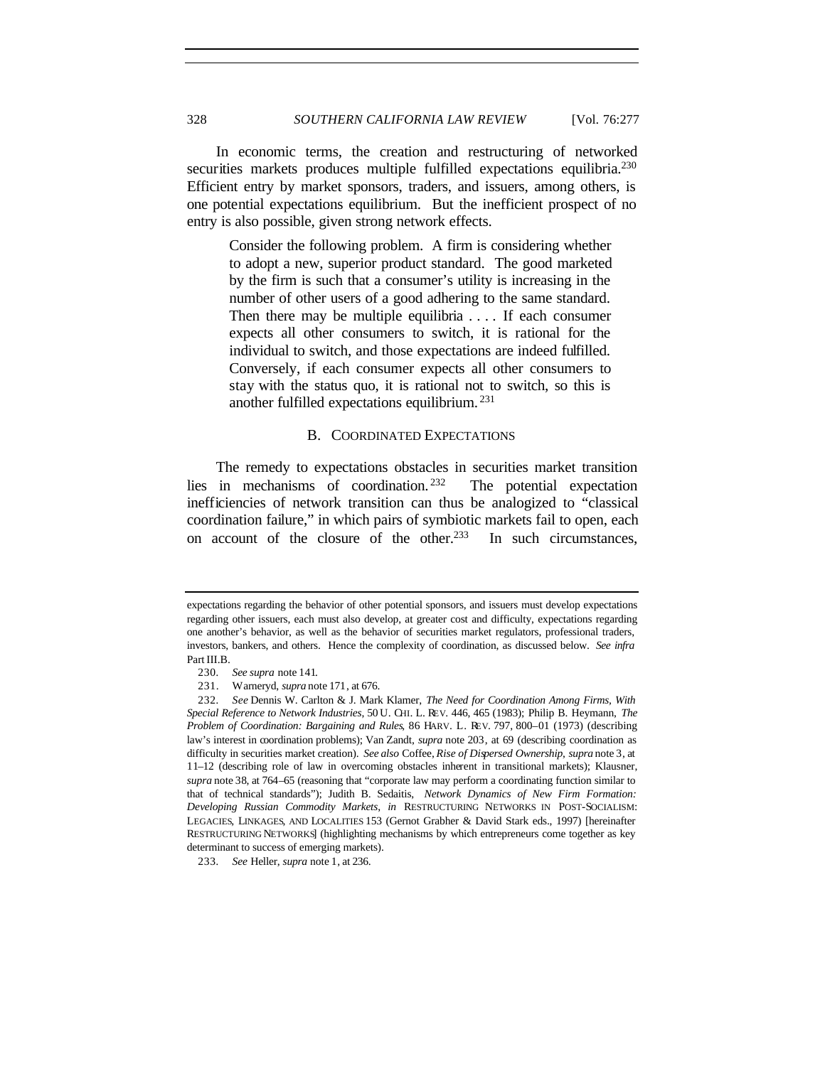In economic terms, the creation and restructuring of networked securities markets produces multiple fulfilled expectations equilibria.[230] Efficient entry by market sponsors, traders, and issuers, among others, is one potential expectations equilibrium. But the inefficient prospect of no entry is also possible, given strong network effects.

> Consider the following problem. A firm is considering whether to adopt a new, superior product standard. The good marketed by the firm is such that a consumer's utility is increasing in the number of other users of a good adhering to the same standard. Then there may be multiple equilibria . . . . If each consumer expects all other consumers to switch, it is rational for the individual to switch, and those expectations are indeed fulfilled. Conversely, if each consumer expects all other consumers to stay with the status quo, it is rational not to switch, so this is another fulfilled expectations equilibrium.[231]

### B. COORDINATED EXPECTATIONS

The remedy to expectations obstacles in securities market transition lies in mechanisms of coordination.[232] The potential expectation inefficiencies of network transition can thus be analogized to "classical coordination failure," in which pairs of symbiotic markets fail to open, each on account of the closure of the other.[233] In such circumstances,

---

expectations regarding the behavior of other potential sponsors, and issuers must develop expectations regarding other issuers, each must also develop, at greater cost and difficulty, expectations regarding one another's behavior, as well as the behavior of securities market regulators, professional traders, investors, bankers, and others. Hence the complexity of coordination, as discussed below. *See infra* Part III.B.

230. *See supra* note 141.

231. Warneryd, *supra* note 171, at 676.

232. *See* Dennis W. Carlton & J. Mark Klamer, *The Need for Coordination Among Firms, With Special Reference to Network Industries*, 50 U. CHI. L. REV. 446, 465 (1983); Philip B. Heymann, *The Problem of Coordination: Bargaining and Rules*, 86 HARV. L. REV. 797, 800–01 (1973) (describing law's interest in coordination problems); Van Zandt, *supra* note 203, at 69 (describing coordination as difficulty in securities market creation). *See also* Coffee, *Rise of Dispersed Ownership*, *supra* note 3, at 11–12 (describing role of law in overcoming obstacles inherent in transitional markets); Klausner, *supra* note 38, at 764–65 (reasoning that "corporate law may perform a coordinating function similar to that of technical standards"); Judith B. Sedaitis, *Network Dynamics of New Firm Formation: Developing Russian Commodity Markets*, *in* RESTRUCTURING NETWORKS IN POST-SOCIALISM: LEGACIES, LINKAGES, AND LOCALITIES 153 (Gernot Grabher & David Stark eds., 1997) [hereinafter RESTRUCTURING NETWORKS] (highlighting mechanisms by which entrepreneurs come together as key determinant to success of emerging markets).

233. *See* Heller, *supra* note 1, at 236.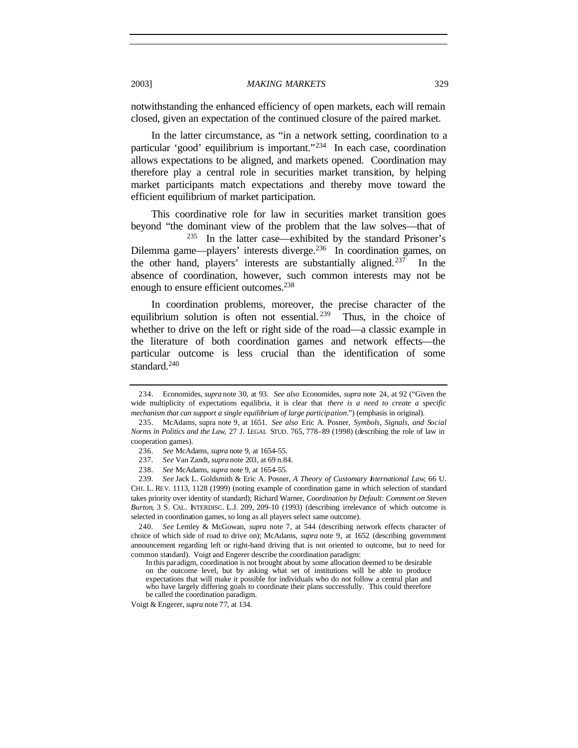notwithstanding the enhanced efficiency of open markets, each will remain closed, given an expectation of the continued closure of the paired market.

In the latter circumstance, as "in a network setting, coordination to a particular 'good' equilibrium is important."[234] In each case, coordination allows expectations to be aligned, and markets opened. Coordination may therefore play a central role in securities market transition, by helping market participants match expectations and thereby move toward the efficient equilibrium of market participation.

This coordinative role for law in securities market transition goes beyond "the dominant view of the problem that the law solves—that of [235] In the latter case—exhibited by the standard Prisoner's Dilemma game—players' interests diverge.[236] In coordination games, on the other hand, players' interests are substantially aligned.[237] In the absence of coordination, however, such common interests may not be enough to ensure efficient outcomes.[238]

In coordination problems, moreover, the precise character of the equilibrium solution is often not essential.[239] Thus, in the choice of whether to drive on the left or right side of the road—a classic example in the literature of both coordination games and network effects—the particular outcome is less crucial than the identification of some standard.[240]

---

234. Economides, *supra* note 30, at 93. *See also* Economides, *supra* note 24, at 92 ("Given the wide multiplicity of expectations equilibria, it is clear that *there is a need to create a specific mechanism that can support a single equilibrium of large participation*.") (emphasis in original).

235. McAdams, supra note 9, at 1651. *See also* Eric A. Posner, *Symbols, Signals, and Social Norms in Politics and the Law*, 27 J. LEGAL STUD. 765, 778–89 (1998) (describing the role of law in cooperation games).

236. *See* McAdams, *supra* note 9, at 1654–55.

237. *See* Van Zandt, *supra* note 203, at 69 n.84.

238. *See* McAdams, *supra* note 9, at 1654–55.

239. *See* Jack L. Goldsmith & Eric A. Posner, *A Theory of Customary International Law*, 66 U. CHI. L. REV. 1113, 1128 (1999) (noting example of coordination game in which selection of standard takes priority over identity of standard); Richard Warner, *Coordination by Default: Comment on Steven Burton*, 3 S. CAL. INTERDISC. L.J. 209, 209–10 (1993) (describing irrelevance of which outcome is selected in coordination games, so long as all players select same outcome).

240. *See* Lemley & McGowan, *supra* note 7, at 544 (describing network effects character of choice of which side of road to drive on); McAdams, *supra* note 9, at 1652 (describing government announcement regarding left or right-hand driving that is not oriented to outcome, but to need for common standard). Voigt and Engerer describe the coordination paradigm:

> In this paradigm, coordination is not brought about by some allocation deemed to be desirable on the outcome level, but by asking what set of institutions will be able to produce expectations that will make it possible for individuals who do not follow a central plan and who have largely differing goals to coordinate their plans successfully. This could therefore be called the coordination paradigm.

Voigt & Engerer, *supra* note 77, at 134.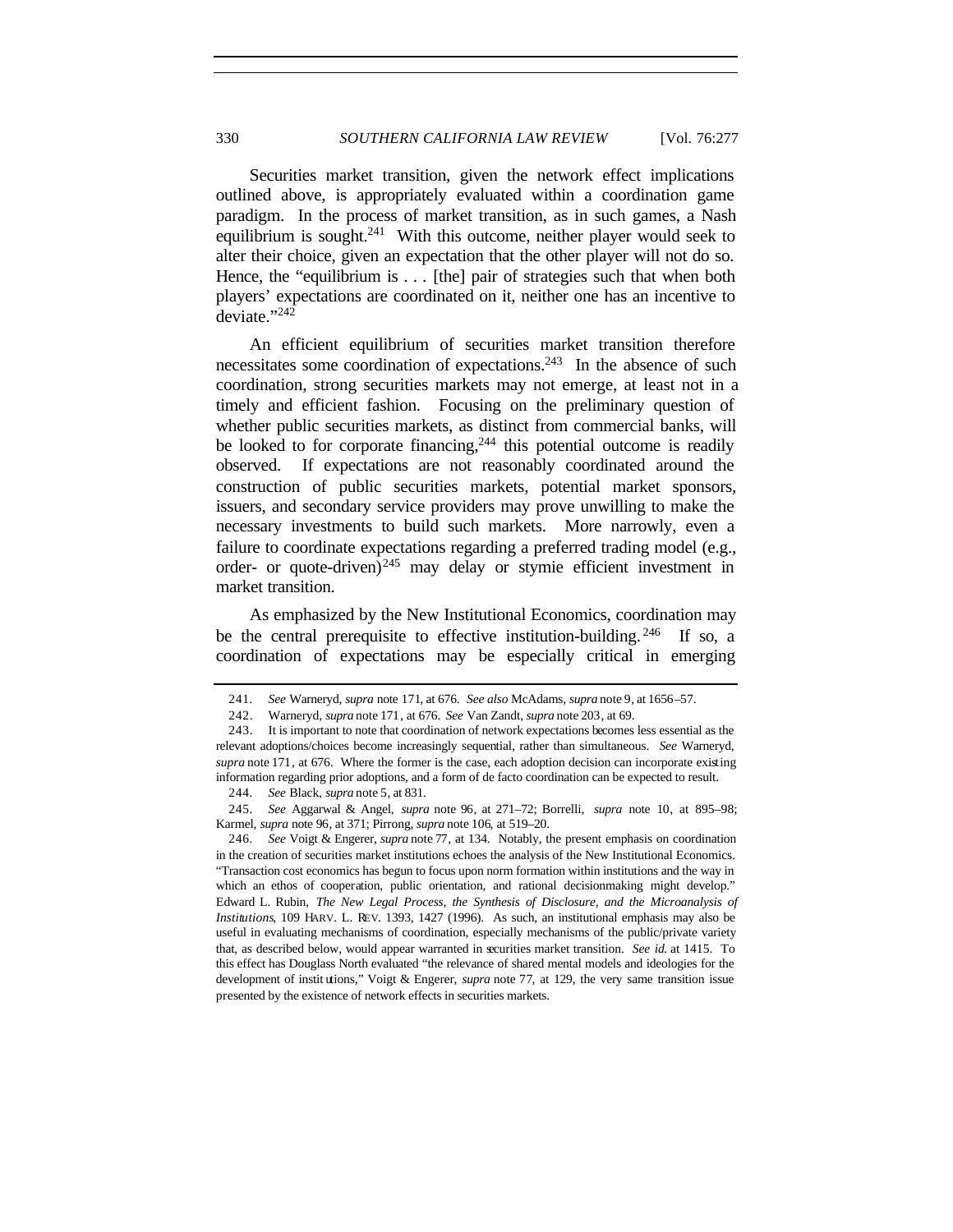Securities market transition, given the network effect implications outlined above, is appropriately evaluated within a coordination game paradigm. In the process of market transition, as in such games, a Nash equilibrium is sought.[241] With this outcome, neither player would seek to alter their choice, given an expectation that the other player will not do so. Hence, the "equilibrium is . . . [the] pair of strategies such that when both players' expectations are coordinated on it, neither one has an incentive to deviate."[242]

An efficient equilibrium of securities market transition therefore necessitates some coordination of expectations.[243] In the absence of such coordination, strong securities markets may not emerge, at least not in a timely and efficient fashion. Focusing on the preliminary question of whether public securities markets, as distinct from commercial banks, will be looked to for corporate financing,[244] this potential outcome is readily observed. If expectations are not reasonably coordinated around the construction of public securities markets, potential market sponsors, issuers, and secondary service providers may prove unwilling to make the necessary investments to build such markets. More narrowly, even a failure to coordinate expectations regarding a preferred trading model (e.g., order- or quote-driven)[245] may delay or stymie efficient investment in market transition.

As emphasized by the New Institutional Economics, coordination may be the central prerequisite to effective institution-building.[246] If so, a coordination of expectations may be especially critical in emerging

---

241. *See* Warneryd, *supra* note 171, at 676. *See also* McAdams, *supra* note 9, at 1656–57.

242. Warneryd, *supra* note 171, at 676. *See* Van Zandt, *supra* note 203, at 69.

243. It is important to note that coordination of network expectations becomes less essential as the relevant adoptions/choices become increasingly sequential, rather than simultaneous. *See* Warneryd, *supra* note 171, at 676. Where the former is the case, each adoption decision can incorporate existing information regarding prior adoptions, and a form of de facto coordination can be expected to result.

244. *See* Black, *supra* note 5, at 831.

245. *See* Aggarwal & Angel, *supra* note 96, at 271–72; Borrelli, *supra* note 10, at 895–98; Karmel, *supra* note 96, at 371; Pirrong, *supra* note 106, at 519–20.

246. *See* Voigt & Engerer, *supra* note 77, at 134. Notably, the present emphasis on coordination in the creation of securities market institutions echoes the analysis of the New Institutional Economics. "Transaction cost economics has begun to focus upon norm formation within institutions and the way in which an ethos of cooperation, public orientation, and rational decisionmaking might develop." Edward L. Rubin, *The New Legal Process, the Synthesis of Disclosure, and the Microanalysis of Institutions*, 109 HARV. L. REV. 1393, 1427 (1996). As such, an institutional emphasis may also be useful in evaluating mechanisms of coordination, especially mechanisms of the public/private variety that, as described below, would appear warranted in securities market transition. *See id.* at 1415. To this effect has Douglass North evaluated "the relevance of shared mental models and ideologies for the development of institutions," Voigt & Engerer, *supra* note 77, at 129, the very same transition issue presented by the existence of network effects in securities markets.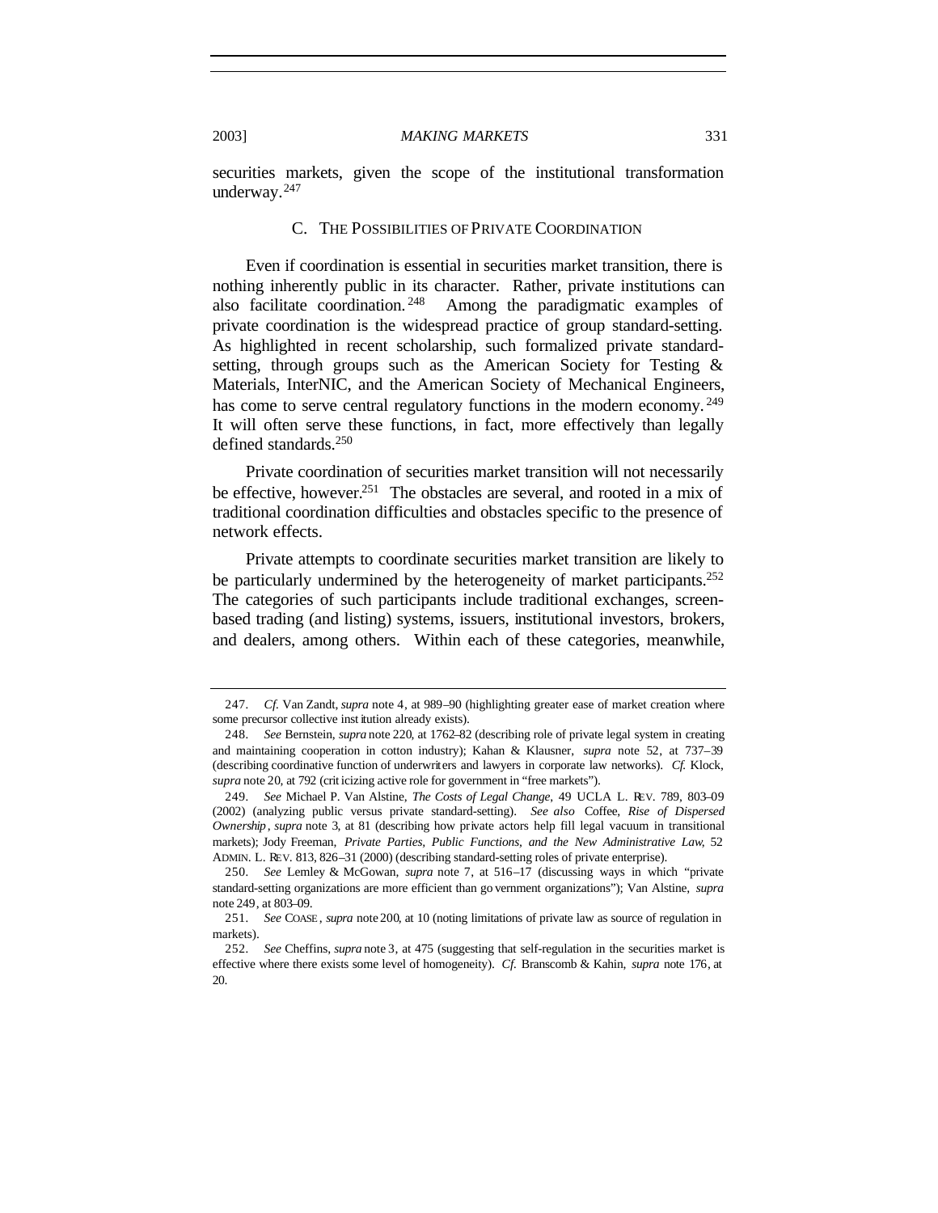securities markets, given the scope of the institutional transformation underway.[247]

### C. THE POSSIBILITIES OF PRIVATE COORDINATION

Even if coordination is essential in securities market transition, there is nothing inherently public in its character. Rather, private institutions can also facilitate coordination.[248] Among the paradigmatic examples of private coordination is the widespread practice of group standard-setting. As highlighted in recent scholarship, such formalized private standard-setting, through groups such as the American Society for Testing & Materials, InterNIC, and the American Society of Mechanical Engineers, has come to serve central regulatory functions in the modern economy.[249] It will often serve these functions, in fact, more effectively than legally defined standards.[250]

Private coordination of securities market transition will not necessarily be effective, however.[251] The obstacles are several, and rooted in a mix of traditional coordination difficulties and obstacles specific to the presence of network effects.

Private attempts to coordinate securities market transition are likely to be particularly undermined by the heterogeneity of market participants.[252] The categories of such participants include traditional exchanges, screen-based trading (and listing) systems, issuers, institutional investors, brokers, and dealers, among others. Within each of these categories, meanwhile,

---

247. *Cf.* Van Zandt, *supra* note 4, at 989–90 (highlighting greater ease of market creation where some precursor collective institution already exists).

248. *See* Bernstein, *supra* note 220, at 1762–82 (describing role of private legal system in creating and maintaining cooperation in cotton industry); Kahan & Klausner, *supra* note 52, at 737–39 (describing coordinative function of underwriters and lawyers in corporate law networks). *Cf.* Klock, *supra* note 20, at 792 (criticizing active role for government in "free markets").

249. *See* Michael P. Van Alstine, *The Costs of Legal Change*, 49 UCLA L. REV. 789, 803–09 (2002) (analyzing public versus private standard-setting). *See also* Coffee, *Rise of Dispersed Ownership*, *supra* note 3, at 81 (describing how private actors help fill legal vacuum in transitional markets); Jody Freeman, *Private Parties, Public Functions, and the New Administrative Law*, 52 ADMIN. L. REV. 813, 826–31 (2000) (describing standard-setting roles of private enterprise).

250. *See* Lemley & McGowan, *supra* note 7, at 516–17 (discussing ways in which "private standard-setting organizations are more efficient than government organizations"); Van Alstine, *supra* note 249, at 803–09.

251. *See* COASE, *supra* note 200, at 10 (noting limitations of private law as source of regulation in markets).

252. *See* Cheffins, *supra* note 3, at 475 (suggesting that self-regulation in the securities market is effective where there exists some level of homogeneity). *Cf.* Branscomb & Kahin, *supra* note 176, at 20.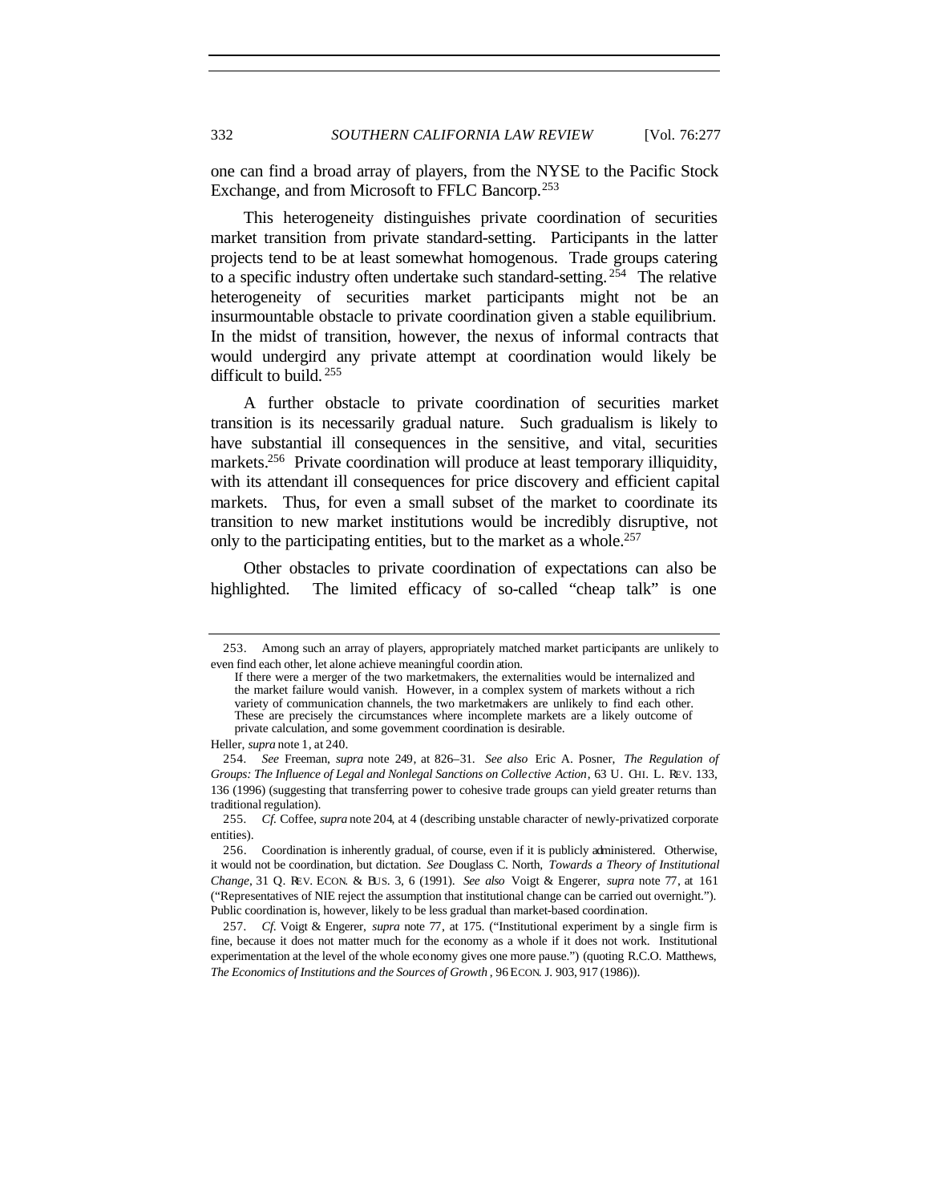one can find a broad array of players, from the NYSE to the Pacific Stock Exchange, and from Microsoft to FFLC Bancorp.[253]

This heterogeneity distinguishes private coordination of securities market transition from private standard-setting. Participants in the latter projects tend to be at least somewhat homogenous. Trade groups catering to a specific industry often undertake such standard-setting.[254] The relative heterogeneity of securities market participants might not be an insurmountable obstacle to private coordination given a stable equilibrium. In the midst of transition, however, the nexus of informal contracts that would undergird any private attempt at coordination would likely be difficult to build.[255]

A further obstacle to private coordination of securities market transition is its necessarily gradual nature. Such gradualism is likely to have substantial ill consequences in the sensitive, and vital, securities markets.[256] Private coordination will produce at least temporary illiquidity, with its attendant ill consequences for price discovery and efficient capital markets. Thus, for even a small subset of the market to coordinate its transition to new market institutions would be incredibly disruptive, not only to the participating entities, but to the market as a whole.[257]

Other obstacles to private coordination of expectations can also be highlighted. The limited efficacy of so-called "cheap talk" is one

---

253. Among such an array of players, appropriately matched market participants are unlikely to even find each other, let alone achieve meaningful coordination.

> If there were a merger of the two marketmakers, the externalities would be internalized and the market failure would vanish. However, in a complex system of markets without a rich variety of communication channels, the two marketmakers are unlikely to find each other. These are precisely the circumstances where incomplete markets are a likely outcome of private calculation, and some government coordination is desirable.

Heller, *supra* note 1, at 240.

254. *See* Freeman, *supra* note 249, at 826–31. *See also* Eric A. Posner, *The Regulation of Groups: The Influence of Legal and Nonlegal Sanctions on Collective Action*, 63 U. CHI. L. REV. 133, 136 (1996) (suggesting that transferring power to cohesive trade groups can yield greater returns than traditional regulation).

255. *Cf.* Coffee, *supra* note 204, at 4 (describing unstable character of newly-privatized corporate entities).

256. Coordination is inherently gradual, of course, even if it is publicly administered. Otherwise, it would not be coordination, but dictation. *See* Douglass C. North, *Towards a Theory of Institutional Change*, 31 Q. REV. ECON. & BUS. 3, 6 (1991). *See also* Voigt & Engerer, *supra* note 77, at 161 ("Representatives of NIE reject the assumption that institutional change can be carried out overnight."). Public coordination is, however, likely to be less gradual than market-based coordination.

257. *Cf.* Voigt & Engerer, *supra* note 77, at 175. ("Institutional experiment by a single firm is fine, because it does not matter much for the economy as a whole if it does not work. Institutional experimentation at the level of the whole economy gives one more pause.") (quoting R.C.O. Matthews, *The Economics of Institutions and the Sources of Growth*, 96 ECON. J. 903, 917 (1986)).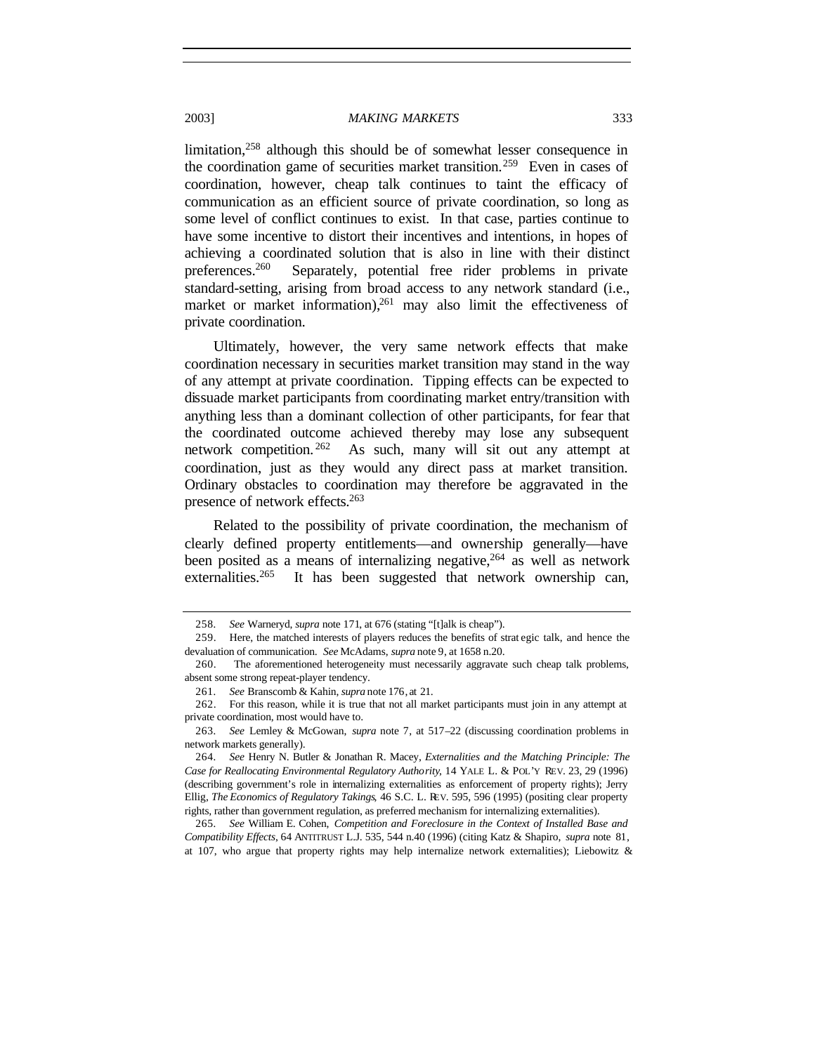limitation,[258] although this should be of somewhat lesser consequence in the coordination game of securities market transition.[259] Even in cases of coordination, however, cheap talk continues to taint the efficacy of communication as an efficient source of private coordination, so long as some level of conflict continues to exist. In that case, parties continue to have some incentive to distort their incentives and intentions, in hopes of achieving a coordinated solution that is also in line with their distinct preferences.[260] Separately, potential free rider problems in private standard-setting, arising from broad access to any network standard (i.e., market or market information),[261] may also limit the effectiveness of private coordination.

Ultimately, however, the very same network effects that make coordination necessary in securities market transition may stand in the way of any attempt at private coordination. Tipping effects can be expected to dissuade market participants from coordinating market entry/transition with anything less than a dominant collection of other participants, for fear that the coordinated outcome achieved thereby may lose any subsequent network competition.[262] As such, many will sit out any attempt at coordination, just as they would any direct pass at market transition. Ordinary obstacles to coordination may therefore be aggravated in the presence of network effects.[263]

Related to the possibility of private coordination, the mechanism of clearly defined property entitlements—and ownership generally—have been posited as a means of internalizing negative,[264] as well as network externalities.[265] It has been suggested that network ownership can,

---

258. *See* Warneryd, *supra* note 171, at 676 (stating "[t]alk is cheap").

259. Here, the matched interests of players reduces the benefits of strategic talk, and hence the devaluation of communication. *See* McAdams, *supra* note 9, at 1658 n.20.

260. The aforementioned heterogeneity must necessarily aggravate such cheap talk problems, absent some strong repeat-player tendency.

261. *See* Branscomb & Kahin, *supra* note 176, at 21.

262. For this reason, while it is true that not all market participants must join in any attempt at private coordination, most would have to.

263. *See* Lemley & McGowan, *supra* note 7, at 517–22 (discussing coordination problems in network markets generally).

264. *See* Henry N. Butler & Jonathan R. Macey, *Externalities and the Matching Principle: The Case for Reallocating Environmental Regulatory Authority*, 14 YALE L. & POL'Y REV. 23, 29 (1996) (describing government's role in internalizing externalities as enforcement of property rights); Jerry Ellig, *The Economics of Regulatory Takings*, 46 S.C. L. REV. 595, 596 (1995) (positing clear property rights, rather than government regulation, as preferred mechanism for internalizing externalities).

265. *See* William E. Cohen, *Competition and Foreclosure in the Context of Installed Base and Compatibility Effects*, 64 ANTITRUST L.J. 535, 544 n.40 (1996) (citing Katz & Shapiro, *supra* note 81, at 107, who argue that property rights may help internalize network externalities); Liebowitz &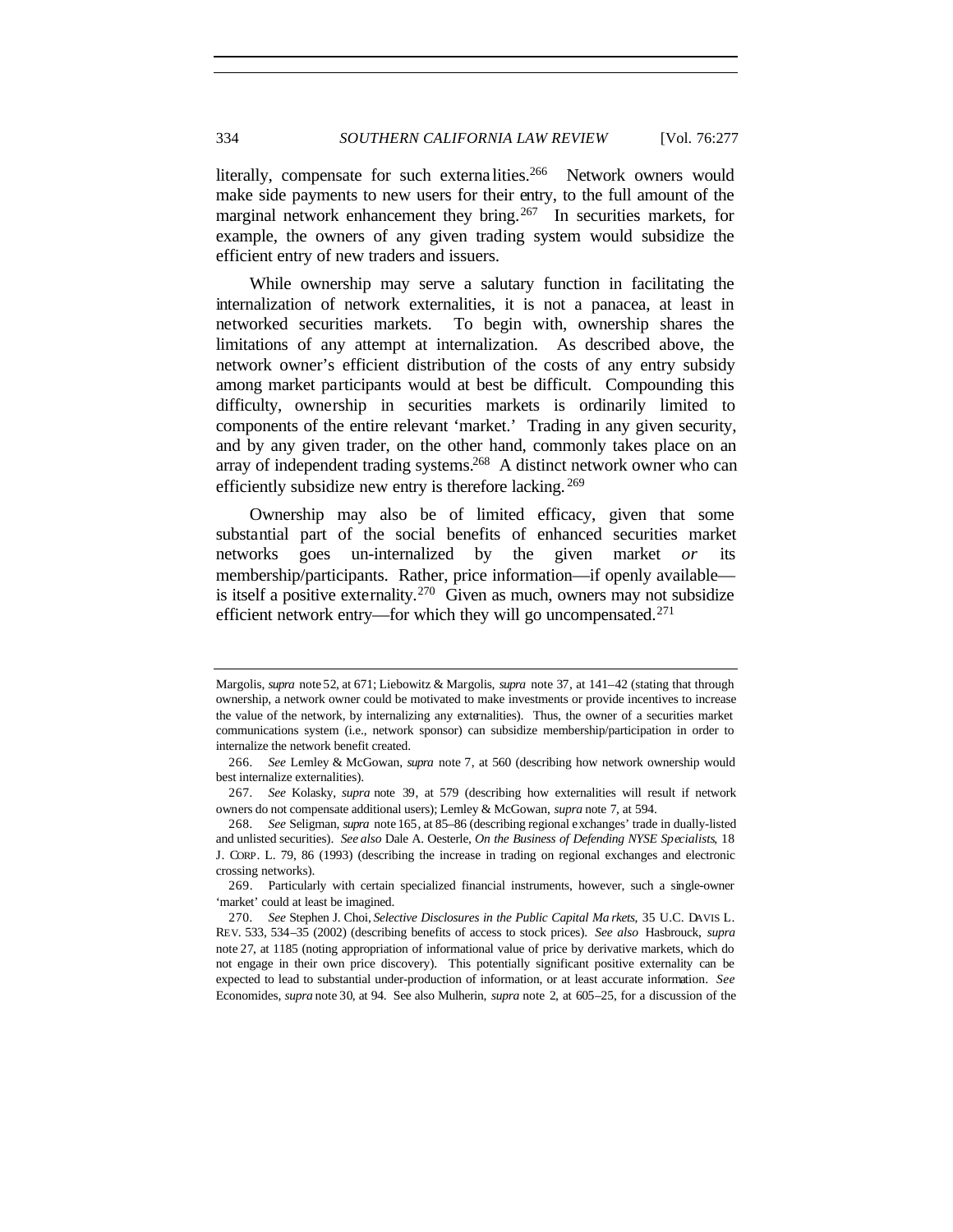literally, compensate for such externalities.[266] Network owners would make side payments to new users for their entry, to the full amount of the marginal network enhancement they bring.[267] In securities markets, for example, the owners of any given trading system would subsidize the efficient entry of new traders and issuers.

While ownership may serve a salutary function in facilitating the internalization of network externalities, it is not a panacea, at least in networked securities markets. To begin with, ownership shares the limitations of any attempt at internalization. As described above, the network owner's efficient distribution of the costs of any entry subsidy among market participants would at best be difficult. Compounding this difficulty, ownership in securities markets is ordinarily limited to components of the entire relevant 'market.' Trading in any given security, and by any given trader, on the other hand, commonly takes place on an array of independent trading systems.[268] A distinct network owner who can efficiently subsidize new entry is therefore lacking.[269]

Ownership may also be of limited efficacy, given that some substantial part of the social benefits of enhanced securities market networks goes un-internalized by the given market *or* its membership/participants. Rather, price information—if openly available—is itself a positive externality.[270] Given as much, owners may not subsidize efficient network entry—for which they will go uncompensated.[271]

---

Margolis, *supra* note 52, at 671; Liebowitz & Margolis, *supra* note 37, at 141–42 (stating that through ownership, a network owner could be motivated to make investments or provide incentives to increase the value of the network, by internalizing any externalities). Thus, the owner of a securities market communications system (i.e., network sponsor) can subsidize membership/participation in order to internalize the network benefit created.

266. *See* Lemley & McGowan, *supra* note 7, at 560 (describing how network ownership would best internalize externalities).

267. *See* Kolasky, *supra* note 39, at 579 (describing how externalities will result if network owners do not compensate additional users); Lemley & McGowan, *supra* note 7, at 594.

268. *See* Seligman, *supra* note 165, at 85–86 (describing regional exchanges' trade in dually-listed and unlisted securities). *See also* Dale A. Oesterle, *On the Business of Defending NYSE Specialists*, 18 J. CORP. L. 79, 86 (1993) (describing the increase in trading on regional exchanges and electronic crossing networks).

269. Particularly with certain specialized financial instruments, however, such a single-owner 'market' could at least be imagined.

270. *See* Stephen J. Choi, *Selective Disclosures in the Public Capital Markets*, 35 U.C. DAVIS L. REV. 533, 534–35 (2002) (describing benefits of access to stock prices). *See also* Hasbrouck, *supra* note 27, at 1185 (noting appropriation of informational value of price by derivative markets, which do not engage in their own price discovery). This potentially significant positive externality can be expected to lead to substantial under-production of information, or at least accurate information. *See* Economides, *supra* note 30, at 94. See also Mulherin, *supra* note 2, at 605–25, for a discussion of the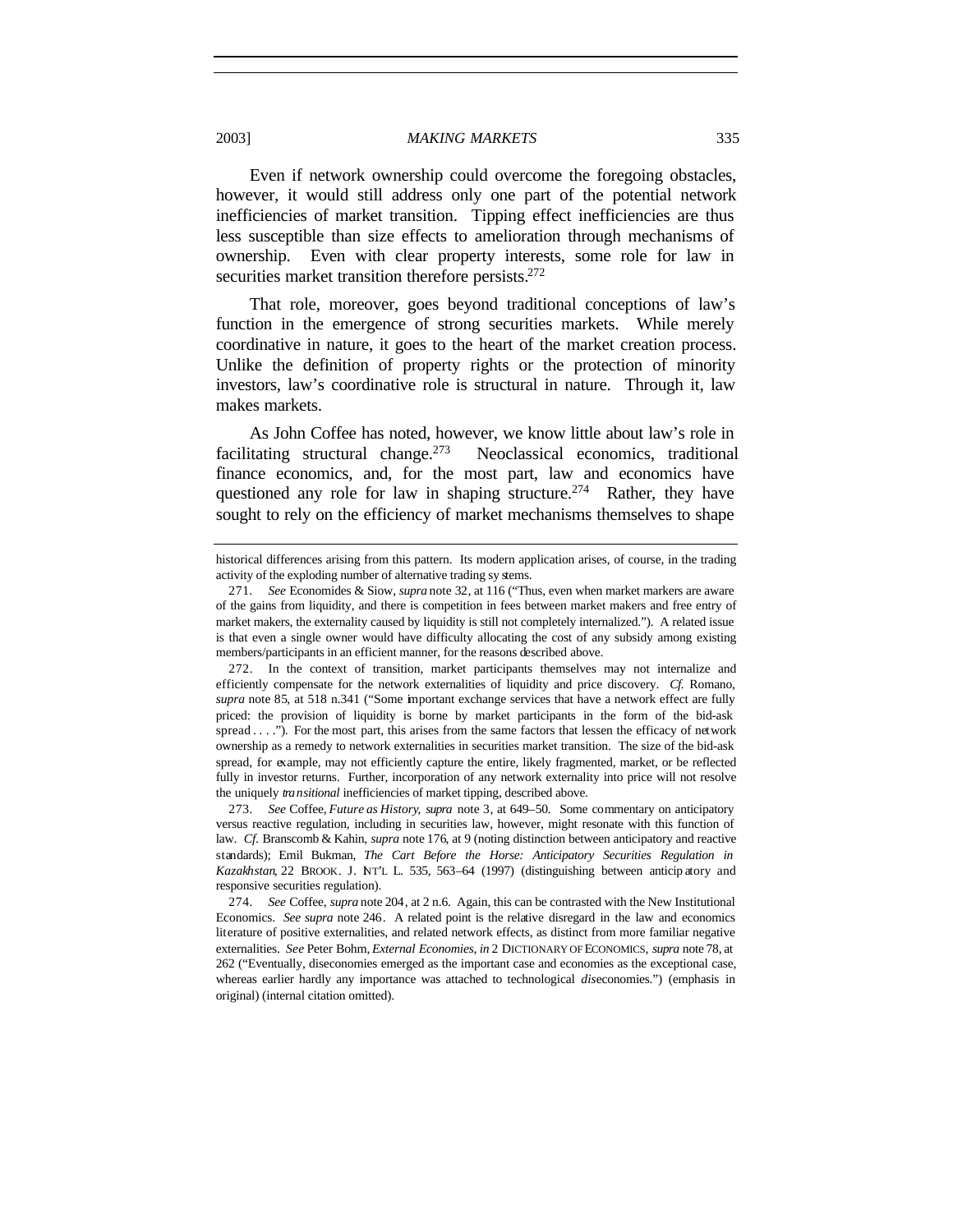Even if network ownership could overcome the foregoing obstacles, however, it would still address only one part of the potential network inefficiencies of market transition. Tipping effect inefficiencies are thus less susceptible than size effects to amelioration through mechanisms of ownership. Even with clear property interests, some role for law in securities market transition therefore persists.[272]

That role, moreover, goes beyond traditional conceptions of law's function in the emergence of strong securities markets. While merely coordinative in nature, it goes to the heart of the market creation process. Unlike the definition of property rights or the protection of minority investors, law's coordinative role is structural in nature. Through it, law makes markets.

As John Coffee has noted, however, we know little about law's role in facilitating structural change.[273] Neoclassical economics, traditional finance economics, and, for the most part, law and economics have questioned any role for law in shaping structure.[274] Rather, they have sought to rely on the efficiency of market mechanisms themselves to shape

---

historical differences arising from this pattern. Its modern application arises, of course, in the trading activity of the exploding number of alternative trading systems.

271. *See* Economides & Siow, *supra* note 32, at 116 ("Thus, even when market markers are aware of the gains from liquidity, and there is competition in fees between market makers and free entry of market makers, the externality caused by liquidity is still not completely internalized."). A related issue is that even a single owner would have difficulty allocating the cost of any subsidy among existing members/participants in an efficient manner, for the reasons described above.

272. In the context of transition, market participants themselves may not internalize and efficiently compensate for the network externalities of liquidity and price discovery. *Cf.* Romano, *supra* note 85, at 518 n.341 ("Some important exchange services that have a network effect are fully priced: the provision of liquidity is borne by market participants in the form of the bid-ask spread . . . ."). For the most part, this arises from the same factors that lessen the efficacy of network ownership as a remedy to network externalities in securities market transition. The size of the bid-ask spread, for example, may not efficiently capture the entire, likely fragmented, market, or be reflected fully in investor returns. Further, incorporation of any network externality into price will not resolve the uniquely *transitional* inefficiencies of market tipping, described above.

273. *See* Coffee, *Future as History*, *supra* note 3, at 649–50. Some commentary on anticipatory versus reactive regulation, including in securities law, however, might resonate with this function of law. *Cf.* Branscomb & Kahin, *supra* note 176, at 9 (noting distinction between anticipatory and reactive standards); Emil Bukman, *The Cart Before the Horse: Anticipatory Securities Regulation in Kazakhstan*, 22 BROOK. J. INT'L L. 535, 563–64 (1997) (distinguishing between anticipatory and responsive securities regulation).

274. *See* Coffee, *supra* note 204, at 2 n.6. Again, this can be contrasted with the New Institutional Economics. *See supra* note 246. A related point is the relative disregard in the law and economics literature of positive externalities, and related network effects, as distinct from more familiar negative externalities. *See* Peter Bohm, *External Economies*, *in* 2 DICTIONARY OF ECONOMICS, *supra* note 78, at 262 ("Eventually, diseconomies emerged as the important case and economies as the exceptional case, whereas earlier hardly any importance was attached to technological *dis*economies.") (emphasis in original) (internal citation omitted).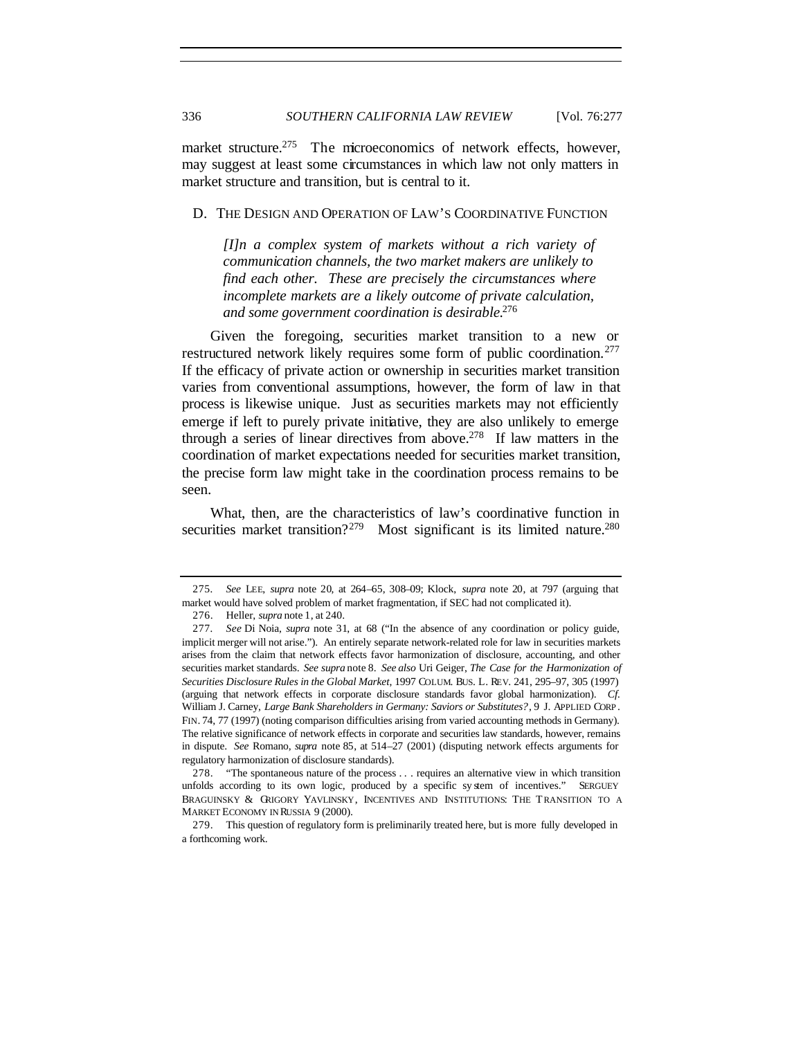market structure.[275] The microeconomics of network effects, however, may suggest at least some circumstances in which law not only matters in market structure and transition, but is central to it.

## D. THE DESIGN AND OPERATION OF LAW'S COORDINATIVE FUNCTION

> *[I]n a complex system of markets without a rich variety of communication channels, the two market makers are unlikely to find each other. These are precisely the circumstances where incomplete markets are a likely outcome of private calculation, and some government coordination is desirable.*[276]

Given the foregoing, securities market transition to a new or restructured network likely requires some form of public coordination.[277] If the efficacy of private action or ownership in securities market transition varies from conventional assumptions, however, the form of law in that process is likewise unique. Just as securities markets may not efficiently emerge if left to purely private initiative, they are also unlikely to emerge through a series of linear directives from above.[278] If law matters in the coordination of market expectations needed for securities market transition, the precise form law might take in the coordination process remains to be seen.

What, then, are the characteristics of law's coordinative function in securities market transition?[279] Most significant is its limited nature.[280]

---

275. *See* LEE, *supra* note 20, at 264–65, 308–09; Klock, *supra* note 20, at 797 (arguing that market would have solved problem of market fragmentation, if SEC had not complicated it).

276. Heller, *supra* note 1, at 240.

277. *See* Di Noia, *supra* note 31, at 68 ("In the absence of any coordination or policy guide, implicit merger will not arise."). An entirely separate network-related role for law in securities markets arises from the claim that network effects favor harmonization of disclosure, accounting, and other securities market standards. *See supra* note 8. *See also* Uri Geiger, *The Case for the Harmonization of Securities Disclosure Rules in the Global Market*, 1997 COLUM. BUS. L. REV. 241, 295–97, 305 (1997) (arguing that network effects in corporate disclosure standards favor global harmonization). *Cf.* William J. Carney, *Large Bank Shareholders in Germany: Saviors or Substitutes?*, 9 J. APPLIED CORP. FIN. 74, 77 (1997) (noting comparison difficulties arising from varied accounting methods in Germany). The relative significance of network effects in corporate and securities law standards, however, remains in dispute. *See* Romano, *supra* note 85, at 514–27 (2001) (disputing network effects arguments for regulatory harmonization of disclosure standards).

278. "The spontaneous nature of the process . . . requires an alternative view in which transition unfolds according to its own logic, produced by a specific system of incentives." SERGUEY BRAGUINSKY & GRIGORY YAVLINSKY, INCENTIVES AND INSTITUTIONS: THE TRANSITION TO A MARKET ECONOMY IN RUSSIA 9 (2000).

279. This question of regulatory form is preliminarily treated here, but is more fully developed in a forthcoming work.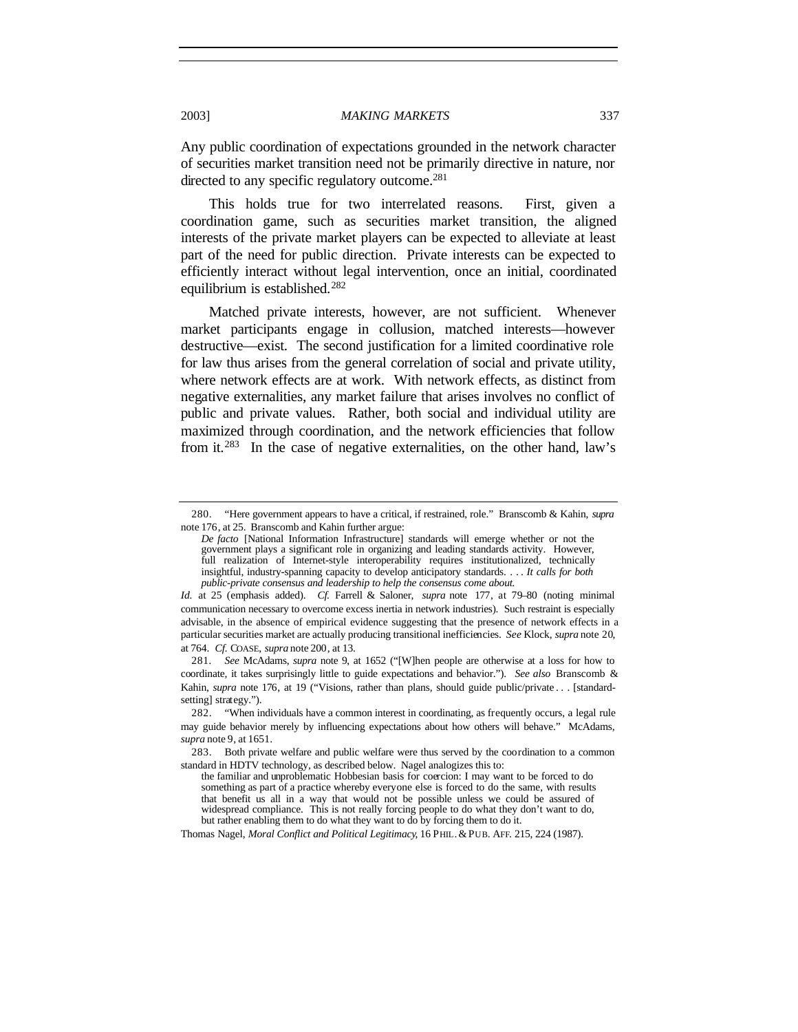Any public coordination of expectations grounded in the network character of securities market transition need not be primarily directive in nature, nor directed to any specific regulatory outcome.[281]

This holds true for two interrelated reasons. First, given a coordination game, such as securities market transition, the aligned interests of the private market players can be expected to alleviate at least part of the need for public direction. Private interests can be expected to efficiently interact without legal intervention, once an initial, coordinated equilibrium is established.[282]

Matched private interests, however, are not sufficient. Whenever market participants engage in collusion, matched interests—however destructive—exist. The second justification for a limited coordinative role for law thus arises from the general correlation of social and private utility, where network effects are at work. With network effects, as distinct from negative externalities, any market failure that arises involves no conflict of public and private values. Rather, both social and individual utility are maximized through coordination, and the network efficiencies that follow from it.[283] In the case of negative externalities, on the other hand, law's

---

280. "Here government appears to have a critical, if restrained, role." Branscomb & Kahin, *supra* note 176, at 25. Branscomb and Kahin further argue:

> *De facto* [National Information Infrastructure] standards will emerge whether or not the government plays a significant role in organizing and leading standards activity. However, full realization of Internet-style interoperability requires institutionalized, technically insightful, industry-spanning capacity to develop anticipatory standards. . . . *It calls for both public-private consensus and leadership to help the consensus come about.*

*Id.* at 25 (emphasis added). *Cf.* Farrell & Saloner, *supra* note 177, at 79–80 (noting minimal communication necessary to overcome excess inertia in network industries). Such restraint is especially advisable, in the absence of empirical evidence suggesting that the presence of network effects in a particular securities market are actually producing transitional inefficiencies. *See* Klock, *supra* note 20, at 764. *Cf.* COASE, *supra* note 200, at 13.

281. *See* McAdams, *supra* note 9, at 1652 ("[W]hen people are otherwise at a loss for how to coordinate, it takes surprisingly little to guide expectations and behavior."). *See also* Branscomb & Kahin, *supra* note 176, at 19 ("Visions, rather than plans, should guide public/private . . . [standard-setting] strategy.").

282. "When individuals have a common interest in coordinating, as frequently occurs, a legal rule may guide behavior merely by influencing expectations about how others will behave." McAdams, *supra* note 9, at 1651.

283. Both private welfare and public welfare were thus served by the coordination to a common standard in HDTV technology, as described below. Nagel analogizes this to:

> the familiar and unproblematic Hobbesian basis for coercion: I may want to be forced to do something as part of a practice whereby everyone else is forced to do the same, with results that benefit us all in a way that would not be possible unless we could be assured of widespread compliance. This is not really forcing people to do what they don't want to do, but rather enabling them to do what they want to do by forcing them to do it.

Thomas Nagel, *Moral Conflict and Political Legitimacy*, 16 PHIL. & PUB. AFF. 215, 224 (1987).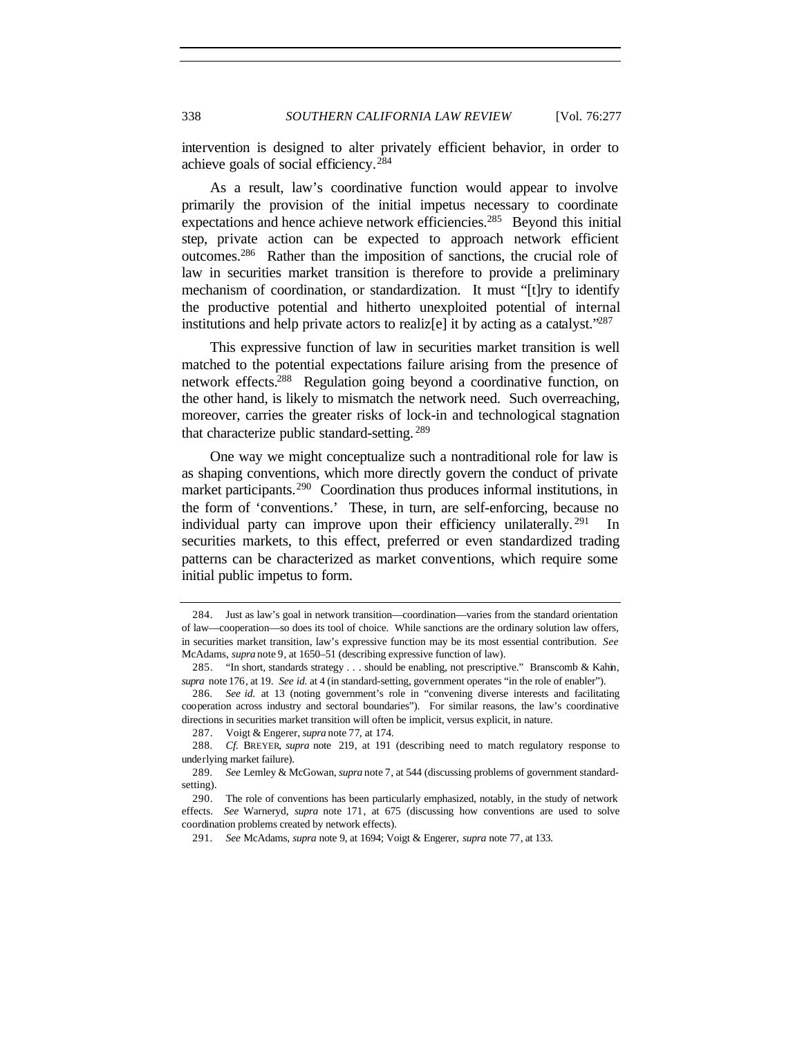intervention is designed to alter privately efficient behavior, in order to achieve goals of social efficiency.[284]

As a result, law's coordinative function would appear to involve primarily the provision of the initial impetus necessary to coordinate expectations and hence achieve network efficiencies.[285] Beyond this initial step, private action can be expected to approach network efficient outcomes.[286] Rather than the imposition of sanctions, the crucial role of law in securities market transition is therefore to provide a preliminary mechanism of coordination, or standardization. It must "[t]ry to identify the productive potential and hitherto unexploited potential of internal institutions and help private actors to realiz[e] it by acting as a catalyst."[287]

This expressive function of law in securities market transition is well matched to the potential expectations failure arising from the presence of network effects.[288] Regulation going beyond a coordinative function, on the other hand, is likely to mismatch the network need. Such overreaching, moreover, carries the greater risks of lock-in and technological stagnation that characterize public standard-setting.[289]

One way we might conceptualize such a nontraditional role for law is as shaping conventions, which more directly govern the conduct of private market participants.[290] Coordination thus produces informal institutions, in the form of 'conventions.' These, in turn, are self-enforcing, because no individual party can improve upon their efficiency unilaterally.[291] In securities markets, to this effect, preferred or even standardized trading patterns can be characterized as market conventions, which require some initial public impetus to form.

---

284. Just as law's goal in network transition—coordination—varies from the standard orientation of law—cooperation—so does its tool of choice. While sanctions are the ordinary solution law offers, in securities market transition, law's expressive function may be its most essential contribution. *See* McAdams, *supra* note 9, at 1650–51 (describing expressive function of law).

285. "In short, standards strategy . . . should be enabling, not prescriptive." Branscomb & Kahin, *supra* note 176, at 19. *See id.* at 4 (in standard-setting, government operates "in the role of enabler").

286. *See id.* at 13 (noting government's role in "convening diverse interests and facilitating cooperation across industry and sectoral boundaries"). For similar reasons, the law's coordinative directions in securities market transition will often be implicit, versus explicit, in nature.

287. Voigt & Engerer, *supra* note 77, at 174.

288. *Cf.* BREYER, *supra* note 219, at 191 (describing need to match regulatory response to underlying market failure).

289. *See* Lemley & McGowan, *supra* note 7, at 544 (discussing problems of government standard-setting).

290. The role of conventions has been particularly emphasized, notably, in the study of network effects. *See* Warneryd, *supra* note 171, at 675 (discussing how conventions are used to solve coordination problems created by network effects).

291. *See* McAdams, *supra* note 9, at 1694; Voigt & Engerer, *supra* note 77, at 133.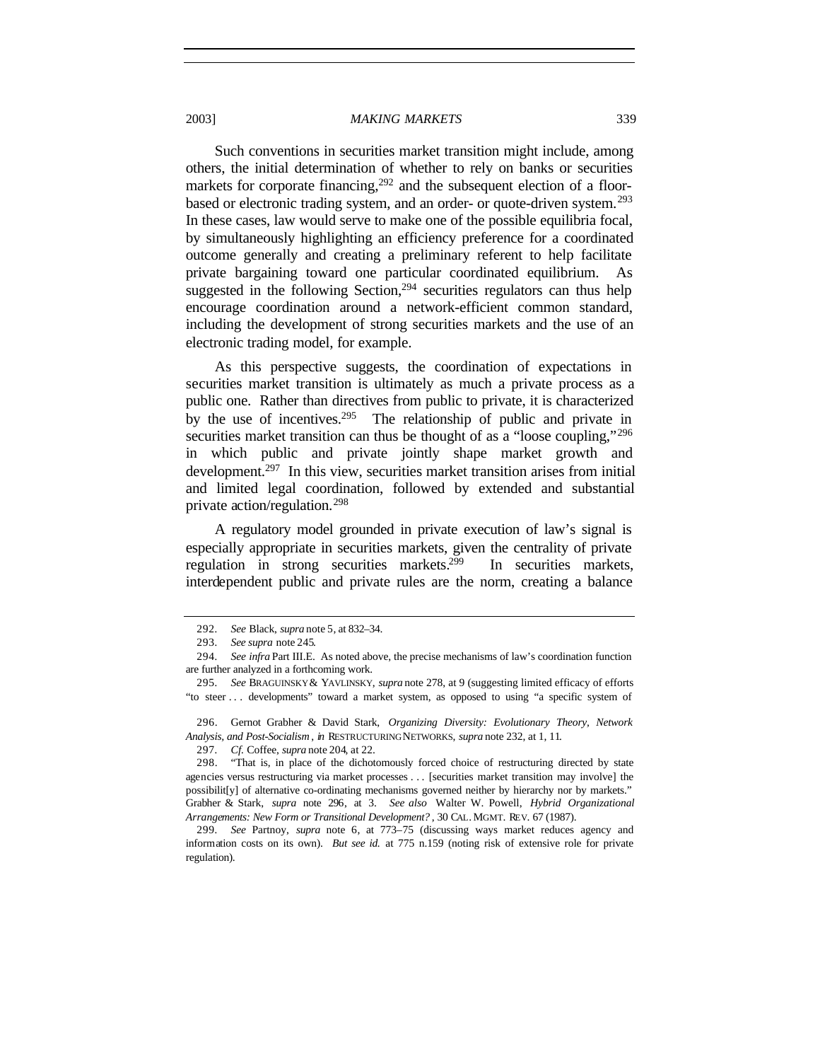Such conventions in securities market transition might include, among others, the initial determination of whether to rely on banks or securities markets for corporate financing,[292] and the subsequent election of a floor-based or electronic trading system, and an order- or quote-driven system.[293] In these cases, law would serve to make one of the possible equilibria focal, by simultaneously highlighting an efficiency preference for a coordinated outcome generally and creating a preliminary referent to help facilitate private bargaining toward one particular coordinated equilibrium. As suggested in the following Section,[294] securities regulators can thus help encourage coordination around a network-efficient common standard, including the development of strong securities markets and the use of an electronic trading model, for example.

As this perspective suggests, the coordination of expectations in securities market transition is ultimately as much a private process as a public one. Rather than directives from public to private, it is characterized by the use of incentives.[295] The relationship of public and private in securities market transition can thus be thought of as a "loose coupling,"[296] in which public and private jointly shape market growth and development.[297] In this view, securities market transition arises from initial and limited legal coordination, followed by extended and substantial private action/regulation.[298]

A regulatory model grounded in private execution of law's signal is especially appropriate in securities markets, given the centrality of private regulation in strong securities markets.[299] In securities markets, interdependent public and private rules are the norm, creating a balance

---

292. *See* Black, *supra* note 5, at 832–34.

293. *See supra* note 245.

294. *See infra* Part III.E. As noted above, the precise mechanisms of law's coordination function are further analyzed in a forthcoming work.

295. *See* BRAGUINSKY & YAVLINSKY, *supra* note 278, at 9 (suggesting limited efficacy of efforts "to steer . . . developments" toward a market system, as opposed to using "a specific system of

296. Gernot Grabher & David Stark, *Organizing Diversity: Evolutionary Theory, Network Analysis, and Post-Socialism*, *in* RESTRUCTURING NETWORKS, *supra* note 232, at 1, 11.

297. *Cf.* Coffee, *supra* note 204, at 22.

298. "That is, in place of the dichotomously forced choice of restructuring directed by state agencies versus restructuring via market processes . . . [securities market transition may involve] the possibilit[y] of alternative co-ordinating mechanisms governed neither by hierarchy nor by markets." Grabher & Stark, *supra* note 296, at 3. *See also* Walter W. Powell, *Hybrid Organizational Arrangements: New Form or Transitional Development?*, 30 CAL. MGMT. REV. 67 (1987).

299. *See* Partnoy, *supra* note 6, at 773–75 (discussing ways market reduces agency and information costs on its own). *But see id.* at 775 n.159 (noting risk of extensive role for private regulation).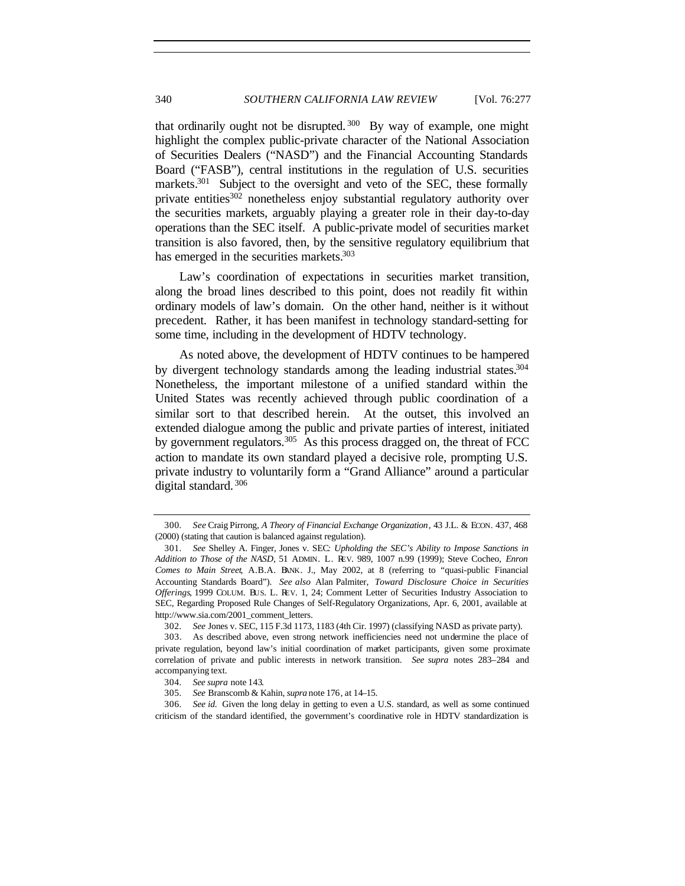that ordinarily ought not be disrupted.[300] By way of example, one might highlight the complex public-private character of the National Association of Securities Dealers ("NASD") and the Financial Accounting Standards Board ("FASB"), central institutions in the regulation of U.S. securities markets.[301] Subject to the oversight and veto of the SEC, these formally private entities[302] nonetheless enjoy substantial regulatory authority over the securities markets, arguably playing a greater role in their day-to-day operations than the SEC itself. A public-private model of securities market transition is also favored, then, by the sensitive regulatory equilibrium that has emerged in the securities markets.[303]

Law's coordination of expectations in securities market transition, along the broad lines described to this point, does not readily fit within ordinary models of law's domain. On the other hand, neither is it without precedent. Rather, it has been manifest in technology standard-setting for some time, including in the development of HDTV technology.

As noted above, the development of HDTV continues to be hampered by divergent technology standards among the leading industrial states.[304] Nonetheless, the important milestone of a unified standard within the United States was recently achieved through public coordination of a similar sort to that described herein. At the outset, this involved an extended dialogue among the public and private parties of interest, initiated by government regulators.[305] As this process dragged on, the threat of FCC action to mandate its own standard played a decisive role, prompting U.S. private industry to voluntarily form a "Grand Alliance" around a particular digital standard.[306]

300. *See* Craig Pirrong, *A Theory of Financial Exchange Organization*, 43 J.L. & ECON. 437, 468 (2000) (stating that caution is balanced against regulation).

301. *See* Shelley A. Finger, Jones v. SEC*: Upholding the SEC's Ability to Impose Sanctions in Addition to Those of the NASD*, 51 ADMIN. L. REV. 989, 1007 n.99 (1999); Steve Cocheo, *Enron Comes to Main Street*, A.B.A. BANK. J., May 2002, at 8 (referring to "quasi-public Financial Accounting Standards Board"). *See also* Alan Palmiter, *Toward Disclosure Choice in Securities Offerings*, 1999 COLUM. BUS. L. REV. 1, 24; Comment Letter of Securities Industry Association to SEC, Regarding Proposed Rule Changes of Self-Regulatory Organizations, Apr. 6, 2001, available at http://www.sia.com/2001_comment_letters.

302. *See* Jones v. SEC, 115 F.3d 1173, 1183 (4th Cir. 1997) (classifying NASD as private party).

303. As described above, even strong network inefficiencies need not undermine the place of private regulation, beyond law's initial coordination of market participants, given some proximate correlation of private and public interests in network transition. *See supra* notes 283–284 and accompanying text.

304. *See supra* note 143.

305. *See* Branscomb & Kahin, *supra* note 176, at 14–15.

306. *See id.* Given the long delay in getting to even a U.S. standard, as well as some continued criticism of the standard identified, the government's coordinative role in HDTV standardization is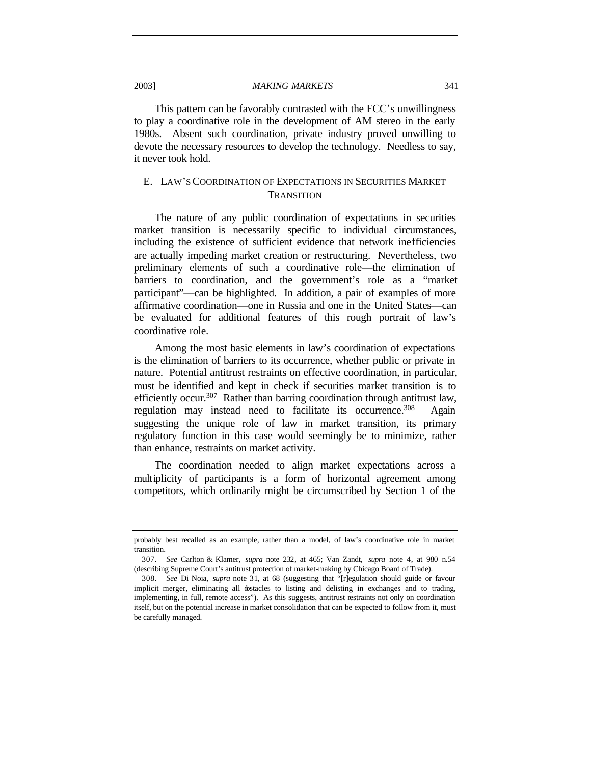This pattern can be favorably contrasted with the FCC's unwillingness to play a coordinative role in the development of AM stereo in the early 1980s. Absent such coordination, private industry proved unwilling to devote the necessary resources to develop the technology. Needless to say, it never took hold.

### E. LAW'S COORDINATION OF EXPECTATIONS IN SECURITIES MARKET TRANSITION

The nature of any public coordination of expectations in securities market transition is necessarily specific to individual circumstances, including the existence of sufficient evidence that network inefficiencies are actually impeding market creation or restructuring. Nevertheless, two preliminary elements of such a coordinative role—the elimination of barriers to coordination, and the government's role as a "market participant"—can be highlighted. In addition, a pair of examples of more affirmative coordination—one in Russia and one in the United States—can be evaluated for additional features of this rough portrait of law's coordinative role.

Among the most basic elements in law's coordination of expectations is the elimination of barriers to its occurrence, whether public or private in nature. Potential antitrust restraints on effective coordination, in particular, must be identified and kept in check if securities market transition is to efficiently occur.[307] Rather than barring coordination through antitrust law, regulation may instead need to facilitate its occurrence.[308] Again suggesting the unique role of law in market transition, its primary regulatory function in this case would seemingly be to minimize, rather than enhance, restraints on market activity.

The coordination needed to align market expectations across a multiplicity of participants is a form of horizontal agreement among competitors, which ordinarily might be circumscribed by Section 1 of the

---

probably best recalled as an example, rather than a model, of law's coordinative role in market transition.

307. *See* Carlton & Klamer, *supra* note 232, at 465; Van Zandt, *supra* note 4, at 980 n.54 (describing Supreme Court's antitrust protection of market-making by Chicago Board of Trade).

308. *See* Di Noia, *supra* note 31, at 68 (suggesting that "[r]egulation should guide or favour implicit merger, eliminating all obstacles to listing and delisting in exchanges and to trading, implementing, in full, remote access"). As this suggests, antitrust restraints not only on coordination itself, but on the potential increase in market consolidation that can be expected to follow from it, must be carefully managed.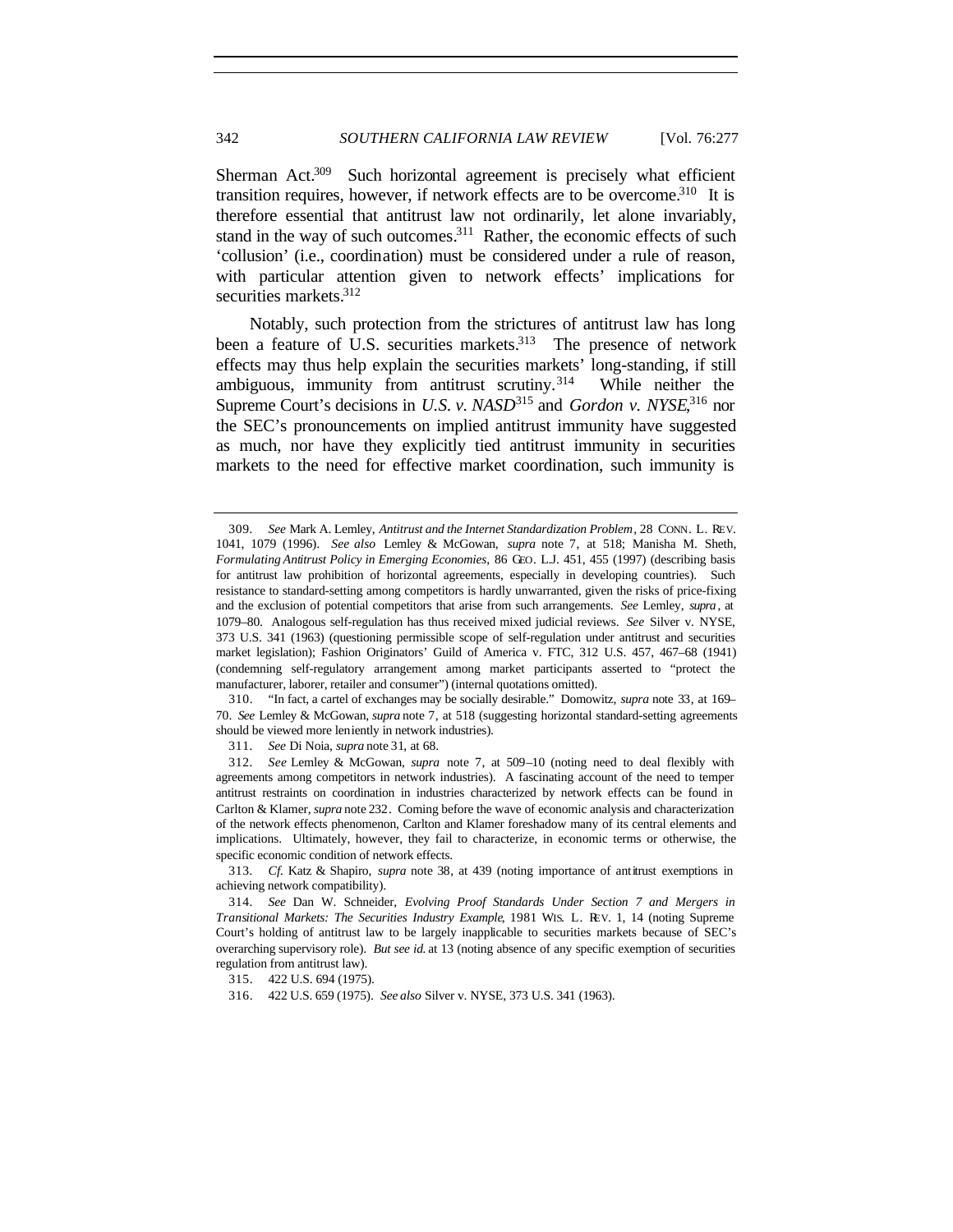Sherman Act.[309] Such horizontal agreement is precisely what efficient transition requires, however, if network effects are to be overcome.[310] It is therefore essential that antitrust law not ordinarily, let alone invariably, stand in the way of such outcomes.[311] Rather, the economic effects of such 'collusion' (i.e., coordination) must be considered under a rule of reason, with particular attention given to network effects' implications for securities markets.[312]

Notably, such protection from the strictures of antitrust law has long been a feature of U.S. securities markets.[313] The presence of network effects may thus help explain the securities markets' long-standing, if still ambiguous, immunity from antitrust scrutiny.[314] While neither the Supreme Court's decisions in *U.S. v. NASD*[315] and *Gordon v. NYSE*,[316] nor the SEC's pronouncements on implied antitrust immunity have suggested as much, nor have they explicitly tied antitrust immunity in securities markets to the need for effective market coordination, such immunity is

---

309. *See* Mark A. Lemley, *Antitrust and the Internet Standardization Problem*, 28 CONN. L. REV. 1041, 1079 (1996). *See also* Lemley & McGowan, *supra* note 7, at 518; Manisha M. Sheth, *Formulating Antitrust Policy in Emerging Economies*, 86 GEO. L.J. 451, 455 (1997) (describing basis for antitrust law prohibition of horizontal agreements, especially in developing countries). Such resistance to standard-setting among competitors is hardly unwarranted, given the risks of price-fixing and the exclusion of potential competitors that arise from such arrangements. *See* Lemley, *supra*, at 1079–80. Analogous self-regulation has thus received mixed judicial reviews. *See* Silver v. NYSE, 373 U.S. 341 (1963) (questioning permissible scope of self-regulation under antitrust and securities market legislation); Fashion Originators' Guild of America v. FTC, 312 U.S. 457, 467–68 (1941) (condemning self-regulatory arrangement among market participants asserted to "protect the manufacturer, laborer, retailer and consumer") (internal quotations omitted).

310. "In fact, a cartel of exchanges may be socially desirable." Domowitz, *supra* note 33, at 169–70. *See* Lemley & McGowan, *supra* note 7, at 518 (suggesting horizontal standard-setting agreements should be viewed more leniently in network industries).

311. *See* Di Noia, *supra* note 31, at 68.

312. *See* Lemley & McGowan, *supra* note 7, at 509–10 (noting need to deal flexibly with agreements among competitors in network industries). A fascinating account of the need to temper antitrust restraints on coordination in industries characterized by network effects can be found in Carlton & Klamer, *supra* note 232. Coming before the wave of economic analysis and characterization of the network effects phenomenon, Carlton and Klamer foreshadow many of its central elements and implications. Ultimately, however, they fail to characterize, in economic terms or otherwise, the specific economic condition of network effects.

313. *Cf.* Katz & Shapiro, *supra* note 38, at 439 (noting importance of antitrust exemptions in achieving network compatibility).

314. *See* Dan W. Schneider, *Evolving Proof Standards Under Section 7 and Mergers in Transitional Markets: The Securities Industry Example*, 1981 WIS. L. REV. 1, 14 (noting Supreme Court's holding of antitrust law to be largely inapplicable to securities markets because of SEC's overarching supervisory role). *But see id.* at 13 (noting absence of any specific exemption of securities regulation from antitrust law).

315. 422 U.S. 694 (1975).

316. 422 U.S. 659 (1975). *See also* Silver v. NYSE, 373 U.S. 341 (1963).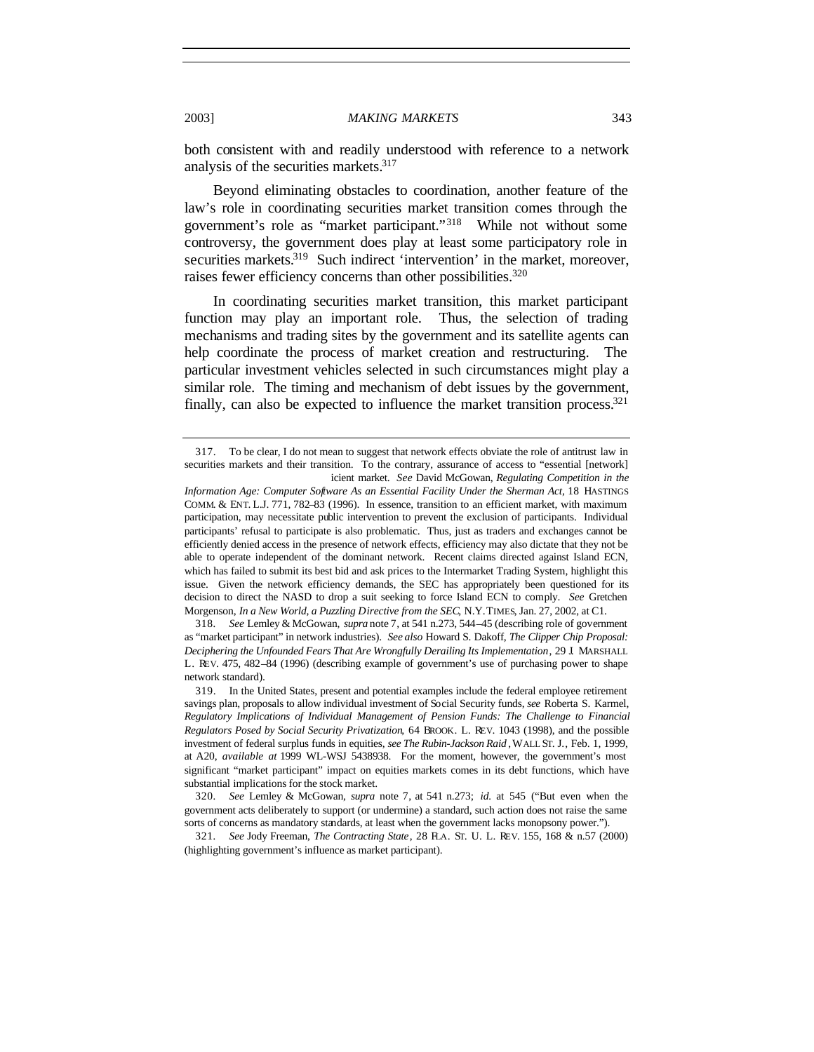both consistent with and readily understood with reference to a network analysis of the securities markets.[317]

Beyond eliminating obstacles to coordination, another feature of the law's role in coordinating securities market transition comes through the government's role as "market participant."[318] While not without some controversy, the government does play at least some participatory role in securities markets.[319] Such indirect 'intervention' in the market, moreover, raises fewer efficiency concerns than other possibilities.[320]

In coordinating securities market transition, this market participant function may play an important role. Thus, the selection of trading mechanisms and trading sites by the government and its satellite agents can help coordinate the process of market creation and restructuring. The particular investment vehicles selected in such circumstances might play a similar role. The timing and mechanism of debt issues by the government, finally, can also be expected to influence the market transition process.[321]

---

317. To be clear, I do not mean to suggest that network effects obviate the role of antitrust law in securities markets and their transition. To the contrary, assurance of access to "essential [network] icient market. *See* David McGowan, *Regulating Competition in the Information Age: Computer Software As an Essential Facility Under the Sherman Act*, 18 HASTINGS COMM. & ENT. L.J. 771, 782–83 (1996). In essence, transition to an efficient market, with maximum participation, may necessitate public intervention to prevent the exclusion of participants. Individual participants' refusal to participate is also problematic. Thus, just as traders and exchanges cannot be efficiently denied access in the presence of network effects, efficiency may also dictate that they not be able to operate independent of the dominant network. Recent claims directed against Island ECN, which has failed to submit its best bid and ask prices to the Intermarket Trading System, highlight this issue. Given the network efficiency demands, the SEC has appropriately been questioned for its decision to direct the NASD to drop a suit seeking to force Island ECN to comply. *See* Gretchen Morgenson, *In a New World, a Puzzling Directive from the SEC*, N.Y. TIMES, Jan. 27, 2002, at C1.

318. *See* Lemley & McGowan, *supra* note 7, at 541 n.273, 544–45 (describing role of government as "market participant" in network industries). *See also* Howard S. Dakoff, *The Clipper Chip Proposal: Deciphering the Unfounded Fears That Are Wrongfully Derailing Its Implementation*, 29 J. MARSHALL L. REV. 475, 482–84 (1996) (describing example of government's use of purchasing power to shape network standard).

319. In the United States, present and potential examples include the federal employee retirement savings plan, proposals to allow individual investment of Social Security funds, *see* Roberta S. Karmel, *Regulatory Implications of Individual Management of Pension Funds: The Challenge to Financial Regulators Posed by Social Security Privatization*, 64 BROOK. L. REV. 1043 (1998), and the possible investment of federal surplus funds in equities, *see The Rubin-Jackson Raid*, WALL ST. J., Feb. 1, 1999, at A20, *available at* 1999 WL-WSJ 5438938. For the moment, however, the government's most significant "market participant" impact on equities markets comes in its debt functions, which have substantial implications for the stock market.

320. *See* Lemley & McGowan, *supra* note 7, at 541 n.273; *id.* at 545 ("But even when the government acts deliberately to support (or undermine) a standard, such action does not raise the same sorts of concerns as mandatory standards, at least when the government lacks monopsony power.").

321. *See* Jody Freeman, *The Contracting State*, 28 FLA. ST. U. L. REV. 155, 168 & n.57 (2000) (highlighting government's influence as market participant).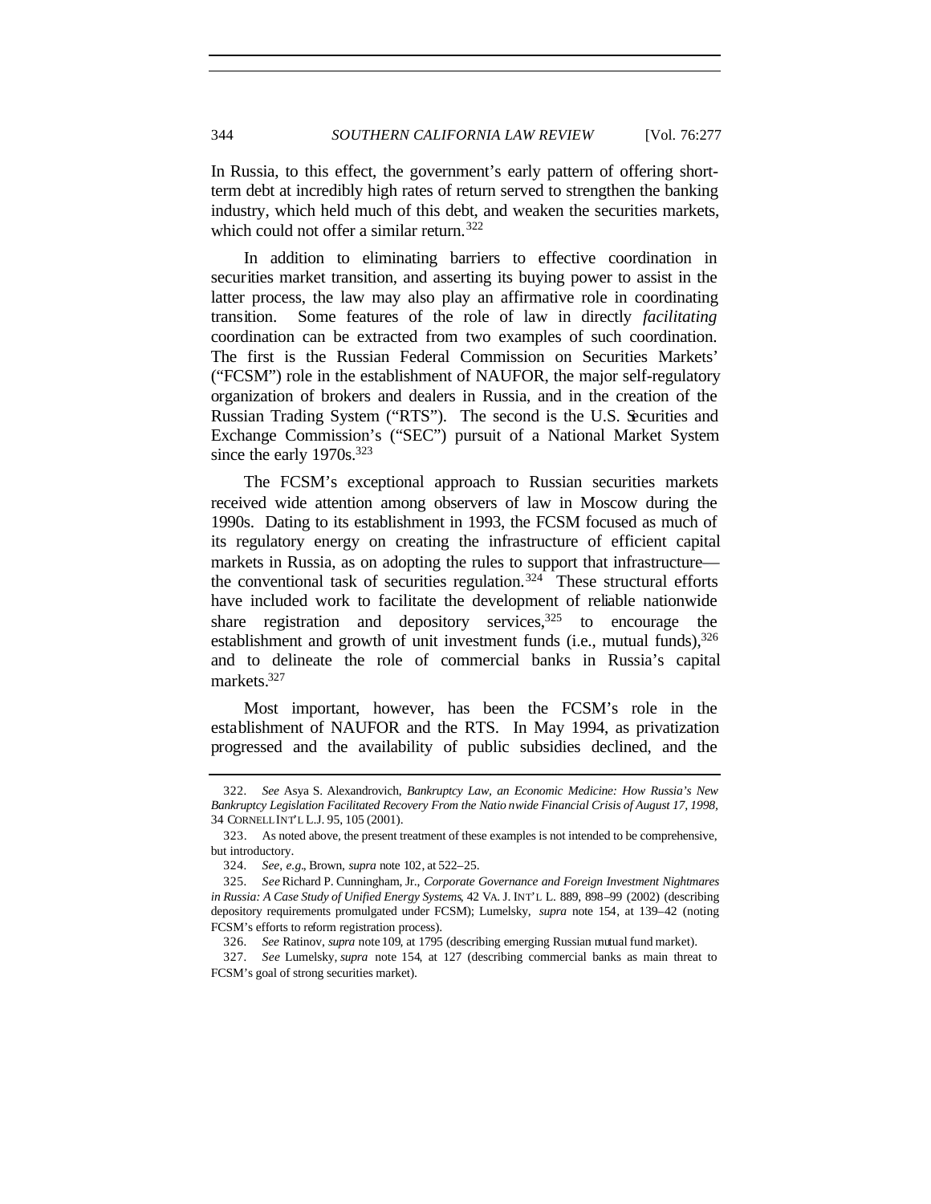In Russia, to this effect, the government's early pattern of offering short-term debt at incredibly high rates of return served to strengthen the banking industry, which held much of this debt, and weaken the securities markets, which could not offer a similar return.[322]

In addition to eliminating barriers to effective coordination in securities market transition, and asserting its buying power to assist in the latter process, the law may also play an affirmative role in coordinating transition. Some features of the role of law in directly *facilitating* coordination can be extracted from two examples of such coordination. The first is the Russian Federal Commission on Securities Markets' ("FCSM") role in the establishment of NAUFOR, the major self-regulatory organization of brokers and dealers in Russia, and in the creation of the Russian Trading System ("RTS"). The second is the U.S. Securities and Exchange Commission's ("SEC") pursuit of a National Market System since the early 1970s.[323]

The FCSM's exceptional approach to Russian securities markets received wide attention among observers of law in Moscow during the 1990s. Dating to its establishment in 1993, the FCSM focused as much of its regulatory energy on creating the infrastructure of efficient capital markets in Russia, as on adopting the rules to support that infrastructure—the conventional task of securities regulation.[324] These structural efforts have included work to facilitate the development of reliable nationwide share registration and depository services,[325] to encourage the establishment and growth of unit investment funds (i.e., mutual funds),[326] and to delineate the role of commercial banks in Russia's capital markets.[327]

Most important, however, has been the FCSM's role in the establishment of NAUFOR and the RTS. In May 1994, as privatization progressed and the availability of public subsidies declined, and the

---

322. *See* Asya S. Alexandrovich, *Bankruptcy Law, an Economic Medicine: How Russia's New Bankruptcy Legislation Facilitated Recovery From the Nationwide Financial Crisis of August 17, 1998*, 34 CORNELL INT'L L.J. 95, 105 (2001).

323. As noted above, the present treatment of these examples is not intended to be comprehensive, but introductory.

324. *See, e.g.*, Brown, *supra* note 102, at 522–25.

325. *See* Richard P. Cunningham, Jr., *Corporate Governance and Foreign Investment Nightmares in Russia: A Case Study of Unified Energy Systems*, 42 VA. J. INT'L L. 889, 898–99 (2002) (describing depository requirements promulgated under FCSM); Lumelsky, *supra* note 154, at 139–42 (noting FCSM's efforts to reform registration process).

326. *See* Ratinov, *supra* note 109, at 1795 (describing emerging Russian mutual fund market).

327. *See* Lumelsky, *supra* note 154, at 127 (describing commercial banks as main threat to FCSM's goal of strong securities market).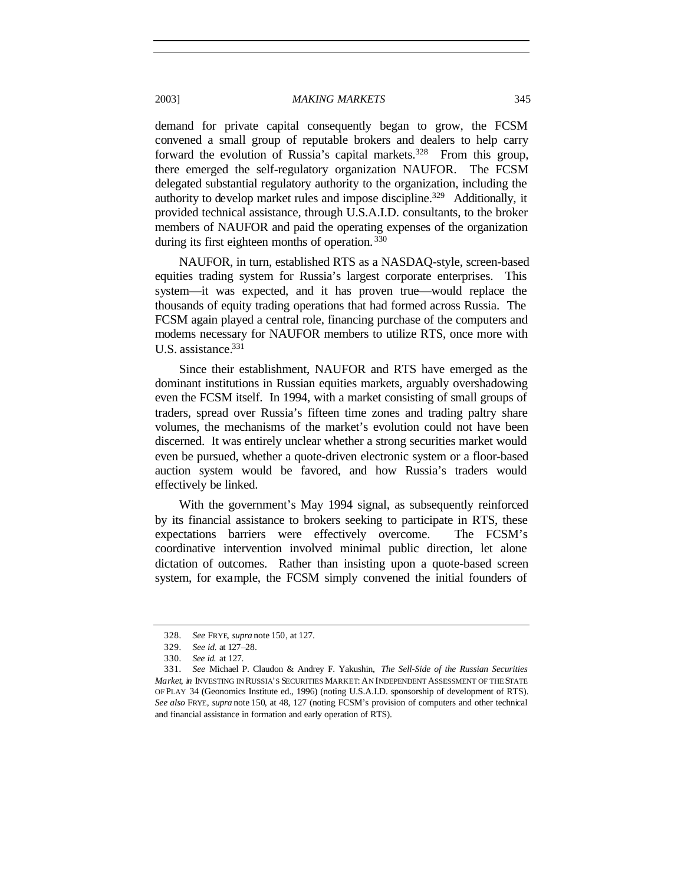demand for private capital consequently began to grow, the FCSM convened a small group of reputable brokers and dealers to help carry forward the evolution of Russia's capital markets.[328] From this group, there emerged the self-regulatory organization NAUFOR. The FCSM delegated substantial regulatory authority to the organization, including the authority to develop market rules and impose discipline.[329] Additionally, it provided technical assistance, through U.S.A.I.D. consultants, to the broker members of NAUFOR and paid the operating expenses of the organization during its first eighteen months of operation.[330]

NAUFOR, in turn, established RTS as a NASDAQ-style, screen-based equities trading system for Russia's largest corporate enterprises. This system—it was expected, and it has proven true—would replace the thousands of equity trading operations that had formed across Russia. The FCSM again played a central role, financing purchase of the computers and modems necessary for NAUFOR members to utilize RTS, once more with U.S. assistance.[331]

Since their establishment, NAUFOR and RTS have emerged as the dominant institutions in Russian equities markets, arguably overshadowing even the FCSM itself. In 1994, with a market consisting of small groups of traders, spread over Russia's fifteen time zones and trading paltry share volumes, the mechanisms of the market's evolution could not have been discerned. It was entirely unclear whether a strong securities market would even be pursued, whether a quote-driven electronic system or a floor-based auction system would be favored, and how Russia's traders would effectively be linked.

With the government's May 1994 signal, as subsequently reinforced by its financial assistance to brokers seeking to participate in RTS, these expectations barriers were effectively overcome. The FCSM's coordinative intervention involved minimal public direction, let alone dictation of outcomes. Rather than insisting upon a quote-based screen system, for example, the FCSM simply convened the initial founders of

---

328. *See* FRYE, *supra* note 150, at 127.

329. *See id.* at 127–28.

330. *See id.* at 127.

331. *See* Michael P. Claudon & Andrey F. Yakushin, *The Sell-Side of the Russian Securities Market*, *in* INVESTING IN RUSSIA'S SECURITIES MARKET: AN INDEPENDENT ASSESSMENT OF THE STATE OF PLAY 34 (Geonomics Institute ed., 1996) (noting U.S.A.I.D. sponsorship of development of RTS). *See also* FRYE, *supra* note 150, at 48, 127 (noting FCSM's provision of computers and other technical and financial assistance in formation and early operation of RTS).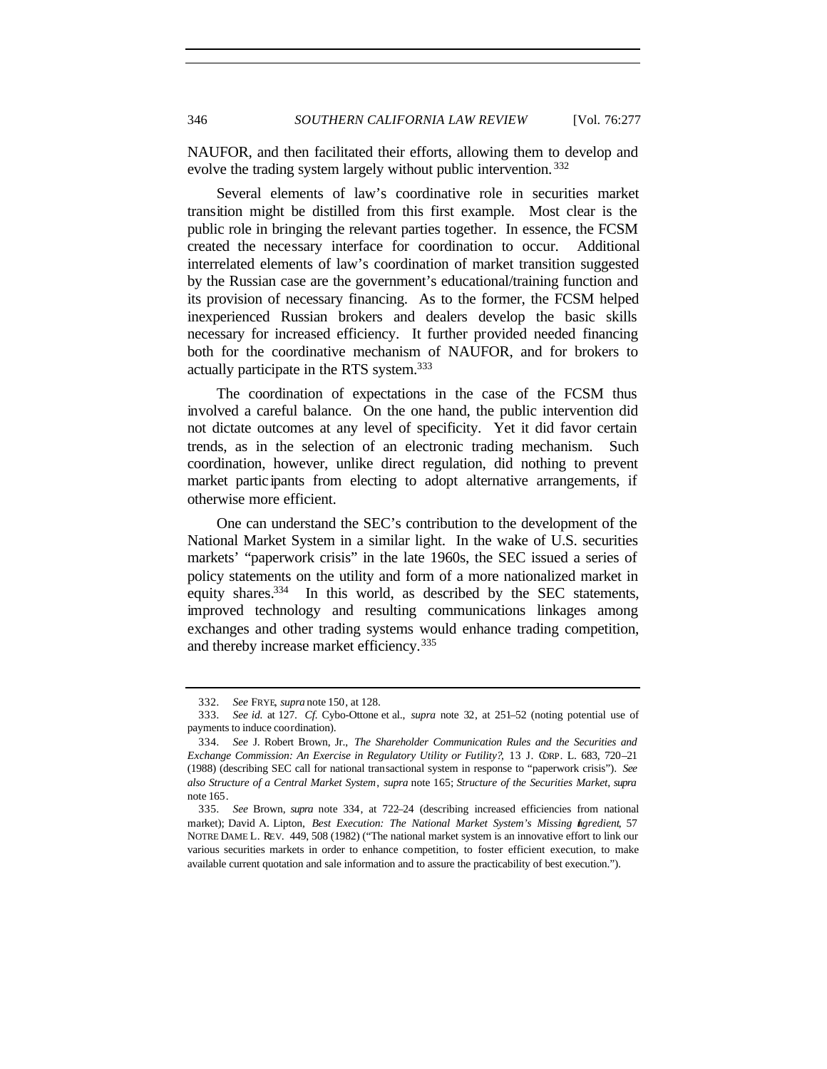NAUFOR, and then facilitated their efforts, allowing them to develop and evolve the trading system largely without public intervention.[332]

Several elements of law's coordinative role in securities market transition might be distilled from this first example. Most clear is the public role in bringing the relevant parties together. In essence, the FCSM created the necessary interface for coordination to occur. Additional interrelated elements of law's coordination of market transition suggested by the Russian case are the government's educational/training function and its provision of necessary financing. As to the former, the FCSM helped inexperienced Russian brokers and dealers develop the basic skills necessary for increased efficiency. It further provided needed financing both for the coordinative mechanism of NAUFOR, and for brokers to actually participate in the RTS system.[333]

The coordination of expectations in the case of the FCSM thus involved a careful balance. On the one hand, the public intervention did not dictate outcomes at any level of specificity. Yet it did favor certain trends, as in the selection of an electronic trading mechanism. Such coordination, however, unlike direct regulation, did nothing to prevent market participants from electing to adopt alternative arrangements, if otherwise more efficient.

One can understand the SEC's contribution to the development of the National Market System in a similar light. In the wake of U.S. securities markets' "paperwork crisis" in the late 1960s, the SEC issued a series of policy statements on the utility and form of a more nationalized market in equity shares.[334] In this world, as described by the SEC statements, improved technology and resulting communications linkages among exchanges and other trading systems would enhance trading competition, and thereby increase market efficiency.[335]

---

332. *See* FRYE, *supra* note 150, at 128.

333. *See id.* at 127. *Cf.* Cybo-Ottone et al., *supra* note 32, at 251–52 (noting potential use of payments to induce coordination).

334. *See* J. Robert Brown, Jr., *The Shareholder Communication Rules and the Securities and Exchange Commission: An Exercise in Regulatory Utility or Futility?*, 13 J. CORP. L. 683, 720–21 (1988) (describing SEC call for national transactional system in response to "paperwork crisis"). *See also Structure of a Central Market System*, *supra* note 165; *Structure of the Securities Market*, *supra* note 165.

335. *See* Brown, *supra* note 334, at 722–24 (describing increased efficiencies from national market); David A. Lipton, *Best Execution: The National Market System's Missing Ingredient*, 57 NOTRE DAME L. REV. 449, 508 (1982) ("The national market system is an innovative effort to link our various securities markets in order to enhance competition, to foster efficient execution, to make available current quotation and sale information and to assure the practicability of best execution.").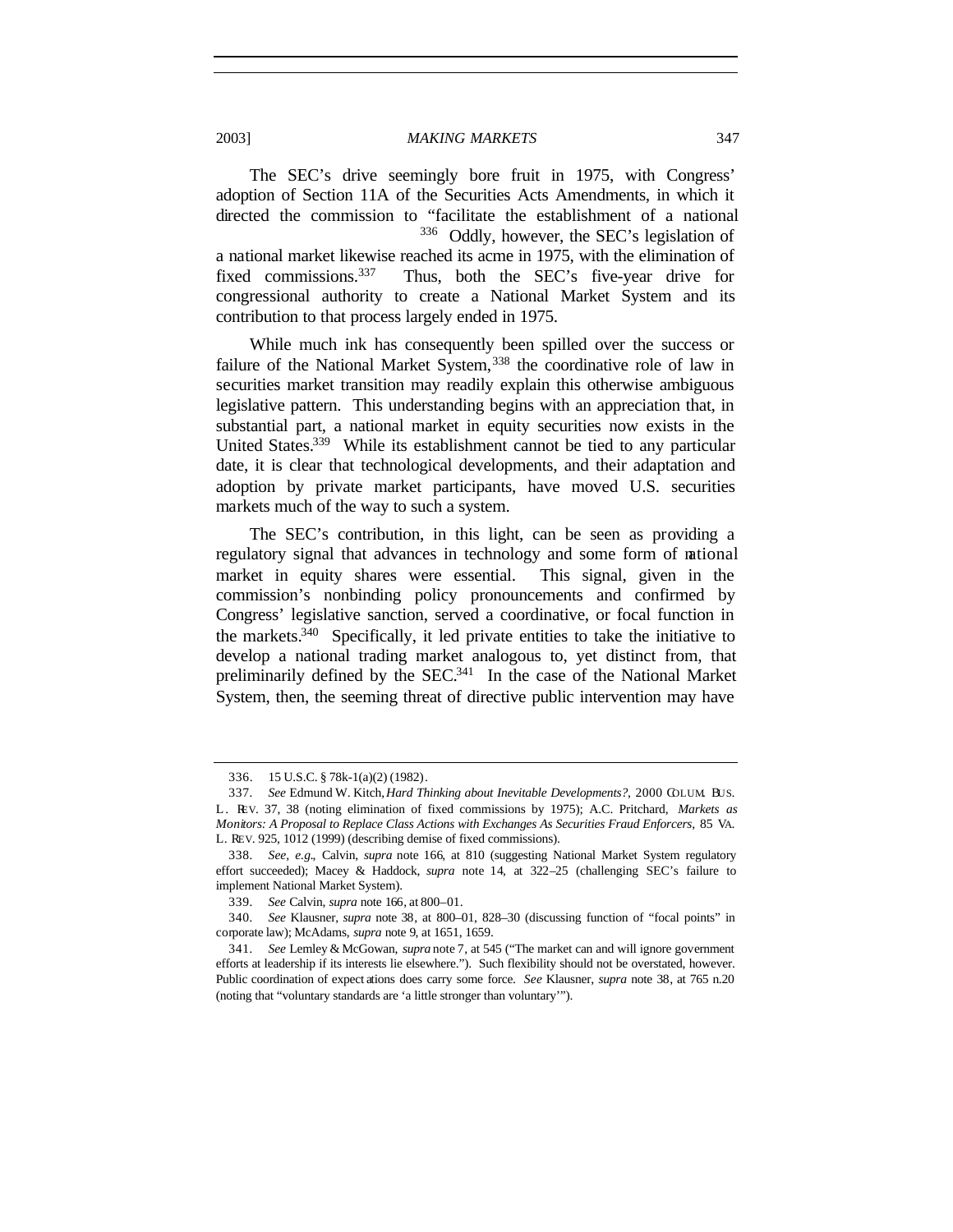The SEC's drive seemingly bore fruit in 1975, with Congress' adoption of Section 11A of the Securities Acts Amendments, in which it directed the commission to "facilitate the establishment of a national [336] Oddly, however, the SEC's legislation of a national market likewise reached its acme in 1975, with the elimination of fixed commissions.[337] Thus, both the SEC's five-year drive for congressional authority to create a National Market System and its contribution to that process largely ended in 1975.

While much ink has consequently been spilled over the success or failure of the National Market System,[338] the coordinative role of law in securities market transition may readily explain this otherwise ambiguous legislative pattern. This understanding begins with an appreciation that, in substantial part, a national market in equity securities now exists in the United States.[339] While its establishment cannot be tied to any particular date, it is clear that technological developments, and their adaptation and adoption by private market participants, have moved U.S. securities markets much of the way to such a system.

The SEC's contribution, in this light, can be seen as providing a regulatory signal that advances in technology and some form of national market in equity shares were essential. This signal, given in the commission's nonbinding policy pronouncements and confirmed by Congress' legislative sanction, served a coordinative, or focal function in the markets.[340] Specifically, it led private entities to take the initiative to develop a national trading market analogous to, yet distinct from, that preliminarily defined by the SEC.[341] In the case of the National Market System, then, the seeming threat of directive public intervention may have

---

336. 15 U.S.C. § 78k-1(a)(2) (1982).

337. *See* Edmund W. Kitch, *Hard Thinking about Inevitable Developments?*, 2000 COLUM. BUS. L. REV. 37, 38 (noting elimination of fixed commissions by 1975); A.C. Pritchard, *Markets as Monitors: A Proposal to Replace Class Actions with Exchanges As Securities Fraud Enforcers*, 85 VA. L. REV. 925, 1012 (1999) (describing demise of fixed commissions).

338. *See, e.g.*, Calvin, *supra* note 166, at 810 (suggesting National Market System regulatory effort succeeded); Macey & Haddock, *supra* note 14, at 322–25 (challenging SEC's failure to implement National Market System).

339. *See* Calvin, *supra* note 166, at 800–01.

340. *See* Klausner, *supra* note 38, at 800–01, 828–30 (discussing function of "focal points" in corporate law); McAdams, *supra* note 9, at 1651, 1659.

341. *See* Lemley & McGowan, *supra* note 7, at 545 ("The market can and will ignore government efforts at leadership if its interests lie elsewhere."). Such flexibility should not be overstated, however. Public coordination of expectations does carry some force. *See* Klausner, *supra* note 38, at 765 n.20 (noting that "voluntary standards are 'a little stronger than voluntary'").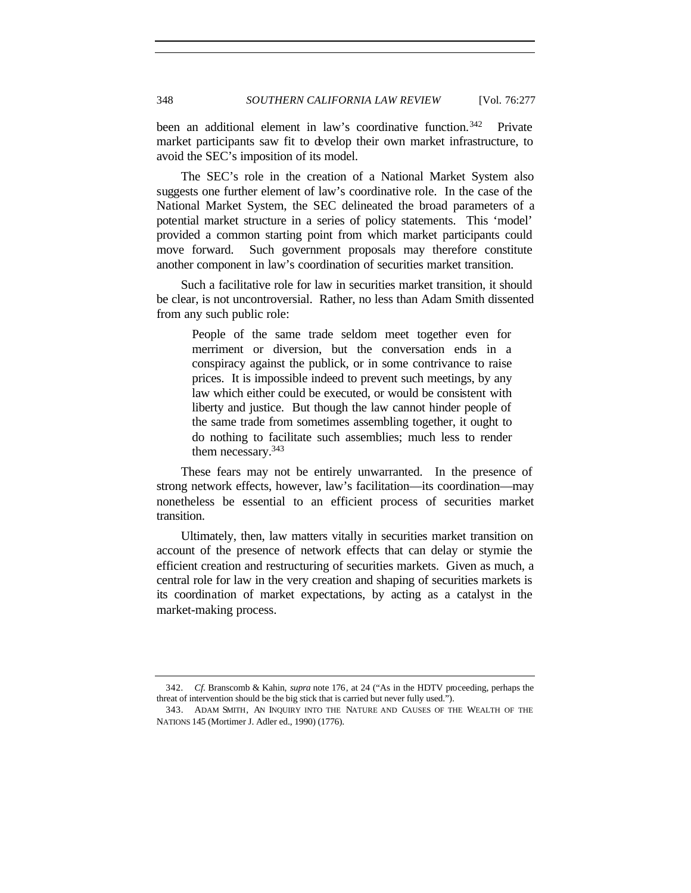been an additional element in law's coordinative function.[342] Private market participants saw fit to develop their own market infrastructure, to avoid the SEC's imposition of its model.

The SEC's role in the creation of a National Market System also suggests one further element of law's coordinative role. In the case of the National Market System, the SEC delineated the broad parameters of a potential market structure in a series of policy statements. This 'model' provided a common starting point from which market participants could move forward. Such government proposals may therefore constitute another component in law's coordination of securities market transition.

Such a facilitative role for law in securities market transition, it should be clear, is not uncontroversial. Rather, no less than Adam Smith dissented from any such public role:

> People of the same trade seldom meet together even for merriment or diversion, but the conversation ends in a conspiracy against the publick, or in some contrivance to raise prices. It is impossible indeed to prevent such meetings, by any law which either could be executed, or would be consistent with liberty and justice. But though the law cannot hinder people of the same trade from sometimes assembling together, it ought to do nothing to facilitate such assemblies; much less to render them necessary.[343]

These fears may not be entirely unwarranted. In the presence of strong network effects, however, law's facilitation—its coordination—may nonetheless be essential to an efficient process of securities market transition.

Ultimately, then, law matters vitally in securities market transition on account of the presence of network effects that can delay or stymie the efficient creation and restructuring of securities markets. Given as much, a central role for law in the very creation and shaping of securities markets is its coordination of market expectations, by acting as a catalyst in the market-making process.

---

342. *Cf.* Branscomb & Kahin, *supra* note 176, at 24 ("As in the HDTV proceeding, perhaps the threat of intervention should be the big stick that is carried but never fully used.").

343. ADAM SMITH, AN INQUIRY INTO THE NATURE AND CAUSES OF THE WEALTH OF THE NATIONS 145 (Mortimer J. Adler ed., 1990) (1776).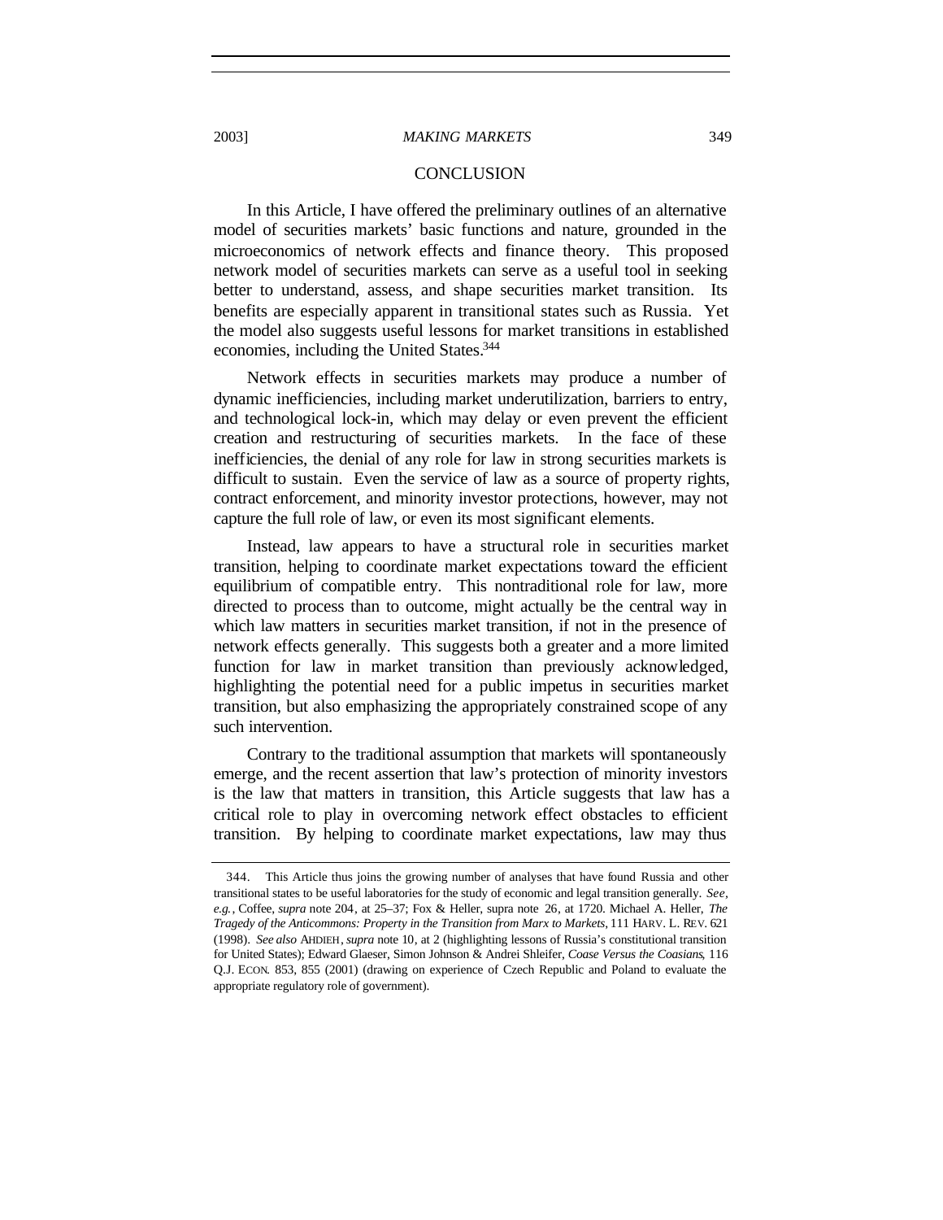## CONCLUSION

In this Article, I have offered the preliminary outlines of an alternative model of securities markets' basic functions and nature, grounded in the microeconomics of network effects and finance theory. This proposed network model of securities markets can serve as a useful tool in seeking better to understand, assess, and shape securities market transition. Its benefits are especially apparent in transitional states such as Russia. Yet the model also suggests useful lessons for market transitions in established economies, including the United States.[344]

Network effects in securities markets may produce a number of dynamic inefficiencies, including market underutilization, barriers to entry, and technological lock-in, which may delay or even prevent the efficient creation and restructuring of securities markets. In the face of these inefficiencies, the denial of any role for law in strong securities markets is difficult to sustain. Even the service of law as a source of property rights, contract enforcement, and minority investor protections, however, may not capture the full role of law, or even its most significant elements.

Instead, law appears to have a structural role in securities market transition, helping to coordinate market expectations toward the efficient equilibrium of compatible entry. This nontraditional role for law, more directed to process than to outcome, might actually be the central way in which law matters in securities market transition, if not in the presence of network effects generally. This suggests both a greater and a more limited function for law in market transition than previously acknowledged, highlighting the potential need for a public impetus in securities market transition, but also emphasizing the appropriately constrained scope of any such intervention.

Contrary to the traditional assumption that markets will spontaneously emerge, and the recent assertion that law's protection of minority investors is the law that matters in transition, this Article suggests that law has a critical role to play in overcoming network effect obstacles to efficient transition. By helping to coordinate market expectations, law may thus

---

344. This Article thus joins the growing number of analyses that have found Russia and other transitional states to be useful laboratories for the study of economic and legal transition generally. *See, e.g.*, Coffee, *supra* note 204, at 25–37; Fox & Heller, supra note 26, at 1720. Michael A. Heller, *The Tragedy of the Anticommons: Property in the Transition from Marx to Markets*, 111 HARV. L. REV. 621 (1998). *See also* AHDIEH, *supra* note 10, at 2 (highlighting lessons of Russia's constitutional transition for United States); Edward Glaeser, Simon Johnson & Andrei Shleifer, *Coase Versus the Coasians*, 116 Q.J. ECON. 853, 855 (2001) (drawing on experience of Czech Republic and Poland to evaluate the appropriate regulatory role of government).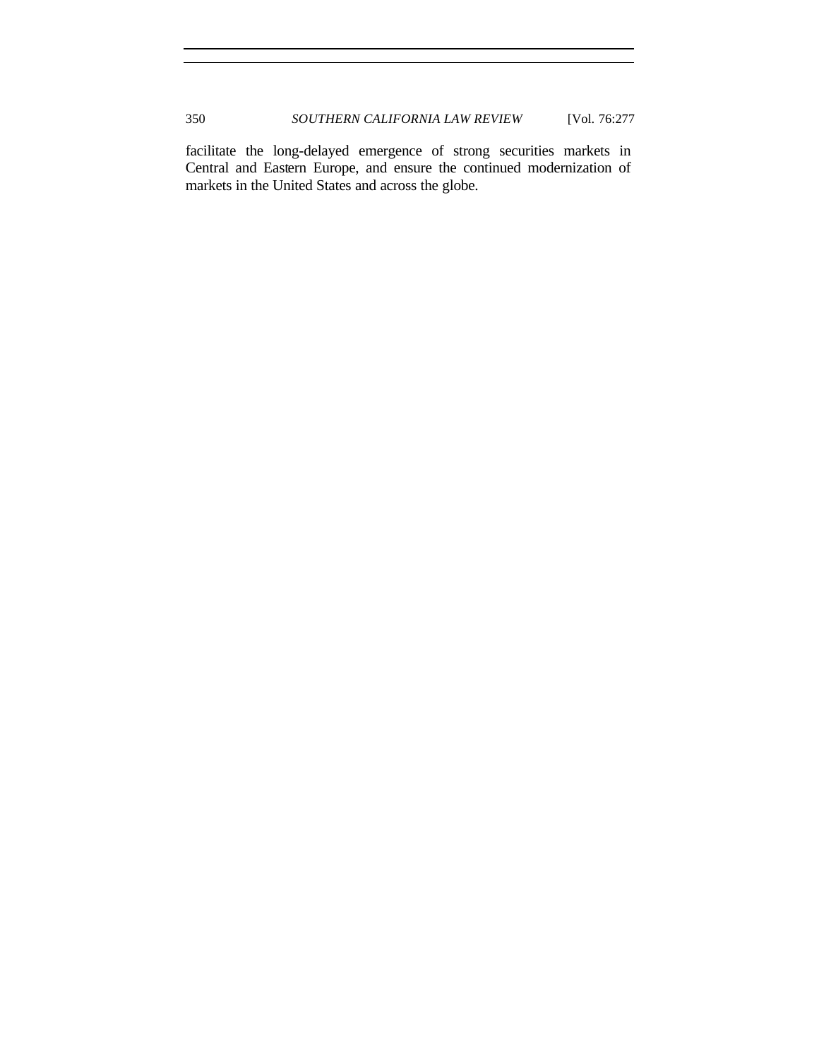facilitate the long-delayed emergence of strong securities markets in Central and Eastern Europe, and ensure the continued modernization of markets in the United States and across the globe.